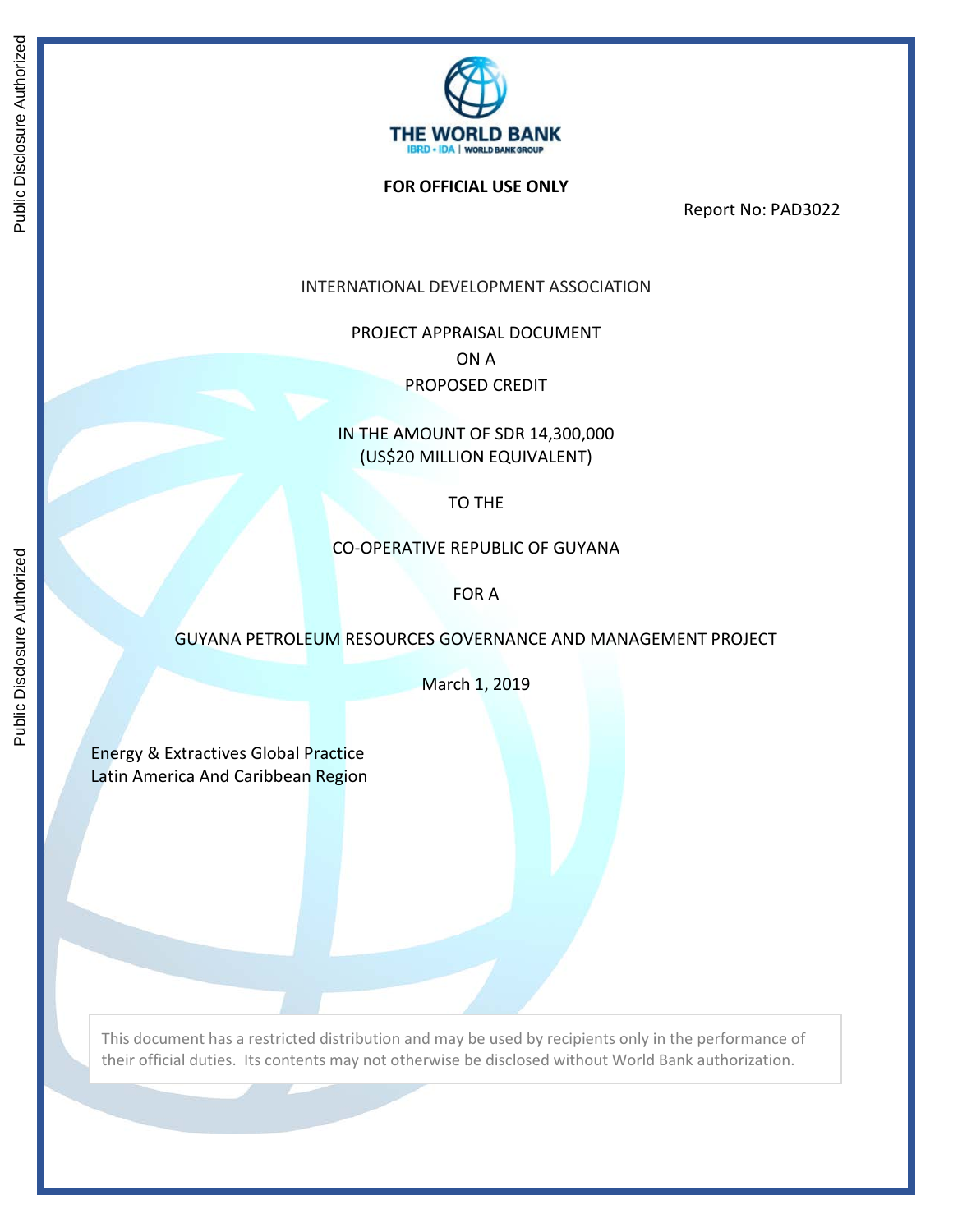THE WORLD BANK
IBRD • IDA | WORLD BANK GROUP

**FOR OFFICIAL USE ONLY**

Report No: PAD3022

INTERNATIONAL DEVELOPMENT ASSOCIATION

PROJECT APPRAISAL DOCUMENT

ON A

PROPOSED CREDIT

IN THE AMOUNT OF SDR 14,300,000
(US$20 MILLION EQUIVALENT)

TO THE

CO-OPERATIVE REPUBLIC OF GUYANA

FOR A

GUYANA PETROLEUM RESOURCES GOVERNANCE AND MANAGEMENT PROJECT

March 1, 2019

Energy & Extractives Global Practice
Latin America And Caribbean Region

This document has a restricted distribution and may be used by recipients only in the performance of their official duties. Its contents may not otherwise be disclosed without World Bank authorization.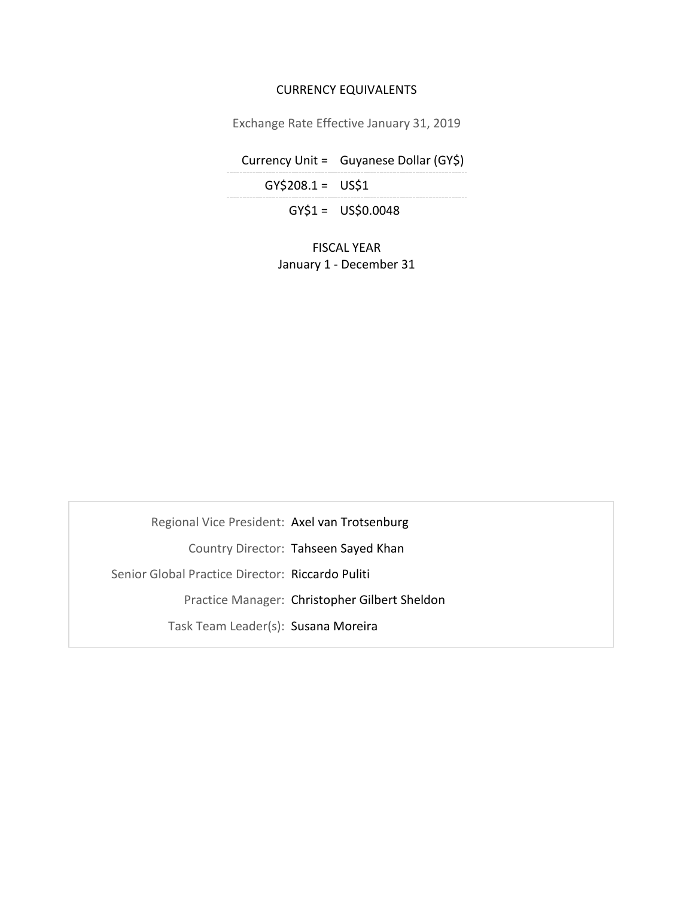## CURRENCY EQUIVALENTS

Exchange Rate Effective January 31, 2019

| | |
|---|---|
| Currency Unit = | Guyanese Dollar (GY$) |
| GY$208.1 = | US$1 |
| GY$1 = | US$0.0048 |

FISCAL YEAR
January 1 - December 31

| | |
|---|---|
| Regional Vice President: | Axel van Trotsenburg |
| Country Director: | Tahseen Sayed Khan |
| Senior Global Practice Director: | Riccardo Puliti |
| Practice Manager: | Christopher Gilbert Sheldon |
| Task Team Leader(s): | Susana Moreira |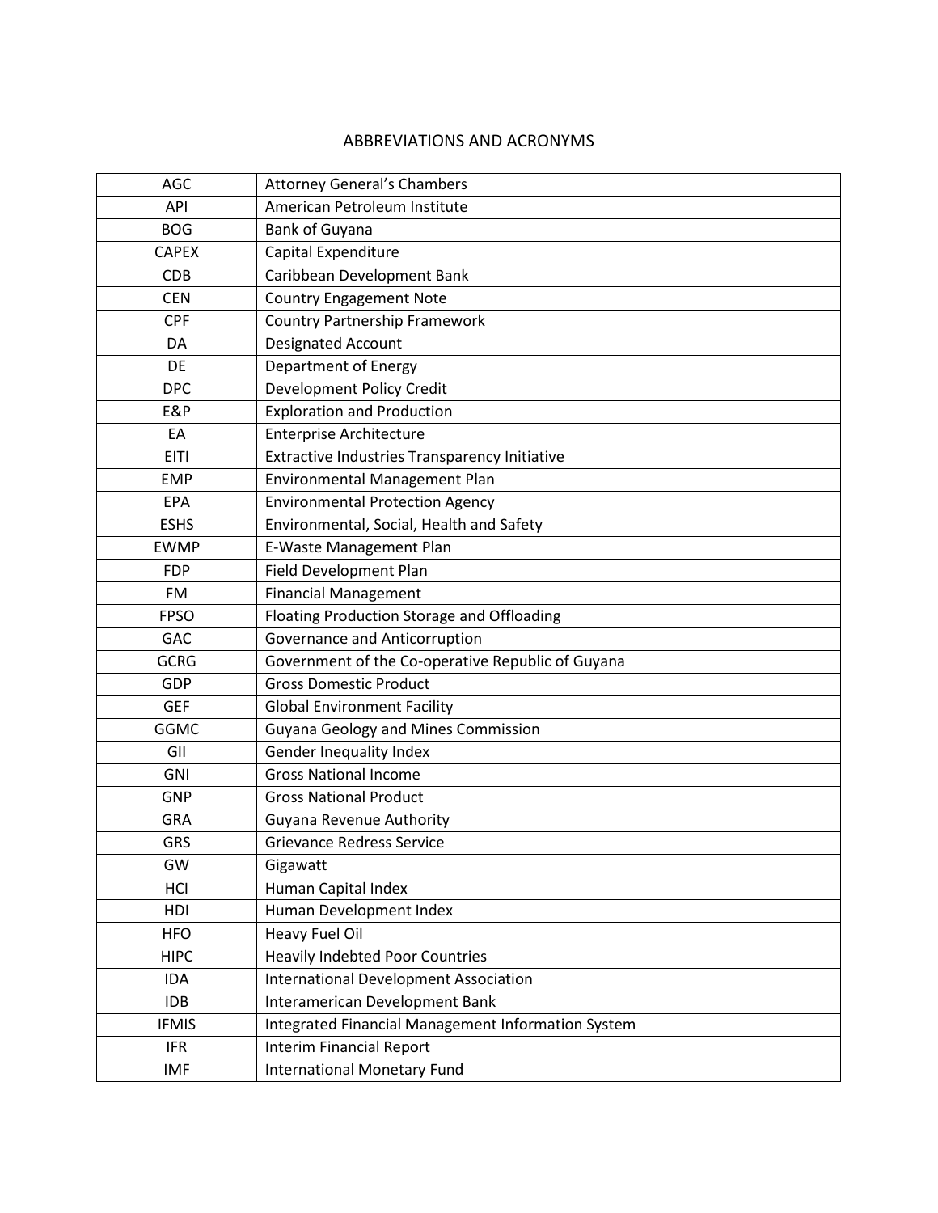# ABBREVIATIONS AND ACRONYMS

| | |
|---|---|
| AGC | Attorney General's Chambers |
| API | American Petroleum Institute |
| BOG | Bank of Guyana |
| CAPEX | Capital Expenditure |
| CDB | Caribbean Development Bank |
| CEN | Country Engagement Note |
| CPF | Country Partnership Framework |
| DA | Designated Account |
| DE | Department of Energy |
| DPC | Development Policy Credit |
| E&P | Exploration and Production |
| EA | Enterprise Architecture |
| EITI | Extractive Industries Transparency Initiative |
| EMP | Environmental Management Plan |
| EPA | Environmental Protection Agency |
| ESHS | Environmental, Social, Health and Safety |
| EWMP | E-Waste Management Plan |
| FDP | Field Development Plan |
| FM | Financial Management |
| FPSO | Floating Production Storage and Offloading |
| GAC | Governance and Anticorruption |
| GCRG | Government of the Co-operative Republic of Guyana |
| GDP | Gross Domestic Product |
| GEF | Global Environment Facility |
| GGMC | Guyana Geology and Mines Commission |
| GII | Gender Inequality Index |
| GNI | Gross National Income |
| GNP | Gross National Product |
| GRA | Guyana Revenue Authority |
| GRS | Grievance Redress Service |
| GW | Gigawatt |
| HCI | Human Capital Index |
| HDI | Human Development Index |
| HFO | Heavy Fuel Oil |
| HIPC | Heavily Indebted Poor Countries |
| IDA | International Development Association |
| IDB | Interamerican Development Bank |
| IFMIS | Integrated Financial Management Information System |
| IFR | Interim Financial Report |
| IMF | International Monetary Fund |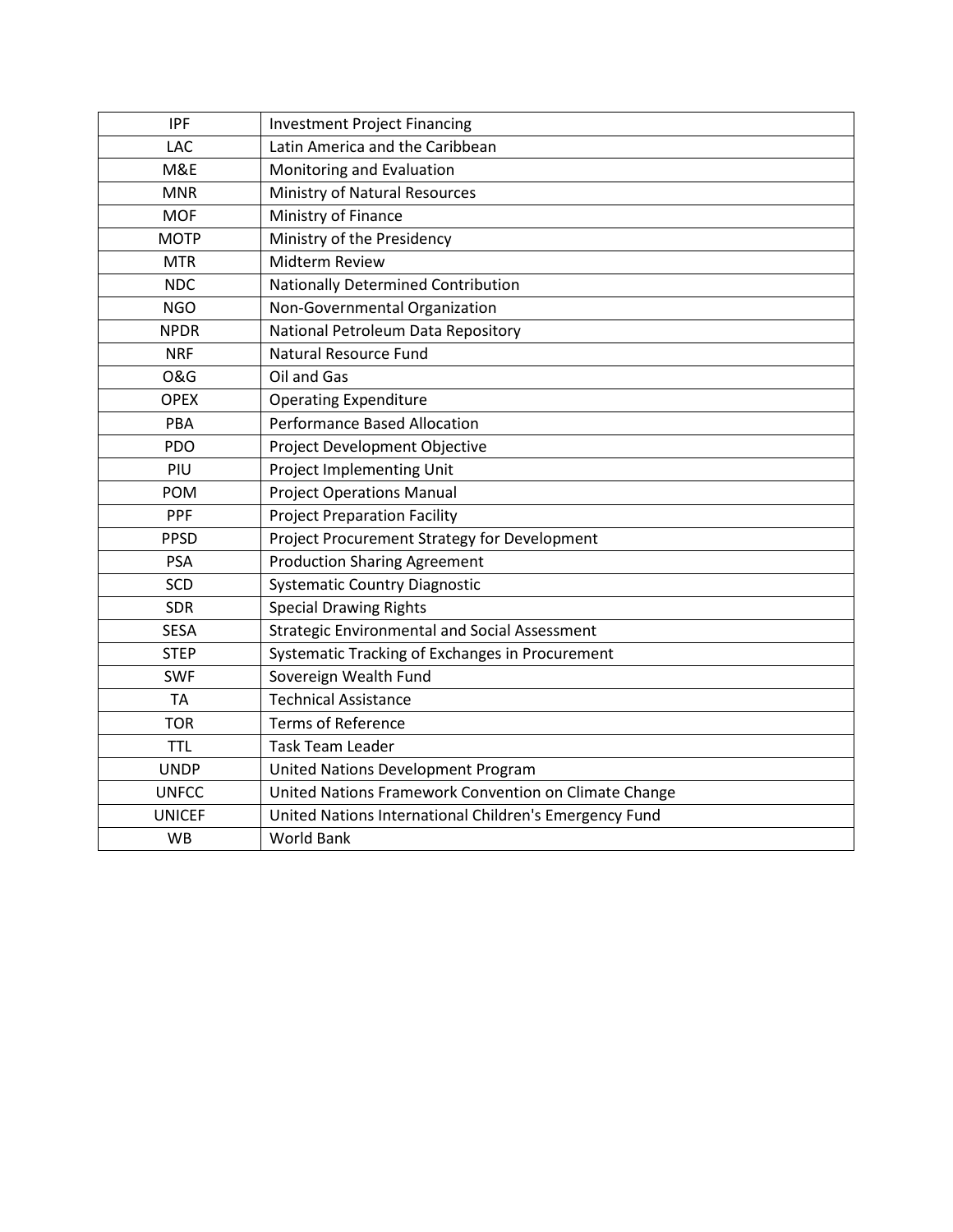| IPF | Investment Project Financing |
| --- | --- |
| LAC | Latin America and the Caribbean |
| M&E | Monitoring and Evaluation |
| MNR | Ministry of Natural Resources |
| MOF | Ministry of Finance |
| MOTP | Ministry of the Presidency |
| MTR | Midterm Review |
| NDC | Nationally Determined Contribution |
| NGO | Non-Governmental Organization |
| NPDR | National Petroleum Data Repository |
| NRF | Natural Resource Fund |
| O&G | Oil and Gas |
| OPEX | Operating Expenditure |
| PBA | Performance Based Allocation |
| PDO | Project Development Objective |
| PIU | Project Implementing Unit |
| POM | Project Operations Manual |
| PPF | Project Preparation Facility |
| PPSD | Project Procurement Strategy for Development |
| PSA | Production Sharing Agreement |
| SCD | Systematic Country Diagnostic |
| SDR | Special Drawing Rights |
| SESA | Strategic Environmental and Social Assessment |
| STEP | Systematic Tracking of Exchanges in Procurement |
| SWF | Sovereign Wealth Fund |
| TA | Technical Assistance |
| TOR | Terms of Reference |
| TTL | Task Team Leader |
| UNDP | United Nations Development Program |
| UNFCC | United Nations Framework Convention on Climate Change |
| UNICEF | United Nations International Children's Emergency Fund |
| WB | World Bank |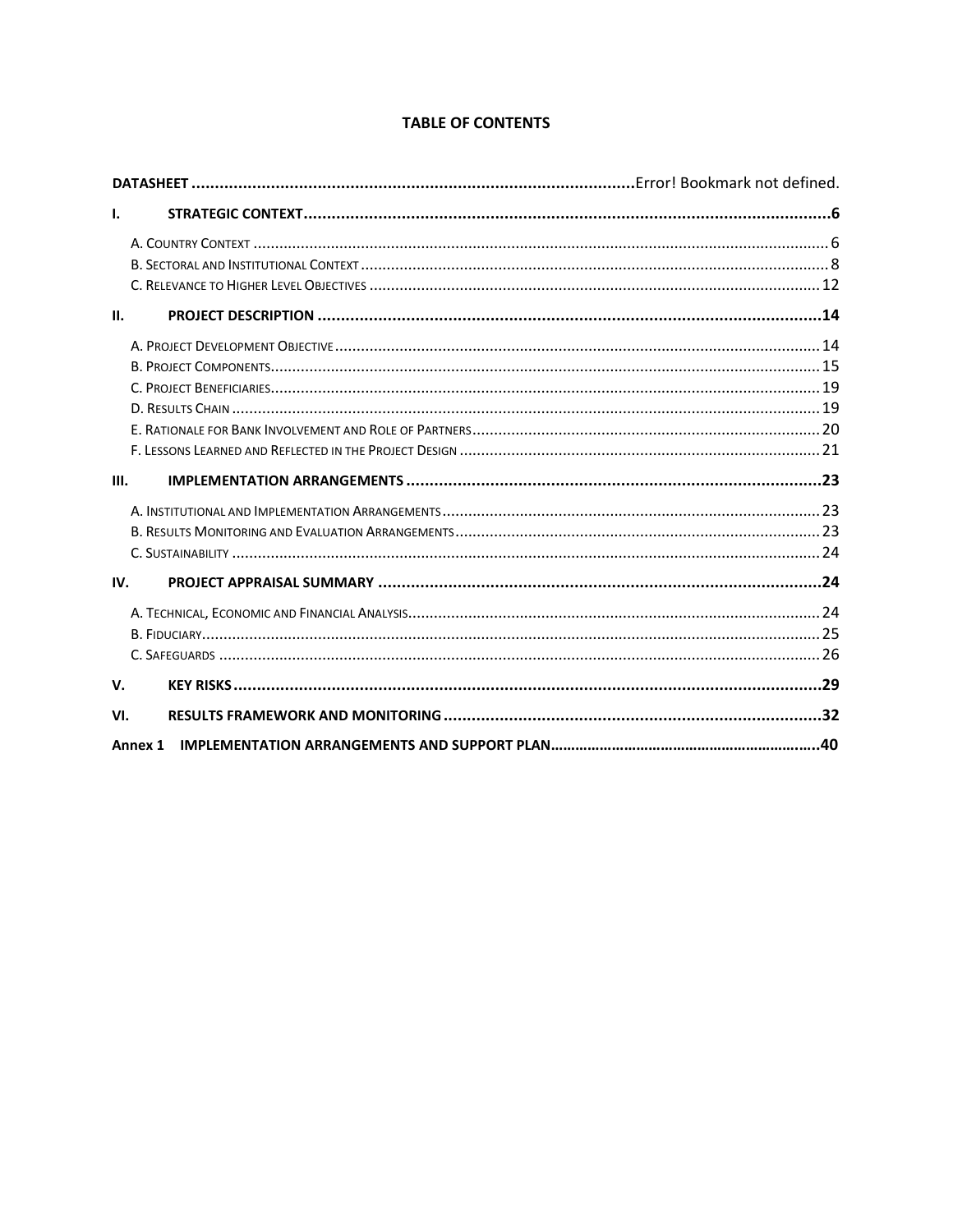# TABLE OF CONTENTS

| | | |
|---|---|---|
| **DATASHEET** | | Error! Bookmark not defined. |
| **I.** | **STRATEGIC CONTEXT** | **6** |
| | A. Country Context | 6 |
| | B. Sectoral and Institutional Context | 8 |
| | C. Relevance to Higher Level Objectives | 12 |
| **II.** | **PROJECT DESCRIPTION** | **14** |
| | A. Project Development Objective | 14 |
| | B. Project Components | 15 |
| | C. Project Beneficiaries | 19 |
| | D. Results Chain | 19 |
| | E. Rationale for Bank Involvement and Role of Partners | 20 |
| | F. Lessons Learned and Reflected in the Project Design | 21 |
| **III.** | **IMPLEMENTATION ARRANGEMENTS** | **23** |
| | A. Institutional and Implementation Arrangements | 23 |
| | B. Results Monitoring and Evaluation Arrangements | 23 |
| | C. Sustainability | 24 |
| **IV.** | **PROJECT APPRAISAL SUMMARY** | **24** |
| | A. Technical, Economic and Financial Analysis | 24 |
| | B. Fiduciary | 25 |
| | C. Safeguards | 26 |
| **V.** | **KEY RISKS** | **29** |
| **VI.** | **RESULTS FRAMEWORK AND MONITORING** | **32** |
| **Annex 1** | **IMPLEMENTATION ARRANGEMENTS AND SUPPORT PLAN** | **40** |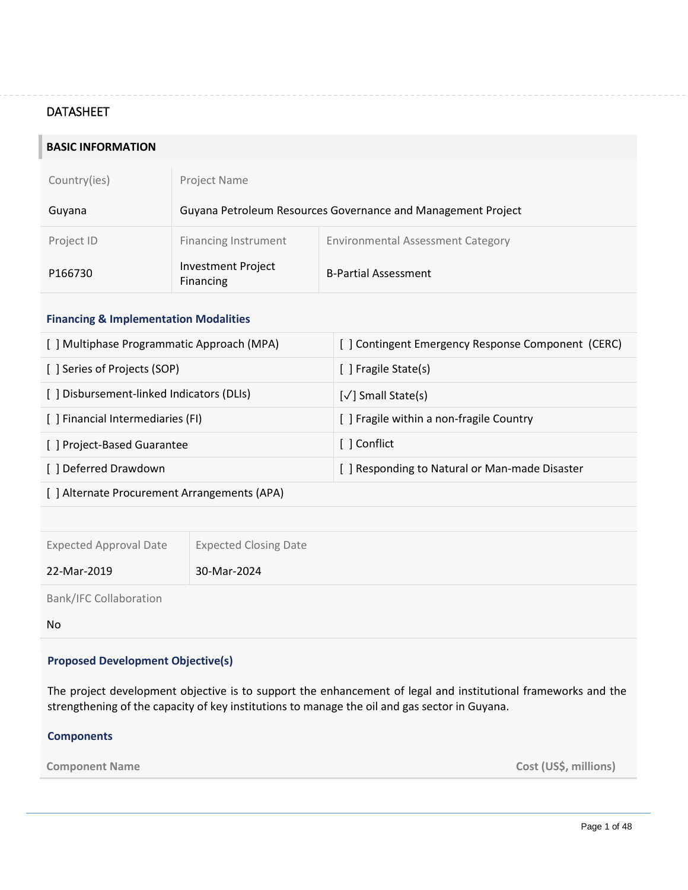DATASHEET

## BASIC INFORMATION

| Country(ies) | Project Name | |
|---|---|---|
| Guyana | Guyana Petroleum Resources Governance and Management Project | |
| **Project ID** | **Financing Instrument** | **Environmental Assessment Category** |
| P166730 | Investment Project Financing | B-Partial Assessment |

### Financing & Implementation Modalities

| | |
|---|---|
| [ ] Multiphase Programmatic Approach (MPA) | [ ] Contingent Emergency Response Component (CERC) |
| [ ] Series of Projects (SOP) | [ ] Fragile State(s) |
| [ ] Disbursement-linked Indicators (DLIs) | [✓] Small State(s) |
| [ ] Financial Intermediaries (FI) | [ ] Fragile within a non-fragile Country |
| [ ] Project-Based Guarantee | [ ] Conflict |
| [ ] Deferred Drawdown | [ ] Responding to Natural or Man-made Disaster |
| [ ] Alternate Procurement Arrangements (APA) | |

| Expected Approval Date | Expected Closing Date |
|---|---|
| 22-Mar-2019 | 30-Mar-2024 |

Bank/IFC Collaboration

No

### Proposed Development Objective(s)

The project development objective is to support the enhancement of legal and institutional frameworks and the strengthening of the capacity of key institutions to manage the oil and gas sector in Guyana.

### Components

| Component Name | Cost (US$, millions) |
|---|---|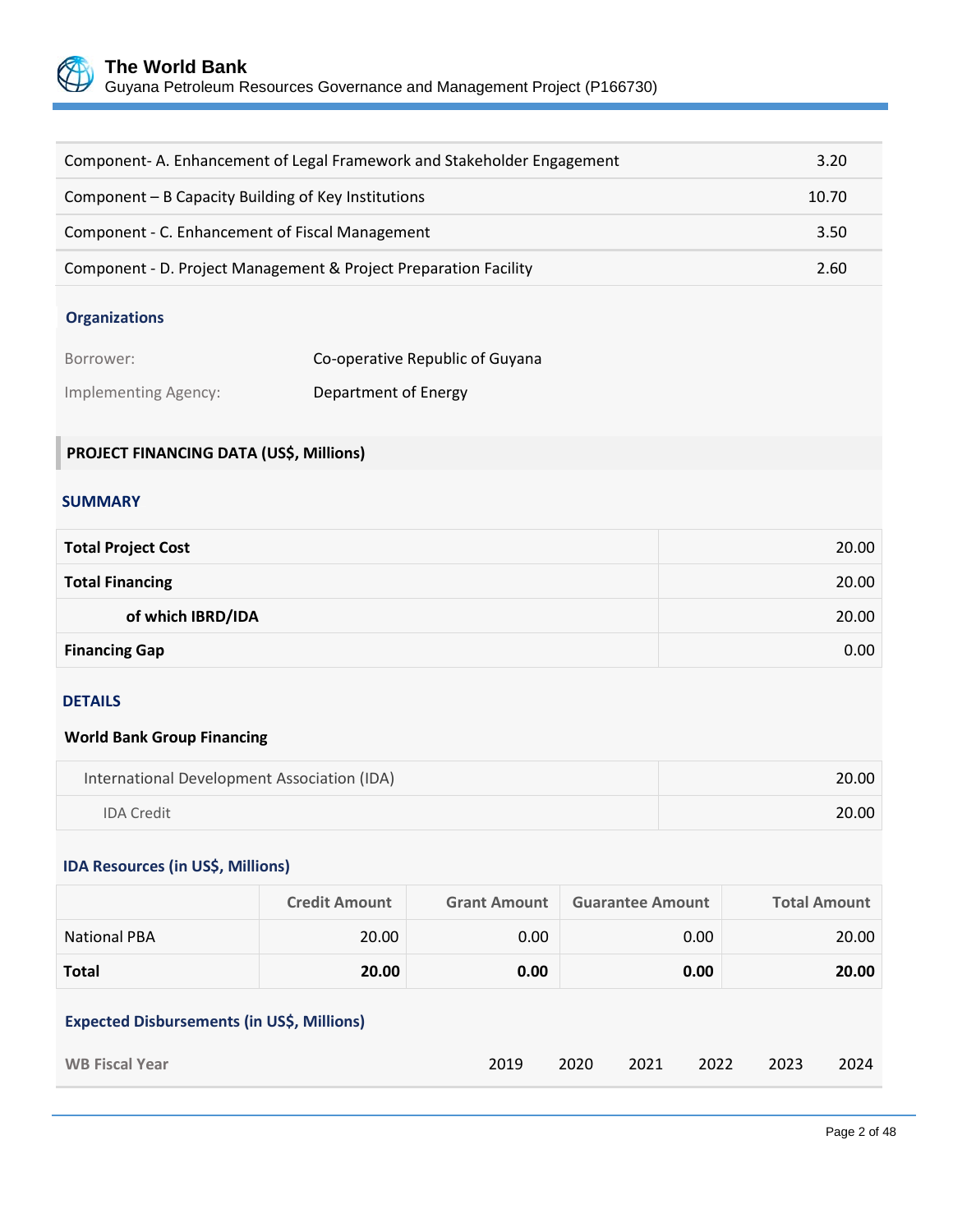| Component | Cost |
|---|---|
| Component- A. Enhancement of Legal Framework and Stakeholder Engagement | 3.20 |
| Component – B Capacity Building of Key Institutions | 10.70 |
| Component - C. Enhancement of Fiscal Management | 3.50 |
| Component - D. Project Management & Project Preparation Facility | 2.60 |

### Organizations

| | |
|---|---|
| Borrower: | Co-operative Republic of Guyana |
| Implementing Agency: | Department of Energy |

## PROJECT FINANCING DATA (US$, Millions)

### SUMMARY

| | |
|---|---|
| **Total Project Cost** | 20.00 |
| **Total Financing** | 20.00 |
| **of which IBRD/IDA** | 20.00 |
| **Financing Gap** | 0.00 |

### DETAILS

**World Bank Group Financing**

| | |
|---|---|
| International Development Association (IDA) | 20.00 |
| IDA Credit | 20.00 |

### IDA Resources (in US$, Millions)

| | Credit Amount | Grant Amount | Guarantee Amount | Total Amount |
|---|---|---|---|---|
| National PBA | 20.00 | 0.00 | 0.00 | 20.00 |
| **Total** | **20.00** | **0.00** | **0.00** | **20.00** |

### Expected Disbursements (in US$, Millions)

| WB Fiscal Year | 2019 | 2020 | 2021 | 2022 | 2023 | 2024 |
|---|---|---|---|---|---|---|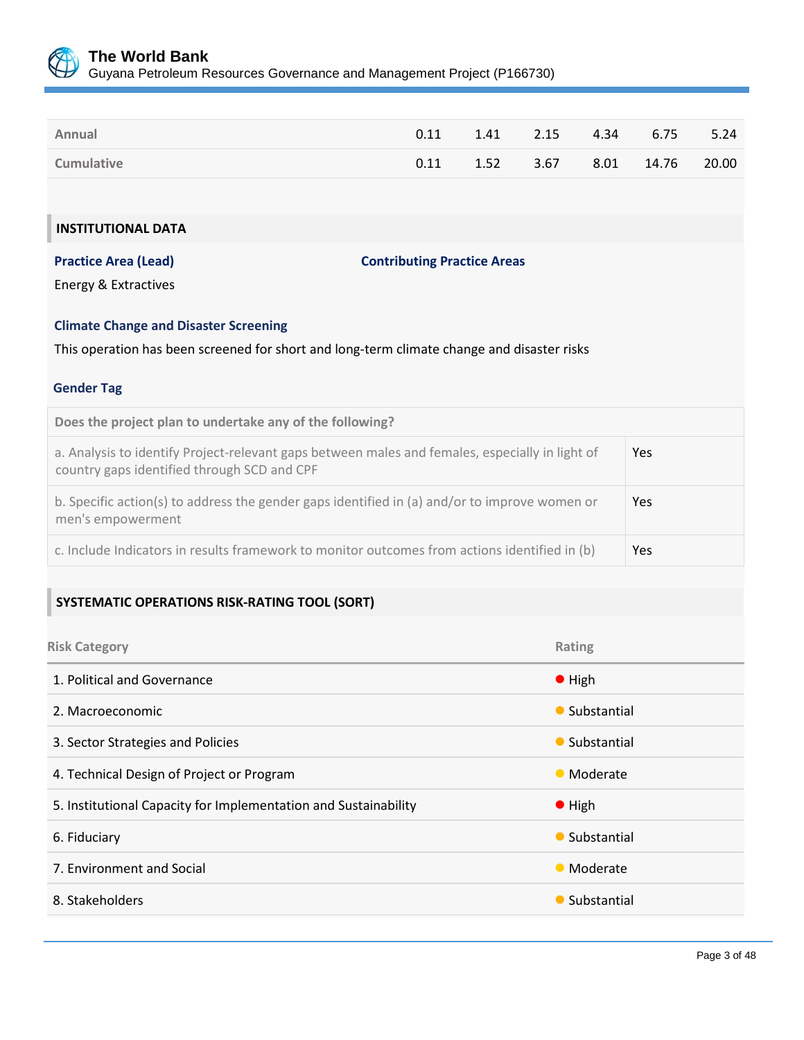| | | | | | | |
|---|---|---|---|---|---|---|
| Annual | 0.11 | 1.41 | 2.15 | 4.34 | 6.75 | 5.24 |
| Cumulative | 0.11 | 1.52 | 3.67 | 8.01 | 14.76 | 20.00 |

## INSTITUTIONAL DATA

**Practice Area (Lead)**

Energy & Extractives

**Contributing Practice Areas**

**Climate Change and Disaster Screening**

This operation has been screened for short and long-term climate change and disaster risks

**Gender Tag**

| Does the project plan to undertake any of the following? | |
|---|---|
| a. Analysis to identify Project-relevant gaps between males and females, especially in light of country gaps identified through SCD and CPF | Yes |
| b. Specific action(s) to address the gender gaps identified in (a) and/or to improve women or men's empowerment | Yes |
| c. Include Indicators in results framework to monitor outcomes from actions identified in (b) | Yes |

## SYSTEMATIC OPERATIONS RISK-RATING TOOL (SORT)

| Risk Category | Rating |
|---|---|
| 1. Political and Governance | High |
| 2. Macroeconomic | Substantial |
| 3. Sector Strategies and Policies | Substantial |
| 4. Technical Design of Project or Program | Moderate |
| 5. Institutional Capacity for Implementation and Sustainability | High |
| 6. Fiduciary | Substantial |
| 7. Environment and Social | Moderate |
| 8. Stakeholders | Substantial |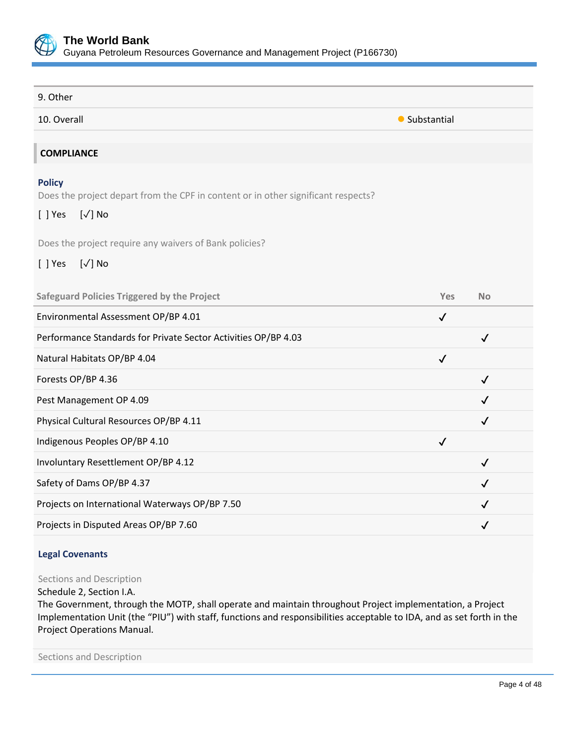| | |
|---|---|
| 9. Other | |
| 10. Overall | ● Substantial |

## COMPLIANCE

### Policy

Does the project depart from the CPF in content or in other significant respects?

[ ] Yes [✓] No

Does the project require any waivers of Bank policies?

[ ] Yes [✓] No

| Safeguard Policies Triggered by the Project | Yes | No |
|---|---|---|
| Environmental Assessment OP/BP 4.01 | ✓ | |
| Performance Standards for Private Sector Activities OP/BP 4.03 | | ✓ |
| Natural Habitats OP/BP 4.04 | ✓ | |
| Forests OP/BP 4.36 | | ✓ |
| Pest Management OP 4.09 | | ✓ |
| Physical Cultural Resources OP/BP 4.11 | | ✓ |
| Indigenous Peoples OP/BP 4.10 | ✓ | |
| Involuntary Resettlement OP/BP 4.12 | | ✓ |
| Safety of Dams OP/BP 4.37 | | ✓ |
| Projects on International Waterways OP/BP 7.50 | | ✓ |
| Projects in Disputed Areas OP/BP 7.60 | | ✓ |

### Legal Covenants

Sections and Description

Schedule 2, Section I.A.

The Government, through the MOTP, shall operate and maintain throughout Project implementation, a Project Implementation Unit (the "PIU") with staff, functions and responsibilities acceptable to IDA, and as set forth in the Project Operations Manual.

Sections and Description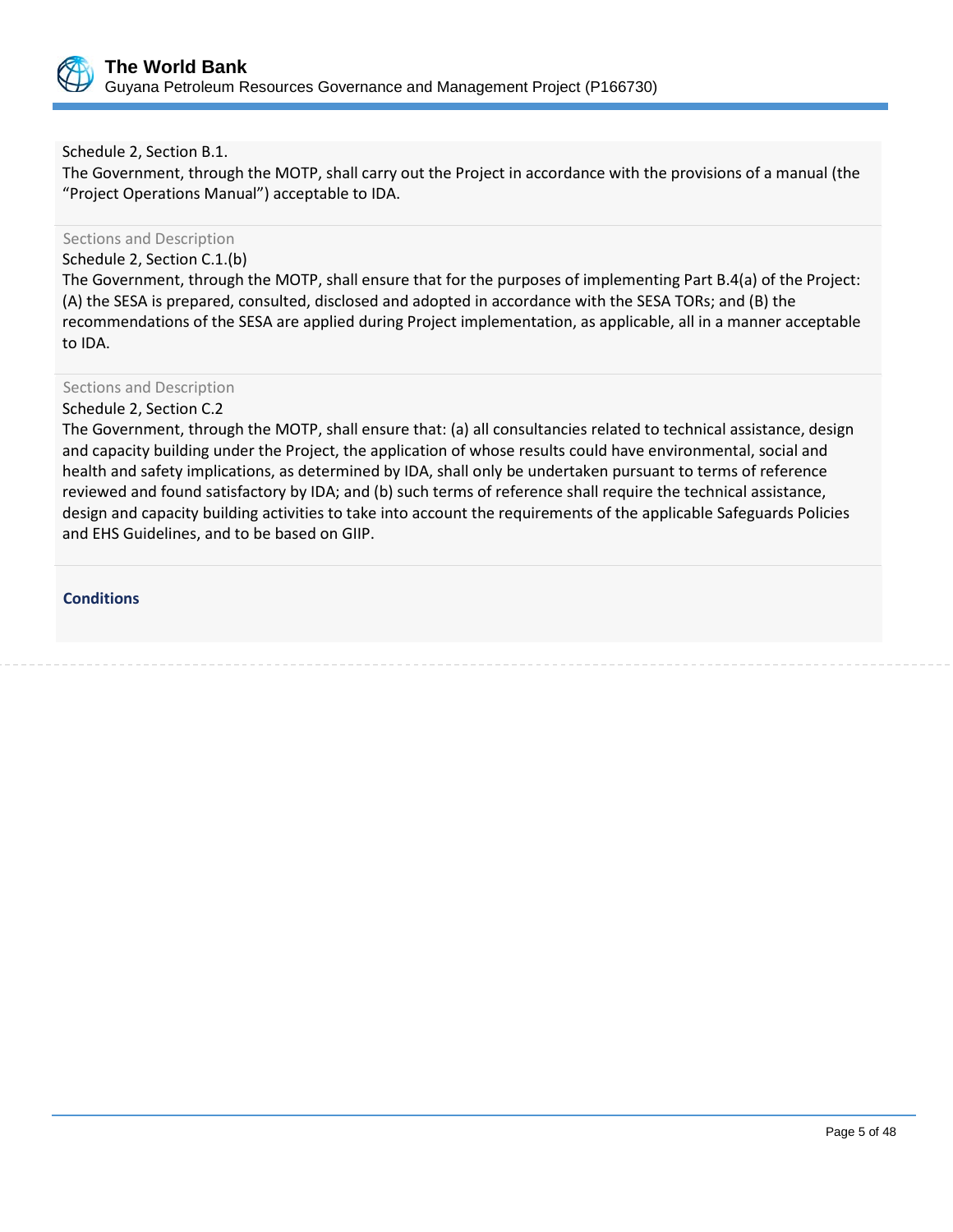Schedule 2, Section B.1.
The Government, through the MOTP, shall carry out the Project in accordance with the provisions of a manual (the "Project Operations Manual") acceptable to IDA.

Sections and Description
Schedule 2, Section C.1.(b)
The Government, through the MOTP, shall ensure that for the purposes of implementing Part B.4(a) of the Project: (A) the SESA is prepared, consulted, disclosed and adopted in accordance with the SESA TORs; and (B) the recommendations of the SESA are applied during Project implementation, as applicable, all in a manner acceptable to IDA.

Sections and Description
Schedule 2, Section C.2
The Government, through the MOTP, shall ensure that: (a) all consultancies related to technical assistance, design and capacity building under the Project, the application of whose results could have environmental, social and health and safety implications, as determined by IDA, shall only be undertaken pursuant to terms of reference reviewed and found satisfactory by IDA; and (b) such terms of reference shall require the technical assistance, design and capacity building activities to take into account the requirements of the applicable Safeguards Policies and EHS Guidelines, and to be based on GIIP.

**Conditions**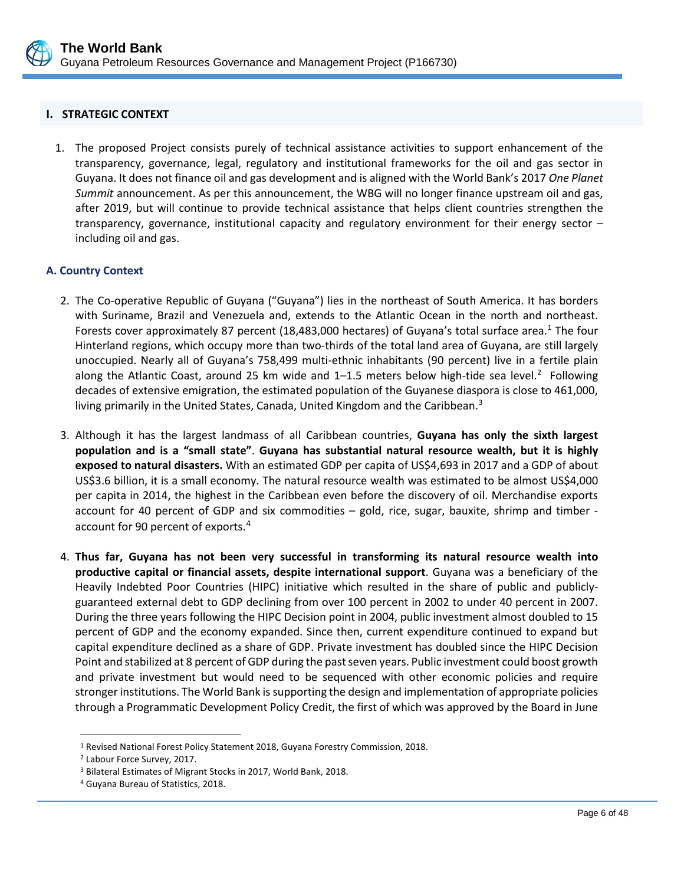## I. STRATEGIC CONTEXT

1. The proposed Project consists purely of technical assistance activities to support enhancement of the transparency, governance, legal, regulatory and institutional frameworks for the oil and gas sector in Guyana. It does not finance oil and gas development and is aligned with the World Bank's 2017 *One Planet Summit* announcement. As per this announcement, the WBG will no longer finance upstream oil and gas, after 2019, but will continue to provide technical assistance that helps client countries strengthen the transparency, governance, institutional capacity and regulatory environment for their energy sector – including oil and gas.

### A. Country Context

2. The Co-operative Republic of Guyana ("Guyana") lies in the northeast of South America. It has borders with Suriname, Brazil and Venezuela and, extends to the Atlantic Ocean in the north and northeast. Forests cover approximately 87 percent (18,483,000 hectares) of Guyana's total surface area.[1] The four Hinterland regions, which occupy more than two-thirds of the total land area of Guyana, are still largely unoccupied. Nearly all of Guyana's 758,499 multi-ethnic inhabitants (90 percent) live in a fertile plain along the Atlantic Coast, around 25 km wide and 1–1.5 meters below high-tide sea level.[2] Following decades of extensive emigration, the estimated population of the Guyanese diaspora is close to 461,000, living primarily in the United States, Canada, United Kingdom and the Caribbean.[3]

3. Although it has the largest landmass of all Caribbean countries, **Guyana has only the sixth largest population and is a "small state"**. **Guyana has substantial natural resource wealth, but it is highly exposed to natural disasters.** With an estimated GDP per capita of US$4,693 in 2017 and a GDP of about US$3.6 billion, it is a small economy. The natural resource wealth was estimated to be almost US$4,000 per capita in 2014, the highest in the Caribbean even before the discovery of oil. Merchandise exports account for 40 percent of GDP and six commodities – gold, rice, sugar, bauxite, shrimp and timber - account for 90 percent of exports.[4]

4. **Thus far, Guyana has not been very successful in transforming its natural resource wealth into productive capital or financial assets, despite international support**. Guyana was a beneficiary of the Heavily Indebted Poor Countries (HIPC) initiative which resulted in the share of public and publicly-guaranteed external debt to GDP declining from over 100 percent in 2002 to under 40 percent in 2007. During the three years following the HIPC Decision point in 2004, public investment almost doubled to 15 percent of GDP and the economy expanded. Since then, current expenditure continued to expand but capital expenditure declined as a share of GDP. Private investment has doubled since the HIPC Decision Point and stabilized at 8 percent of GDP during the past seven years. Public investment could boost growth and private investment but would need to be sequenced with other economic policies and require stronger institutions. The World Bank is supporting the design and implementation of appropriate policies through a Programmatic Development Policy Credit, the first of which was approved by the Board in June

---

[1] Revised National Forest Policy Statement 2018, Guyana Forestry Commission, 2018.

[2] Labour Force Survey, 2017.

[3] Bilateral Estimates of Migrant Stocks in 2017, World Bank, 2018.

[4] Guyana Bureau of Statistics, 2018.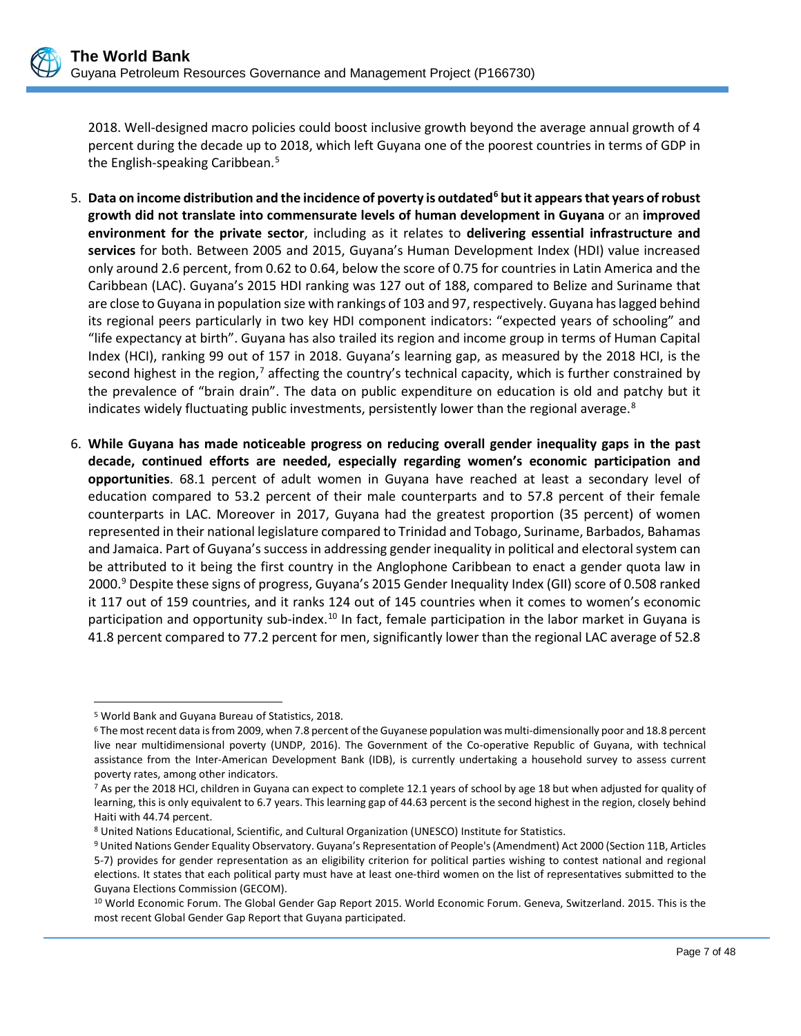2018. Well-designed macro policies could boost inclusive growth beyond the average annual growth of 4 percent during the decade up to 2018, which left Guyana one of the poorest countries in terms of GDP in the English-speaking Caribbean.[5]

5. **Data on income distribution and the incidence of poverty is outdated[6] but it appears that years of robust growth did not translate into commensurate levels of human development in Guyana** or an **improved environment for the private sector**, including as it relates to **delivering essential infrastructure and services** for both. Between 2005 and 2015, Guyana's Human Development Index (HDI) value increased only around 2.6 percent, from 0.62 to 0.64, below the score of 0.75 for countries in Latin America and the Caribbean (LAC). Guyana's 2015 HDI ranking was 127 out of 188, compared to Belize and Suriname that are close to Guyana in population size with rankings of 103 and 97, respectively. Guyana has lagged behind its regional peers particularly in two key HDI component indicators: "expected years of schooling" and "life expectancy at birth". Guyana has also trailed its region and income group in terms of Human Capital Index (HCI), ranking 99 out of 157 in 2018. Guyana's learning gap, as measured by the 2018 HCI, is the second highest in the region,[7] affecting the country's technical capacity, which is further constrained by the prevalence of "brain drain". The data on public expenditure on education is old and patchy but it indicates widely fluctuating public investments, persistently lower than the regional average.[8]

6. **While Guyana has made noticeable progress on reducing overall gender inequality gaps in the past decade, continued efforts are needed, especially regarding women's economic participation and opportunities**. 68.1 percent of adult women in Guyana have reached at least a secondary level of education compared to 53.2 percent of their male counterparts and to 57.8 percent of their female counterparts in LAC. Moreover in 2017, Guyana had the greatest proportion (35 percent) of women represented in their national legislature compared to Trinidad and Tobago, Suriname, Barbados, Bahamas and Jamaica. Part of Guyana's success in addressing gender inequality in political and electoral system can be attributed to it being the first country in the Anglophone Caribbean to enact a gender quota law in 2000.[9] Despite these signs of progress, Guyana's 2015 Gender Inequality Index (GII) score of 0.508 ranked it 117 out of 159 countries, and it ranks 124 out of 145 countries when it comes to women's economic participation and opportunity sub-index.[10] In fact, female participation in the labor market in Guyana is 41.8 percent compared to 77.2 percent for men, significantly lower than the regional LAC average of 52.8

---

[5] World Bank and Guyana Bureau of Statistics, 2018.

[6] The most recent data is from 2009, when 7.8 percent of the Guyanese population was multi-dimensionally poor and 18.8 percent live near multidimensional poverty (UNDP, 2016). The Government of the Co-operative Republic of Guyana, with technical assistance from the Inter-American Development Bank (IDB), is currently undertaking a household survey to assess current poverty rates, among other indicators.

[7] As per the 2018 HCI, children in Guyana can expect to complete 12.1 years of school by age 18 but when adjusted for quality of learning, this is only equivalent to 6.7 years. This learning gap of 44.63 percent is the second highest in the region, closely behind Haiti with 44.74 percent.

[8] United Nations Educational, Scientific, and Cultural Organization (UNESCO) Institute for Statistics.

[9] United Nations Gender Equality Observatory. Guyana's Representation of People's (Amendment) Act 2000 (Section 11B, Articles 5-7) provides for gender representation as an eligibility criterion for political parties wishing to contest national and regional elections. It states that each political party must have at least one-third women on the list of representatives submitted to the Guyana Elections Commission (GECOM).

[10] World Economic Forum. The Global Gender Gap Report 2015. World Economic Forum. Geneva, Switzerland. 2015. This is the most recent Global Gender Gap Report that Guyana participated.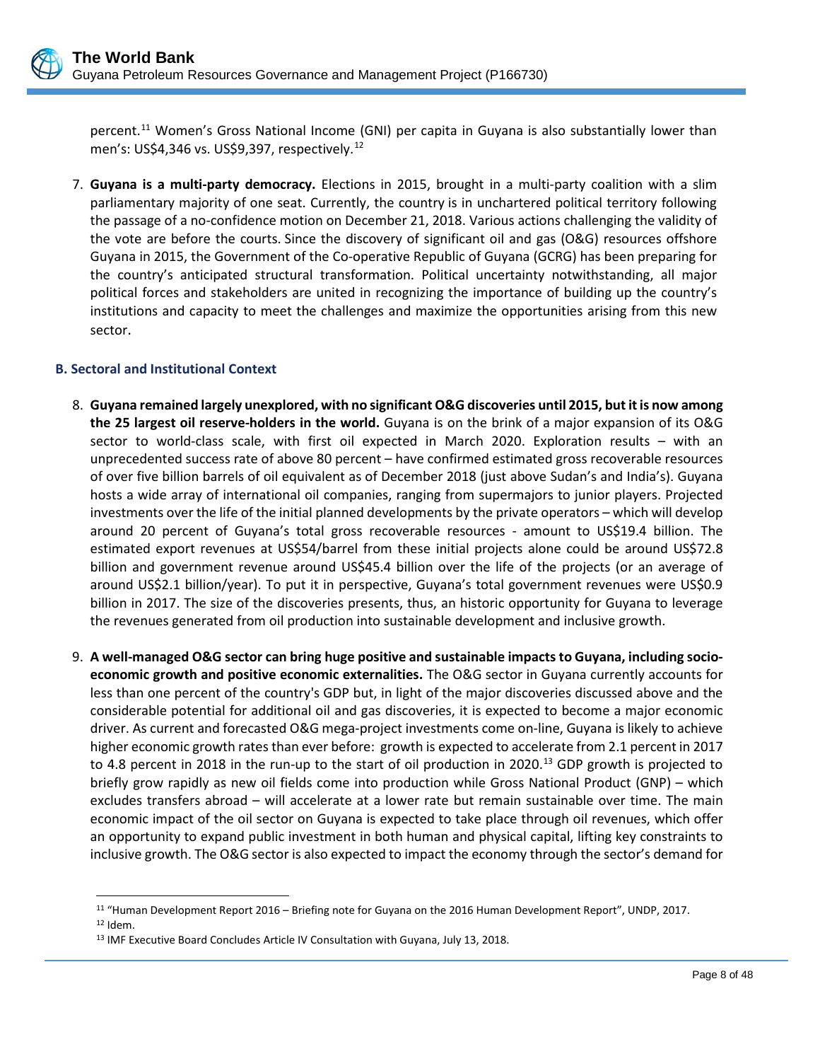percent.[11] Women's Gross National Income (GNI) per capita in Guyana is also substantially lower than men's: US$4,346 vs. US$9,397, respectively.[12]

7. **Guyana is a multi-party democracy.** Elections in 2015, brought in a multi-party coalition with a slim parliamentary majority of one seat. Currently, the country is in unchartered political territory following the passage of a no-confidence motion on December 21, 2018. Various actions challenging the validity of the vote are before the courts. Since the discovery of significant oil and gas (O&G) resources offshore Guyana in 2015, the Government of the Co-operative Republic of Guyana (GCRG) has been preparing for the country's anticipated structural transformation. Political uncertainty notwithstanding, all major political forces and stakeholders are united in recognizing the importance of building up the country's institutions and capacity to meet the challenges and maximize the opportunities arising from this new sector.

### B. Sectoral and Institutional Context

8. **Guyana remained largely unexplored, with no significant O&G discoveries until 2015, but it is now among the 25 largest oil reserve-holders in the world.** Guyana is on the brink of a major expansion of its O&G sector to world-class scale, with first oil expected in March 2020. Exploration results – with an unprecedented success rate of above 80 percent – have confirmed estimated gross recoverable resources of over five billion barrels of oil equivalent as of December 2018 (just above Sudan's and India's). Guyana hosts a wide array of international oil companies, ranging from supermajors to junior players. Projected investments over the life of the initial planned developments by the private operators – which will develop around 20 percent of Guyana's total gross recoverable resources - amount to US$19.4 billion. The estimated export revenues at US$54/barrel from these initial projects alone could be around US$72.8 billion and government revenue around US$45.4 billion over the life of the projects (or an average of around US$2.1 billion/year). To put it in perspective, Guyana's total government revenues were US$0.9 billion in 2017. The size of the discoveries presents, thus, an historic opportunity for Guyana to leverage the revenues generated from oil production into sustainable development and inclusive growth.

9. **A well-managed O&G sector can bring huge positive and sustainable impacts to Guyana, including socio-economic growth and positive economic externalities.** The O&G sector in Guyana currently accounts for less than one percent of the country's GDP but, in light of the major discoveries discussed above and the considerable potential for additional oil and gas discoveries, it is expected to become a major economic driver. As current and forecasted O&G mega-project investments come on-line, Guyana is likely to achieve higher economic growth rates than ever before: growth is expected to accelerate from 2.1 percent in 2017 to 4.8 percent in 2018 in the run-up to the start of oil production in 2020.[13] GDP growth is projected to briefly grow rapidly as new oil fields come into production while Gross National Product (GNP) – which excludes transfers abroad – will accelerate at a lower rate but remain sustainable over time. The main economic impact of the oil sector on Guyana is expected to take place through oil revenues, which offer an opportunity to expand public investment in both human and physical capital, lifting key constraints to inclusive growth. The O&G sector is also expected to impact the economy through the sector's demand for

[11] "Human Development Report 2016 – Briefing note for Guyana on the 2016 Human Development Report", UNDP, 2017.
[12] Idem.
[13] IMF Executive Board Concludes Article IV Consultation with Guyana, July 13, 2018.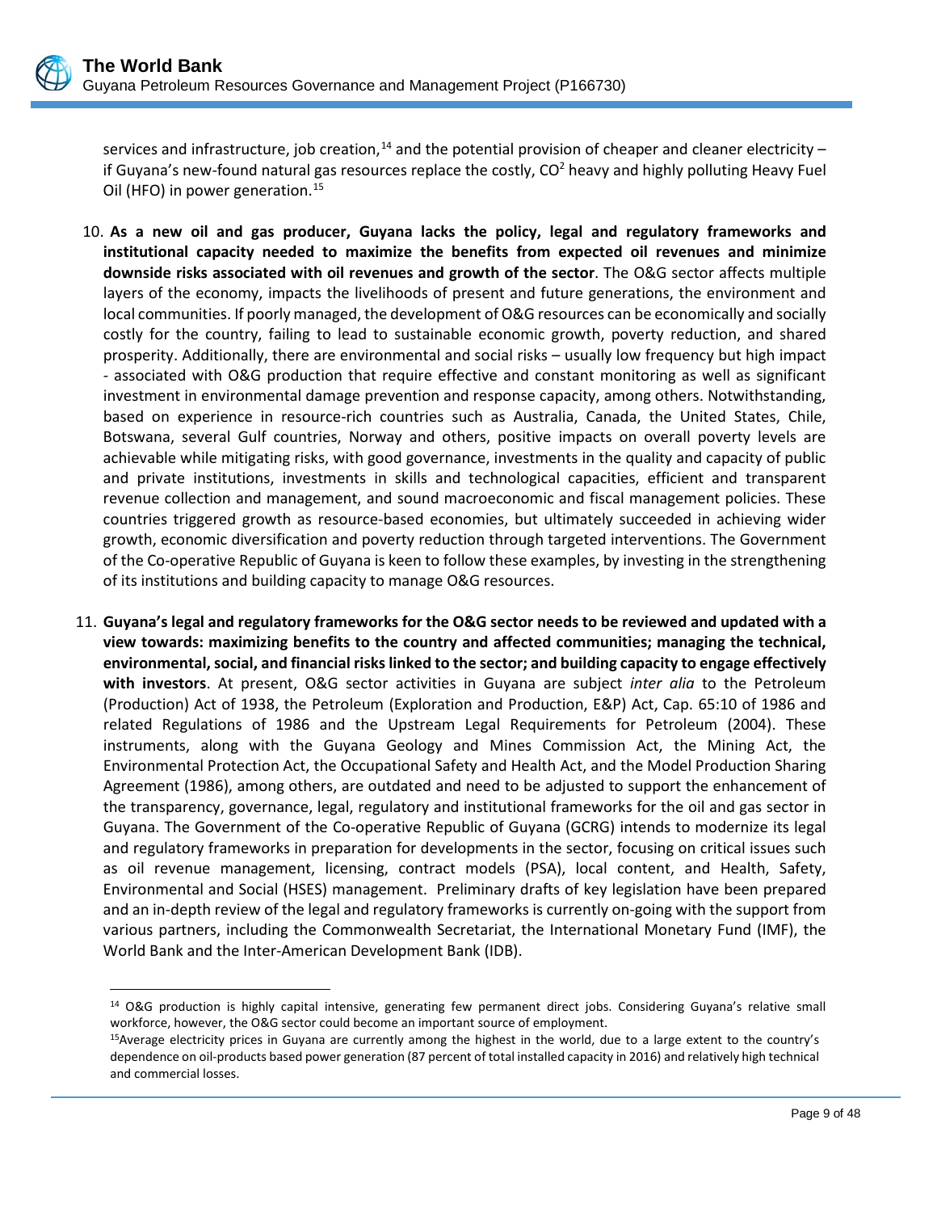services and infrastructure, job creation,[14] and the potential provision of cheaper and cleaner electricity – if Guyana's new-found natural gas resources replace the costly, $CO^2$ heavy and highly polluting Heavy Fuel Oil (HFO) in power generation.[15]

10. **As a new oil and gas producer, Guyana lacks the policy, legal and regulatory frameworks and institutional capacity needed to maximize the benefits from expected oil revenues and minimize downside risks associated with oil revenues and growth of the sector**. The O&G sector affects multiple layers of the economy, impacts the livelihoods of present and future generations, the environment and local communities. If poorly managed, the development of O&G resources can be economically and socially costly for the country, failing to lead to sustainable economic growth, poverty reduction, and shared prosperity. Additionally, there are environmental and social risks – usually low frequency but high impact - associated with O&G production that require effective and constant monitoring as well as significant investment in environmental damage prevention and response capacity, among others. Notwithstanding, based on experience in resource-rich countries such as Australia, Canada, the United States, Chile, Botswana, several Gulf countries, Norway and others, positive impacts on overall poverty levels are achievable while mitigating risks, with good governance, investments in the quality and capacity of public and private institutions, investments in skills and technological capacities, efficient and transparent revenue collection and management, and sound macroeconomic and fiscal management policies. These countries triggered growth as resource-based economies, but ultimately succeeded in achieving wider growth, economic diversification and poverty reduction through targeted interventions. The Government of the Co-operative Republic of Guyana is keen to follow these examples, by investing in the strengthening of its institutions and building capacity to manage O&G resources.

11. **Guyana's legal and regulatory frameworks for the O&G sector needs to be reviewed and updated with a view towards: maximizing benefits to the country and affected communities; managing the technical, environmental, social, and financial risks linked to the sector; and building capacity to engage effectively with investors**. At present, O&G sector activities in Guyana are subject *inter alia* to the Petroleum (Production) Act of 1938, the Petroleum (Exploration and Production, E&P) Act, Cap. 65:10 of 1986 and related Regulations of 1986 and the Upstream Legal Requirements for Petroleum (2004). These instruments, along with the Guyana Geology and Mines Commission Act, the Mining Act, the Environmental Protection Act, the Occupational Safety and Health Act, and the Model Production Sharing Agreement (1986), among others, are outdated and need to be adjusted to support the enhancement of the transparency, governance, legal, regulatory and institutional frameworks for the oil and gas sector in Guyana. The Government of the Co-operative Republic of Guyana (GCRG) intends to modernize its legal and regulatory frameworks in preparation for developments in the sector, focusing on critical issues such as oil revenue management, licensing, contract models (PSA), local content, and Health, Safety, Environmental and Social (HSES) management. Preliminary drafts of key legislation have been prepared and an in-depth review of the legal and regulatory frameworks is currently on-going with the support from various partners, including the Commonwealth Secretariat, the International Monetary Fund (IMF), the World Bank and the Inter-American Development Bank (IDB).

---

[14] O&G production is highly capital intensive, generating few permanent direct jobs. Considering Guyana's relative small workforce, however, the O&G sector could become an important source of employment.

[15] Average electricity prices in Guyana are currently among the highest in the world, due to a large extent to the country's dependence on oil-products based power generation (87 percent of total installed capacity in 2016) and relatively high technical and commercial losses.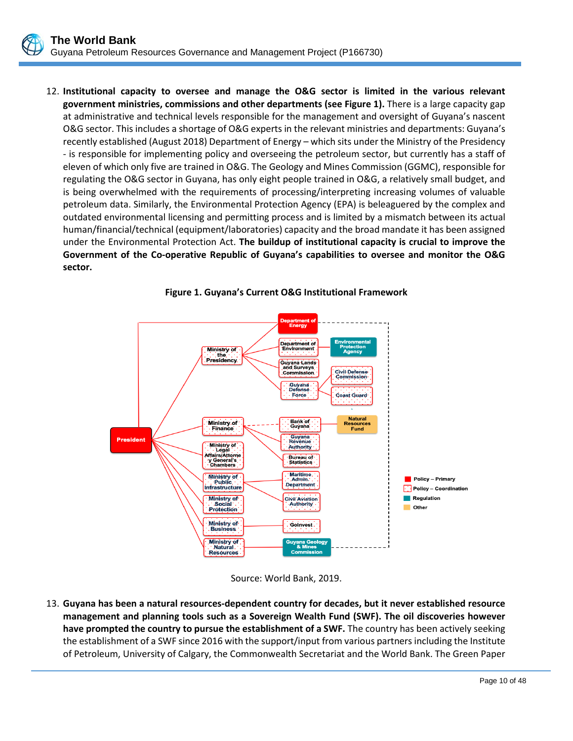12. **Institutional capacity to oversee and manage the O&G sector is limited in the various relevant government ministries, commissions and other departments (see Figure 1).** There is a large capacity gap at administrative and technical levels responsible for the management and oversight of Guyana's nascent O&G sector. This includes a shortage of O&G experts in the relevant ministries and departments: Guyana's recently established (August 2018) Department of Energy – which sits under the Ministry of the Presidency - is responsible for implementing policy and overseeing the petroleum sector, but currently has a staff of eleven of which only five are trained in O&G. The Geology and Mines Commission (GGMC), responsible for regulating the O&G sector in Guyana, has only eight people trained in O&G, a relatively small budget, and is being overwhelmed with the requirements of processing/interpreting increasing volumes of valuable petroleum data. Similarly, the Environmental Protection Agency (EPA) is beleaguered by the complex and outdated environmental licensing and permitting process and is limited by a mismatch between its actual human/financial/technical (equipment/laboratories) capacity and the broad mandate it has been assigned under the Environmental Protection Act. **The buildup of institutional capacity is crucial to improve the Government of the Co-operative Republic of Guyana's capabilities to oversee and monitor the O&G sector.**

**Figure 1. Guyana's Current O&G Institutional Framework**

Source: World Bank, 2019.

13. **Guyana has been a natural resources-dependent country for decades, but it never established resource management and planning tools such as a Sovereign Wealth Fund (SWF). The oil discoveries however have prompted the country to pursue the establishment of a SWF.** The country has been actively seeking the establishment of a SWF since 2016 with the support/input from various partners including the Institute of Petroleum, University of Calgary, the Commonwealth Secretariat and the World Bank. The Green Paper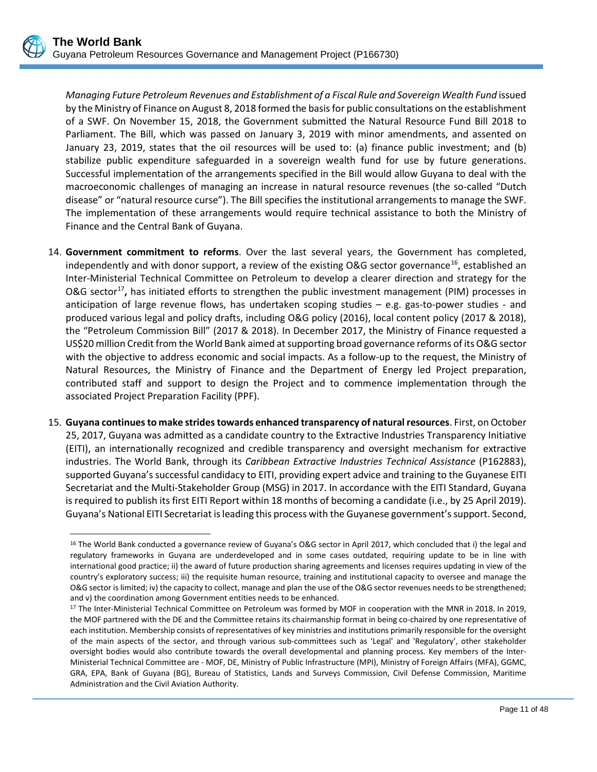*Managing Future Petroleum Revenues and Establishment of a Fiscal Rule and Sovereign Wealth Fund* issued by the Ministry of Finance on August 8, 2018 formed the basis for public consultations on the establishment of a SWF. On November 15, 2018, the Government submitted the Natural Resource Fund Bill 2018 to Parliament. The Bill, which was passed on January 3, 2019 with minor amendments, and assented on January 23, 2019, states that the oil resources will be used to: (a) finance public investment; and (b) stabilize public expenditure safeguarded in a sovereign wealth fund for use by future generations. Successful implementation of the arrangements specified in the Bill would allow Guyana to deal with the macroeconomic challenges of managing an increase in natural resource revenues (the so-called "Dutch disease" or "natural resource curse"). The Bill specifies the institutional arrangements to manage the SWF. The implementation of these arrangements would require technical assistance to both the Ministry of Finance and the Central Bank of Guyana.

14. **Government commitment to reforms**. Over the last several years, the Government has completed, independently and with donor support, a review of the existing O&G sector governance[16], established an Inter-Ministerial Technical Committee on Petroleum to develop a clearer direction and strategy for the O&G sector[17]**,** has initiated efforts to strengthen the public investment management (PIM) processes in anticipation of large revenue flows, has undertaken scoping studies – e.g. gas-to-power studies - and produced various legal and policy drafts, including O&G policy (2016), local content policy (2017 & 2018), the "Petroleum Commission Bill" (2017 & 2018). In December 2017, the Ministry of Finance requested a US$20 million Credit from the World Bank aimed at supporting broad governance reforms of its O&G sector with the objective to address economic and social impacts. As a follow-up to the request, the Ministry of Natural Resources, the Ministry of Finance and the Department of Energy led Project preparation, contributed staff and support to design the Project and to commence implementation through the associated Project Preparation Facility (PPF).

15. **Guyana continues to make strides towards enhanced transparency of natural resources**. First, on October 25, 2017, Guyana was admitted as a candidate country to the Extractive Industries Transparency Initiative (EITI), an internationally recognized and credible transparency and oversight mechanism for extractive industries. The World Bank, through its *Caribbean Extractive Industries Technical Assistance* (P162883), supported Guyana's successful candidacy to EITI, providing expert advice and training to the Guyanese EITI Secretariat and the Multi-Stakeholder Group (MSG) in 2017. In accordance with the EITI Standard, Guyana is required to publish its first EITI Report within 18 months of becoming a candidate (i.e., by 25 April 2019). Guyana's National EITI Secretariat is leading this process with the Guyanese government's support. Second,

---

[16] The World Bank conducted a governance review of Guyana's O&G sector in April 2017, which concluded that i) the legal and regulatory frameworks in Guyana are underdeveloped and in some cases outdated, requiring update to be in line with international good practice; ii) the award of future production sharing agreements and licenses requires updating in view of the country's exploratory success; iii) the requisite human resource, training and institutional capacity to oversee and manage the O&G sector is limited; iv) the capacity to collect, manage and plan the use of the O&G sector revenues needs to be strengthened; and v) the coordination among Government entities needs to be enhanced.

[17] The Inter-Ministerial Technical Committee on Petroleum was formed by MOF in cooperation with the MNR in 2018. In 2019, the MOF partnered with the DE and the Committee retains its chairmanship format in being co-chaired by one representative of each institution. Membership consists of representatives of key ministries and institutions primarily responsible for the oversight of the main aspects of the sector, and through various sub-committees such as 'Legal' and 'Regulatory', other stakeholder oversight bodies would also contribute towards the overall developmental and planning process. Key members of the Inter-Ministerial Technical Committee are - MOF, DE, Ministry of Public Infrastructure (MPI), Ministry of Foreign Affairs (MFA), GGMC, GRA, EPA, Bank of Guyana (BG), Bureau of Statistics, Lands and Surveys Commission, Civil Defense Commission, Maritime Administration and the Civil Aviation Authority.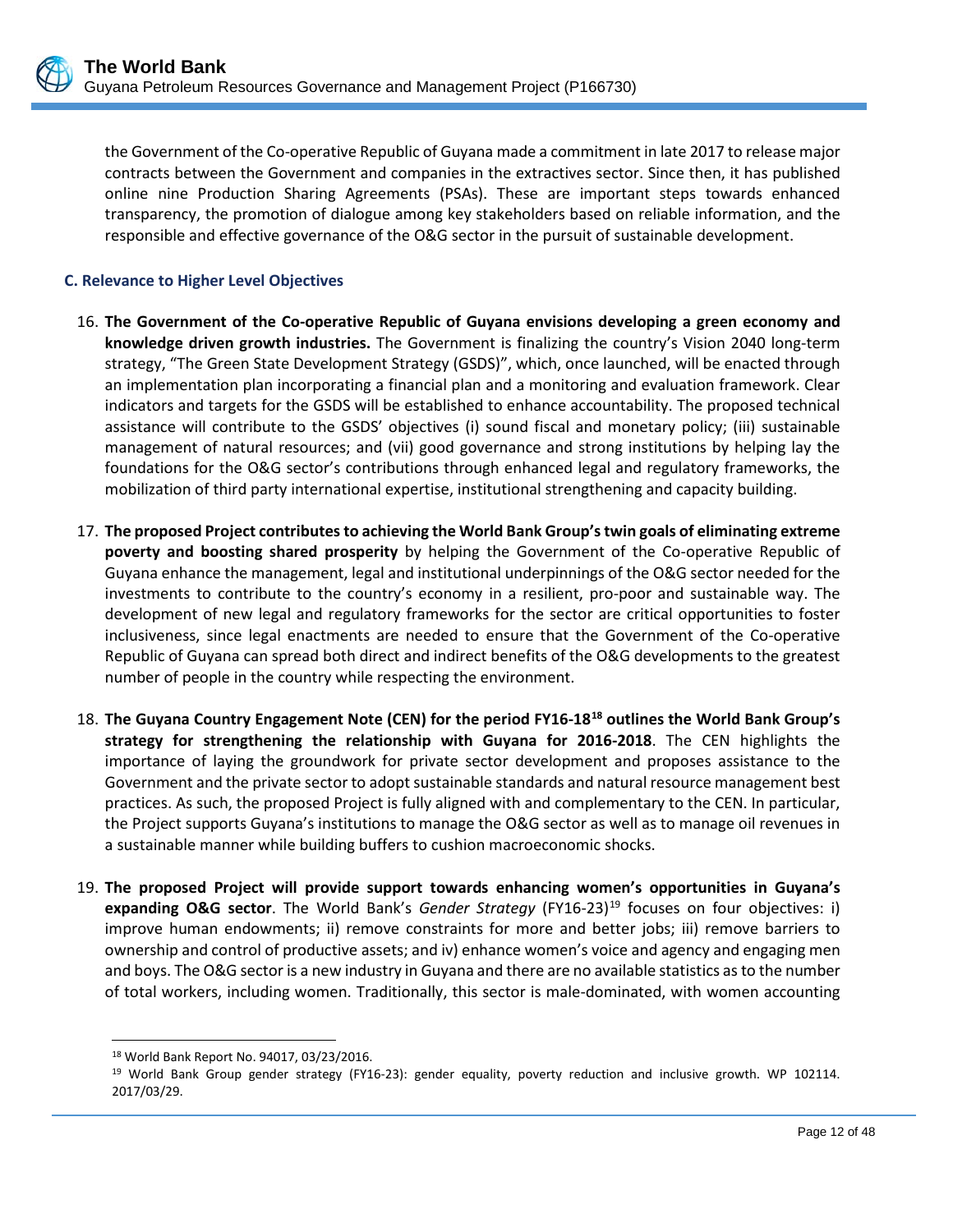the Government of the Co-operative Republic of Guyana made a commitment in late 2017 to release major contracts between the Government and companies in the extractives sector. Since then, it has published online nine Production Sharing Agreements (PSAs). These are important steps towards enhanced transparency, the promotion of dialogue among key stakeholders based on reliable information, and the responsible and effective governance of the O&G sector in the pursuit of sustainable development.

### C. Relevance to Higher Level Objectives

16. **The Government of the Co-operative Republic of Guyana envisions developing a green economy and knowledge driven growth industries.** The Government is finalizing the country's Vision 2040 long-term strategy, "The Green State Development Strategy (GSDS)", which, once launched, will be enacted through an implementation plan incorporating a financial plan and a monitoring and evaluation framework. Clear indicators and targets for the GSDS will be established to enhance accountability. The proposed technical assistance will contribute to the GSDS' objectives (i) sound fiscal and monetary policy; (iii) sustainable management of natural resources; and (vii) good governance and strong institutions by helping lay the foundations for the O&G sector's contributions through enhanced legal and regulatory frameworks, the mobilization of third party international expertise, institutional strengthening and capacity building.

17. **The proposed Project contributes to achieving the World Bank Group's twin goals of eliminating extreme poverty and boosting shared prosperity** by helping the Government of the Co-operative Republic of Guyana enhance the management, legal and institutional underpinnings of the O&G sector needed for the investments to contribute to the country's economy in a resilient, pro-poor and sustainable way. The development of new legal and regulatory frameworks for the sector are critical opportunities to foster inclusiveness, since legal enactments are needed to ensure that the Government of the Co-operative Republic of Guyana can spread both direct and indirect benefits of the O&G developments to the greatest number of people in the country while respecting the environment.

18. **The Guyana Country Engagement Note (CEN) for the period FY16-18[18] outlines the World Bank Group's strategy for strengthening the relationship with Guyana for 2016-2018**. The CEN highlights the importance of laying the groundwork for private sector development and proposes assistance to the Government and the private sector to adopt sustainable standards and natural resource management best practices. As such, the proposed Project is fully aligned with and complementary to the CEN. In particular, the Project supports Guyana's institutions to manage the O&G sector as well as to manage oil revenues in a sustainable manner while building buffers to cushion macroeconomic shocks.

19. **The proposed Project will provide support towards enhancing women's opportunities in Guyana's expanding O&G sector**. The World Bank's *Gender Strategy* (FY16-23)[19] focuses on four objectives: i) improve human endowments; ii) remove constraints for more and better jobs; iii) remove barriers to ownership and control of productive assets; and iv) enhance women's voice and agency and engaging men and boys. The O&G sector is a new industry in Guyana and there are no available statistics as to the number of total workers, including women. Traditionally, this sector is male-dominated, with women accounting

---

[18] World Bank Report No. 94017, 03/23/2016.

[19] World Bank Group gender strategy (FY16-23): gender equality, poverty reduction and inclusive growth. WP 102114. 2017/03/29.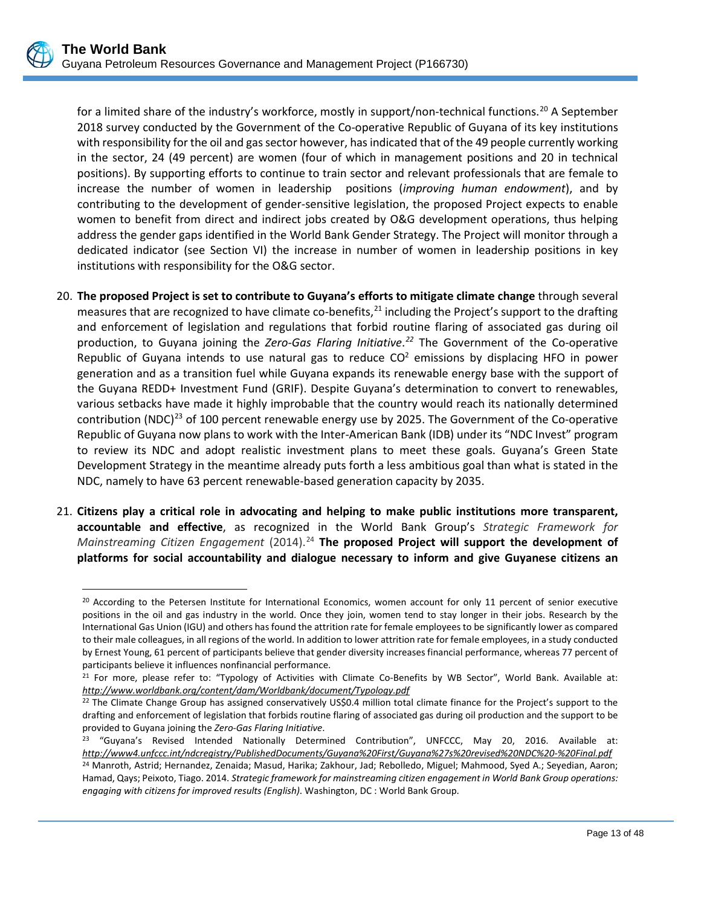for a limited share of the industry's workforce, mostly in support/non-technical functions.[20] A September 2018 survey conducted by the Government of the Co-operative Republic of Guyana of its key institutions with responsibility for the oil and gas sector however, has indicated that of the 49 people currently working in the sector, 24 (49 percent) are women (four of which in management positions and 20 in technical positions). By supporting efforts to continue to train sector and relevant professionals that are female to increase the number of women in leadership positions (*improving human endowment*), and by contributing to the development of gender-sensitive legislation, the proposed Project expects to enable women to benefit from direct and indirect jobs created by O&G development operations, thus helping address the gender gaps identified in the World Bank Gender Strategy. The Project will monitor through a dedicated indicator (see Section VI) the increase in number of women in leadership positions in key institutions with responsibility for the O&G sector.

20. **The proposed Project is set to contribute to Guyana's efforts to mitigate climate change** through several measures that are recognized to have climate co-benefits,[21] including the Project's support to the drafting and enforcement of legislation and regulations that forbid routine flaring of associated gas during oil production, to Guyana joining the *Zero-Gas Flaring Initiative*.[22] The Government of the Co-operative Republic of Guyana intends to use natural gas to reduce $CO^2$ emissions by displacing HFO in power generation and as a transition fuel while Guyana expands its renewable energy base with the support of the Guyana REDD+ Investment Fund (GRIF). Despite Guyana's determination to convert to renewables, various setbacks have made it highly improbable that the country would reach its nationally determined contribution (NDC)[23] of 100 percent renewable energy use by 2025. The Government of the Co-operative Republic of Guyana now plans to work with the Inter-American Bank (IDB) under its "NDC Invest" program to review its NDC and adopt realistic investment plans to meet these goals. Guyana's Green State Development Strategy in the meantime already puts forth a less ambitious goal than what is stated in the NDC, namely to have 63 percent renewable-based generation capacity by 2035.

21. **Citizens play a critical role in advocating and helping to make public institutions more transparent, accountable and effective**, as recognized in the World Bank Group's *Strategic Framework for Mainstreaming Citizen Engagement* (2014).[24] **The proposed Project will support the development of platforms for social accountability and dialogue necessary to inform and give Guyanese citizens an**

---

[20] According to the Petersen Institute for International Economics, women account for only 11 percent of senior executive positions in the oil and gas industry in the world. Once they join, women tend to stay longer in their jobs. Research by the International Gas Union (IGU) and others has found the attrition rate for female employees to be significantly lower as compared to their male colleagues, in all regions of the world. In addition to lower attrition rate for female employees, in a study conducted by Ernest Young, 61 percent of participants believe that gender diversity increases financial performance, whereas 77 percent of participants believe it influences nonfinancial performance.

[21] For more, please refer to: "Typology of Activities with Climate Co-Benefits by WB Sector", World Bank. Available at: *http://www.worldbank.org/content/dam/Worldbank/document/Typology.pdf*

[22] The Climate Change Group has assigned conservatively US$0.4 million total climate finance for the Project's support to the drafting and enforcement of legislation that forbids routine flaring of associated gas during oil production and the support to be provided to Guyana joining the *Zero-Gas Flaring Initiative*.

[23] "Guyana's Revised Intended Nationally Determined Contribution", UNFCCC, May 20, 2016. Available at: *http://www4.unfccc.int/ndcregistry/PublishedDocuments/Guyana%20First/Guyana%27s%20revised%20NDC%20-%20Final.pdf*

[24] Manroth, Astrid; Hernandez, Zenaida; Masud, Harika; Zakhour, Jad; Rebolledo, Miguel; Mahmood, Syed A.; Seyedian, Aaron; Hamad, Qays; Peixoto, Tiago. 2014. *Strategic framework for mainstreaming citizen engagement in World Bank Group operations: engaging with citizens for improved results (English)*. Washington, DC : World Bank Group.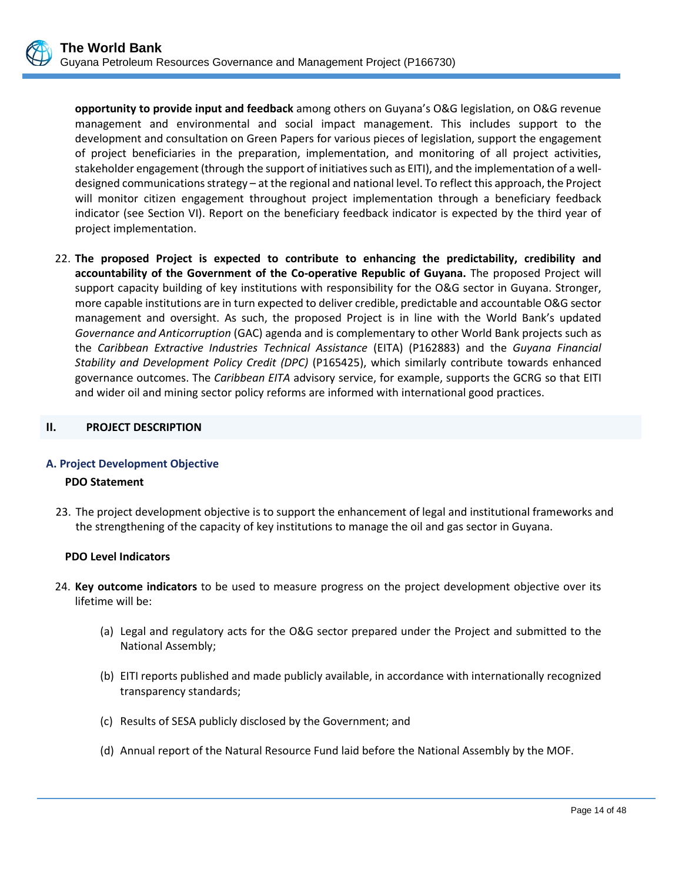**opportunity to provide input and feedback** among others on Guyana's O&G legislation, on O&G revenue management and environmental and social impact management. This includes support to the development and consultation on Green Papers for various pieces of legislation, support the engagement of project beneficiaries in the preparation, implementation, and monitoring of all project activities, stakeholder engagement (through the support of initiatives such as EITI), and the implementation of a well-designed communications strategy – at the regional and national level. To reflect this approach, the Project will monitor citizen engagement throughout project implementation through a beneficiary feedback indicator (see Section VI). Report on the beneficiary feedback indicator is expected by the third year of project implementation.

22. **The proposed Project is expected to contribute to enhancing the predictability, credibility and accountability of the Government of the Co-operative Republic of Guyana.** The proposed Project will support capacity building of key institutions with responsibility for the O&G sector in Guyana. Stronger, more capable institutions are in turn expected to deliver credible, predictable and accountable O&G sector management and oversight. As such, the proposed Project is in line with the World Bank's updated *Governance and Anticorruption* (GAC) agenda and is complementary to other World Bank projects such as the *Caribbean Extractive Industries Technical Assistance* (EITA) (P162883) and the *Guyana Financial Stability and Development Policy Credit (DPC)* (P165425), which similarly contribute towards enhanced governance outcomes. The *Caribbean EITA* advisory service, for example, supports the GCRG so that EITI and wider oil and mining sector policy reforms are informed with international good practices.

## II. PROJECT DESCRIPTION

### A. Project Development Objective

#### PDO Statement

23. The project development objective is to support the enhancement of legal and institutional frameworks and the strengthening of the capacity of key institutions to manage the oil and gas sector in Guyana.

#### PDO Level Indicators

24. **Key outcome indicators** to be used to measure progress on the project development objective over its lifetime will be:

    (a) Legal and regulatory acts for the O&G sector prepared under the Project and submitted to the National Assembly;

    (b) EITI reports published and made publicly available, in accordance with internationally recognized transparency standards;

    (c) Results of SESA publicly disclosed by the Government; and

    (d) Annual report of the Natural Resource Fund laid before the National Assembly by the MOF.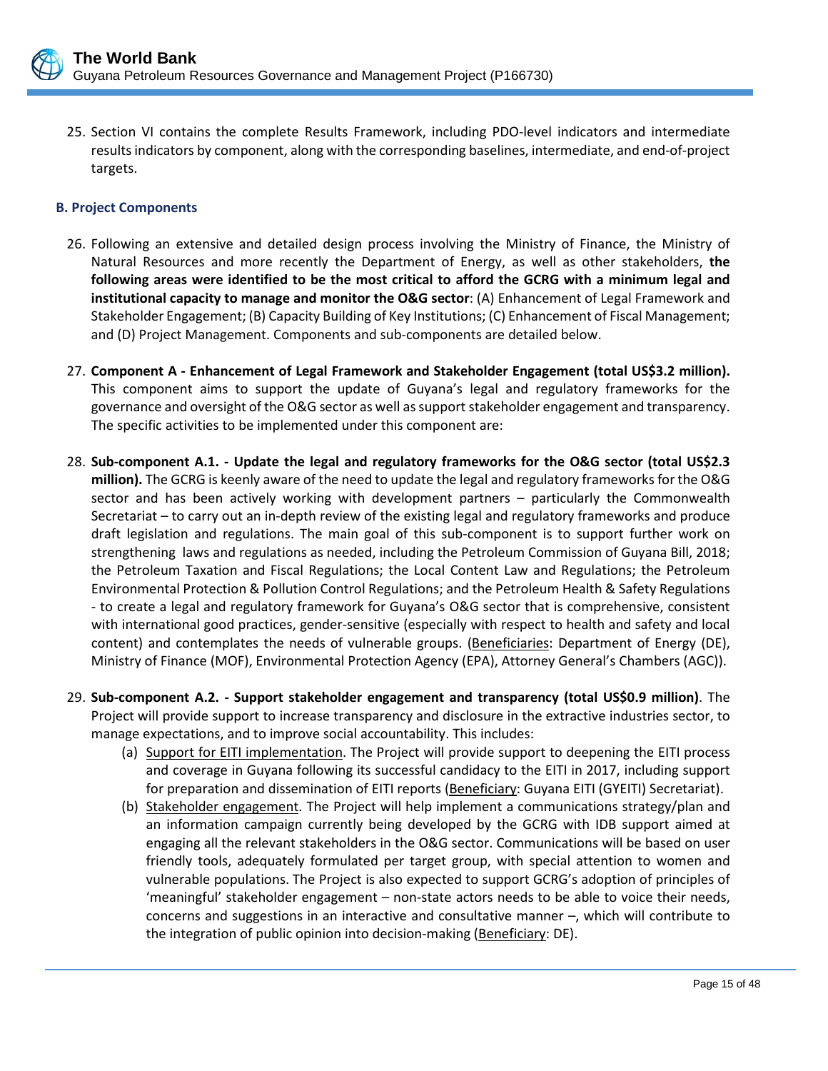25. Section VI contains the complete Results Framework, including PDO-level indicators and intermediate results indicators by component, along with the corresponding baselines, intermediate, and end-of-project targets.

### B. Project Components

26. Following an extensive and detailed design process involving the Ministry of Finance, the Ministry of Natural Resources and more recently the Department of Energy, as well as other stakeholders, **the following areas were identified to be the most critical to afford the GCRG with a minimum legal and institutional capacity to manage and monitor the O&G sector**: (A) Enhancement of Legal Framework and Stakeholder Engagement; (B) Capacity Building of Key Institutions; (C) Enhancement of Fiscal Management; and (D) Project Management. Components and sub-components are detailed below.

27. **Component A - Enhancement of Legal Framework and Stakeholder Engagement (total US$3.2 million).** This component aims to support the update of Guyana's legal and regulatory frameworks for the governance and oversight of the O&G sector as well as support stakeholder engagement and transparency. The specific activities to be implemented under this component are:

28. **Sub-component A.1. - Update the legal and regulatory frameworks for the O&G sector (total US$2.3 million).** The GCRG is keenly aware of the need to update the legal and regulatory frameworks for the O&G sector and has been actively working with development partners – particularly the Commonwealth Secretariat – to carry out an in-depth review of the existing legal and regulatory frameworks and produce draft legislation and regulations. The main goal of this sub-component is to support further work on strengthening laws and regulations as needed, including the Petroleum Commission of Guyana Bill, 2018; the Petroleum Taxation and Fiscal Regulations; the Local Content Law and Regulations; the Petroleum Environmental Protection & Pollution Control Regulations; and the Petroleum Health & Safety Regulations - to create a legal and regulatory framework for Guyana's O&G sector that is comprehensive, consistent with international good practices, gender-sensitive (especially with respect to health and safety and local content) and contemplates the needs of vulnerable groups. (Beneficiaries: Department of Energy (DE), Ministry of Finance (MOF), Environmental Protection Agency (EPA), Attorney General's Chambers (AGC)).

29. **Sub-component A.2. - Support stakeholder engagement and transparency (total US$0.9 million)**. The Project will provide support to increase transparency and disclosure in the extractive industries sector, to manage expectations, and to improve social accountability. This includes:
    (a) Support for EITI implementation. The Project will provide support to deepening the EITI process and coverage in Guyana following its successful candidacy to the EITI in 2017, including support for preparation and dissemination of EITI reports (Beneficiary: Guyana EITI (GYEITI) Secretariat).
    (b) Stakeholder engagement. The Project will help implement a communications strategy/plan and an information campaign currently being developed by the GCRG with IDB support aimed at engaging all the relevant stakeholders in the O&G sector. Communications will be based on user friendly tools, adequately formulated per target group, with special attention to women and vulnerable populations. The Project is also expected to support GCRG's adoption of principles of 'meaningful' stakeholder engagement – non-state actors needs to be able to voice their needs, concerns and suggestions in an interactive and consultative manner –, which will contribute to the integration of public opinion into decision-making (Beneficiary: DE).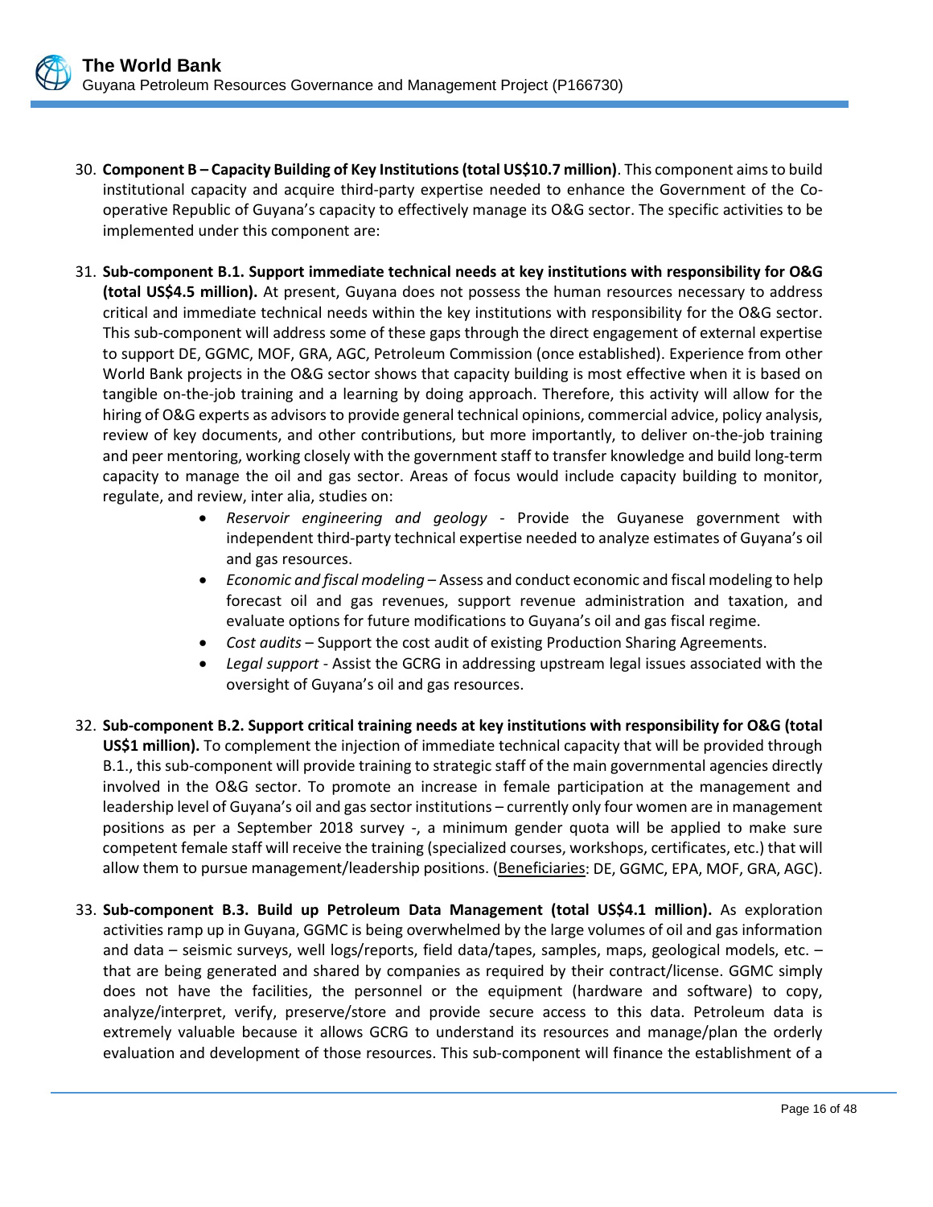30. **Component B – Capacity Building of Key Institutions (total US$10.7 million)**. This component aims to build institutional capacity and acquire third-party expertise needed to enhance the Government of the Co-operative Republic of Guyana's capacity to effectively manage its O&G sector. The specific activities to be implemented under this component are:

31. **Sub-component B.1. Support immediate technical needs at key institutions with responsibility for O&G (total US$4.5 million).** At present, Guyana does not possess the human resources necessary to address critical and immediate technical needs within the key institutions with responsibility for the O&G sector. This sub-component will address some of these gaps through the direct engagement of external expertise to support DE, GGMC, MOF, GRA, AGC, Petroleum Commission (once established). Experience from other World Bank projects in the O&G sector shows that capacity building is most effective when it is based on tangible on-the-job training and a learning by doing approach. Therefore, this activity will allow for the hiring of O&G experts as advisors to provide general technical opinions, commercial advice, policy analysis, review of key documents, and other contributions, but more importantly, to deliver on-the-job training and peer mentoring, working closely with the government staff to transfer knowledge and build long-term capacity to manage the oil and gas sector. Areas of focus would include capacity building to monitor, regulate, and review, inter alia, studies on:
    - *Reservoir engineering and geology* - Provide the Guyanese government with independent third-party technical expertise needed to analyze estimates of Guyana's oil and gas resources.
    - *Economic and fiscal modeling* – Assess and conduct economic and fiscal modeling to help forecast oil and gas revenues, support revenue administration and taxation, and evaluate options for future modifications to Guyana's oil and gas fiscal regime.
    - *Cost audits* – Support the cost audit of existing Production Sharing Agreements.
    - *Legal support* - Assist the GCRG in addressing upstream legal issues associated with the oversight of Guyana's oil and gas resources.

32. **Sub-component B.2. Support critical training needs at key institutions with responsibility for O&G (total US$1 million).** To complement the injection of immediate technical capacity that will be provided through B.1., this sub-component will provide training to strategic staff of the main governmental agencies directly involved in the O&G sector. To promote an increase in female participation at the management and leadership level of Guyana's oil and gas sector institutions – currently only four women are in management positions as per a September 2018 survey -, a minimum gender quota will be applied to make sure competent female staff will receive the training (specialized courses, workshops, certificates, etc.) that will allow them to pursue management/leadership positions. (Beneficiaries: DE, GGMC, EPA, MOF, GRA, AGC).

33. **Sub-component B.3. Build up Petroleum Data Management (total US$4.1 million).** As exploration activities ramp up in Guyana, GGMC is being overwhelmed by the large volumes of oil and gas information and data – seismic surveys, well logs/reports, field data/tapes, samples, maps, geological models, etc. – that are being generated and shared by companies as required by their contract/license. GGMC simply does not have the facilities, the personnel or the equipment (hardware and software) to copy, analyze/interpret, verify, preserve/store and provide secure access to this data. Petroleum data is extremely valuable because it allows GCRG to understand its resources and manage/plan the orderly evaluation and development of those resources. This sub-component will finance the establishment of a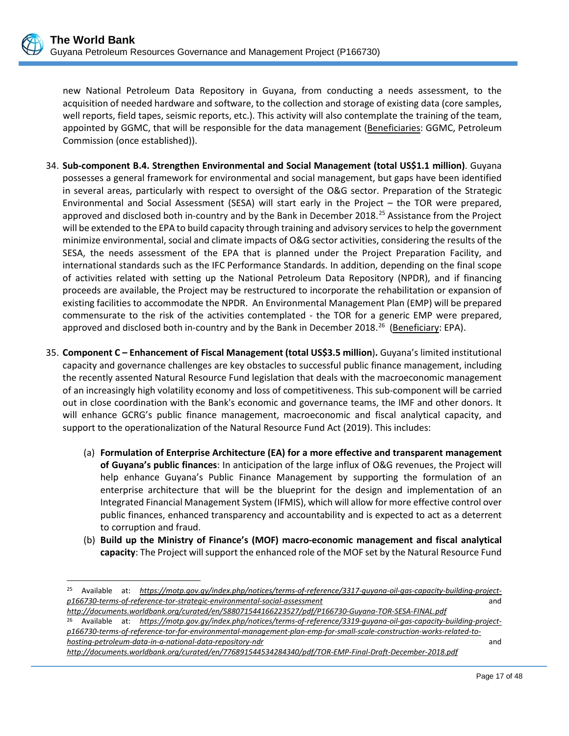new National Petroleum Data Repository in Guyana, from conducting a needs assessment, to the acquisition of needed hardware and software, to the collection and storage of existing data (core samples, well reports, field tapes, seismic reports, etc.). This activity will also contemplate the training of the team, appointed by GGMC, that will be responsible for the data management (Beneficiaries: GGMC, Petroleum Commission (once established)).

34. **Sub-component B.4. Strengthen Environmental and Social Management (total US$1.1 million)**. Guyana possesses a general framework for environmental and social management, but gaps have been identified in several areas, particularly with respect to oversight of the O&G sector. Preparation of the Strategic Environmental and Social Assessment (SESA) will start early in the Project – the TOR were prepared, approved and disclosed both in-country and by the Bank in December 2018.[25] Assistance from the Project will be extended to the EPA to build capacity through training and advisory services to help the government minimize environmental, social and climate impacts of O&G sector activities, considering the results of the SESA, the needs assessment of the EPA that is planned under the Project Preparation Facility, and international standards such as the IFC Performance Standards. In addition, depending on the final scope of activities related with setting up the National Petroleum Data Repository (NPDR), and if financing proceeds are available, the Project may be restructured to incorporate the rehabilitation or expansion of existing facilities to accommodate the NPDR. An Environmental Management Plan (EMP) will be prepared commensurate to the risk of the activities contemplated - the TOR for a generic EMP were prepared, approved and disclosed both in-country and by the Bank in December 2018.[26] (Beneficiary: EPA).

35. **Component C – Enhancement of Fiscal Management (total US$3.5 million)**. Guyana's limited institutional capacity and governance challenges are key obstacles to successful public finance management, including the recently assented Natural Resource Fund legislation that deals with the macroeconomic management of an increasingly high volatility economy and loss of competitiveness. This sub-component will be carried out in close coordination with the Bank's economic and governance teams, the IMF and other donors. It will enhance GCRG's public finance management, macroeconomic and fiscal analytical capacity, and support to the operationalization of the Natural Resource Fund Act (2019). This includes:

    (a) **Formulation of Enterprise Architecture (EA) for a more effective and transparent management of Guyana's public finances**: In anticipation of the large influx of O&G revenues, the Project will help enhance Guyana's Public Finance Management by supporting the formulation of an enterprise architecture that will be the blueprint for the design and implementation of an Integrated Financial Management System (IFMIS), which will allow for more effective control over public finances, enhanced transparency and accountability and is expected to act as a deterrent to corruption and fraud.

    (b) **Build up the Ministry of Finance's (MOF) macro-economic management and fiscal analytical capacity**: The Project will support the enhanced role of the MOF set by the Natural Resource Fund

---

[25] Available at: *https://motp.gov.gy/index.php/notices/terms-of-reference/3317-guyana-oil-gas-capacity-building-project-p166730-terms-of-reference-tor-strategic-environmental-social-assessment* and *http://documents.worldbank.org/curated/en/588071544166223527/pdf/P166730-Guyana-TOR-SESA-FINAL.pdf*

[26] Available at: *https://motp.gov.gy/index.php/notices/terms-of-reference/3319-guyana-oil-gas-capacity-building-project-p166730-terms-of-reference-tor-for-environmental-management-plan-emp-for-small-scale-construction-works-related-to-hosting-petroleum-data-in-a-national-data-repository-ndr* and *http://documents.worldbank.org/curated/en/776891544534284340/pdf/TOR-EMP-Final-Draft-December-2018.pdf*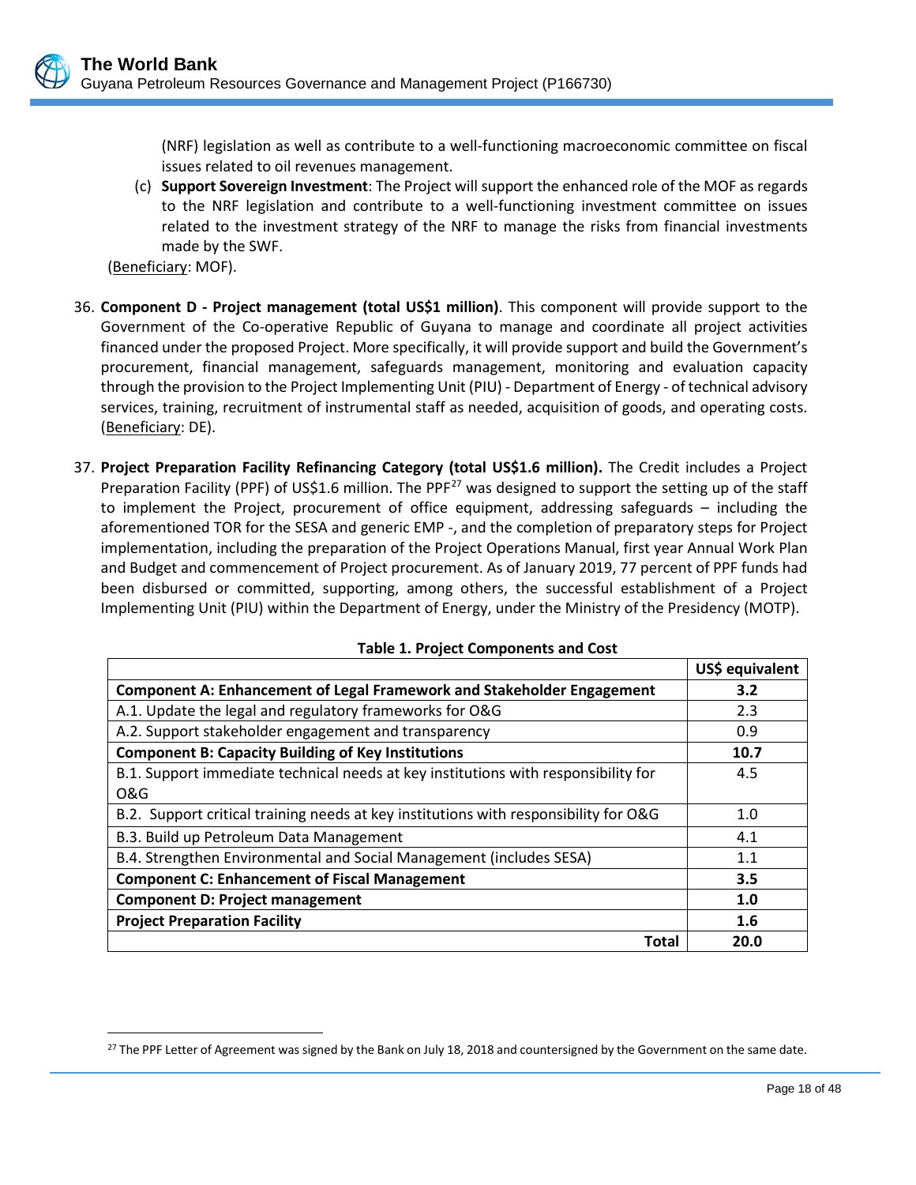(NRF) legislation as well as contribute to a well-functioning macroeconomic committee on fiscal issues related to oil revenues management.

(c) **Support Sovereign Investment**: The Project will support the enhanced role of the MOF as regards to the NRF legislation and contribute to a well-functioning investment committee on issues related to the investment strategy of the NRF to manage the risks from financial investments made by the SWF.

(Beneficiary: MOF).

36. **Component D - Project management (total US$1 million)**. This component will provide support to the Government of the Co-operative Republic of Guyana to manage and coordinate all project activities financed under the proposed Project. More specifically, it will provide support and build the Government's procurement, financial management, safeguards management, monitoring and evaluation capacity through the provision to the Project Implementing Unit (PIU) - Department of Energy - of technical advisory services, training, recruitment of instrumental staff as needed, acquisition of goods, and operating costs. (Beneficiary: DE).

37. **Project Preparation Facility Refinancing Category (total US$1.6 million).** The Credit includes a Project Preparation Facility (PPF) of US$1.6 million. The PPF[27] was designed to support the setting up of the staff to implement the Project, procurement of office equipment, addressing safeguards – including the aforementioned TOR for the SESA and generic EMP -, and the completion of preparatory steps for Project implementation, including the preparation of the Project Operations Manual, first year Annual Work Plan and Budget and commencement of Project procurement. As of January 2019, 77 percent of PPF funds had been disbursed or committed, supporting, among others, the successful establishment of a Project Implementing Unit (PIU) within the Department of Energy, under the Ministry of the Presidency (MOTP).

**Table 1. Project Components and Cost**

| | US$ equivalent |
|---|---|
| **Component A: Enhancement of Legal Framework and Stakeholder Engagement** | **3.2** |
| A.1. Update the legal and regulatory frameworks for O&G | 2.3 |
| A.2. Support stakeholder engagement and transparency | 0.9 |
| **Component B: Capacity Building of Key Institutions** | **10.7** |
| B.1. Support immediate technical needs at key institutions with responsibility for O&G | 4.5 |
| B.2. Support critical training needs at key institutions with responsibility for O&G | 1.0 |
| B.3. Build up Petroleum Data Management | 4.1 |
| B.4. Strengthen Environmental and Social Management (includes SESA) | 1.1 |
| **Component C: Enhancement of Fiscal Management** | **3.5** |
| **Component D: Project management** | **1.0** |
| **Project Preparation Facility** | **1.6** |
| **Total** | **20.0** |

[27] The PPF Letter of Agreement was signed by the Bank on July 18, 2018 and countersigned by the Government on the same date.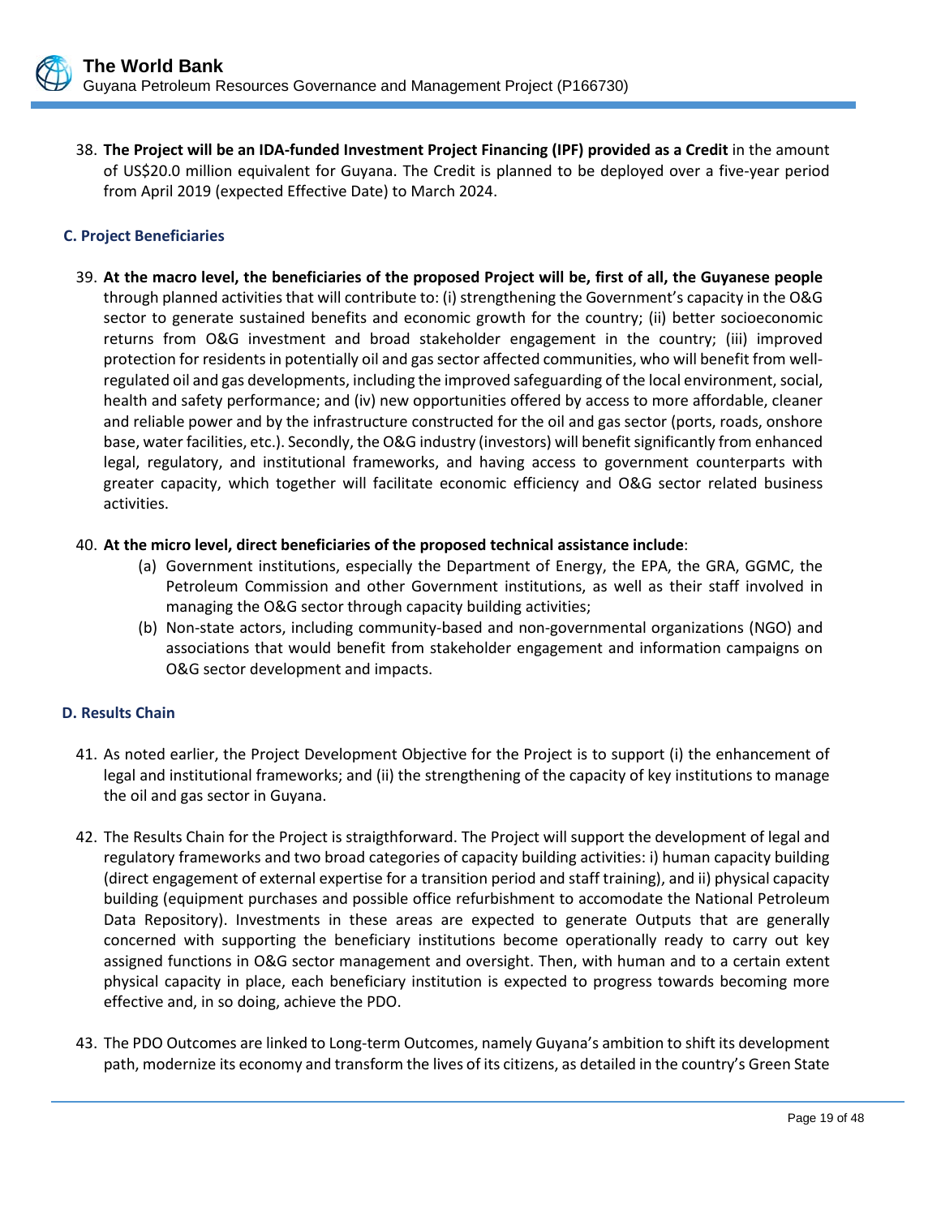38. **The Project will be an IDA-funded Investment Project Financing (IPF) provided as a Credit** in the amount of US$20.0 million equivalent for Guyana. The Credit is planned to be deployed over a five-year period from April 2019 (expected Effective Date) to March 2024.

### C. Project Beneficiaries

39. **At the macro level, the beneficiaries of the proposed Project will be, first of all, the Guyanese people** through planned activities that will contribute to: (i) strengthening the Government's capacity in the O&G sector to generate sustained benefits and economic growth for the country; (ii) better socioeconomic returns from O&G investment and broad stakeholder engagement in the country; (iii) improved protection for residents in potentially oil and gas sector affected communities, who will benefit from well-regulated oil and gas developments, including the improved safeguarding of the local environment, social, health and safety performance; and (iv) new opportunities offered by access to more affordable, cleaner and reliable power and by the infrastructure constructed for the oil and gas sector (ports, roads, onshore base, water facilities, etc.). Secondly, the O&G industry (investors) will benefit significantly from enhanced legal, regulatory, and institutional frameworks, and having access to government counterparts with greater capacity, which together will facilitate economic efficiency and O&G sector related business activities.

40. **At the micro level, direct beneficiaries of the proposed technical assistance include**:
    (a) Government institutions, especially the Department of Energy, the EPA, the GRA, GGMC, the Petroleum Commission and other Government institutions, as well as their staff involved in managing the O&G sector through capacity building activities;
    (b) Non-state actors, including community-based and non-governmental organizations (NGO) and associations that would benefit from stakeholder engagement and information campaigns on O&G sector development and impacts.

### D. Results Chain

41. As noted earlier, the Project Development Objective for the Project is to support (i) the enhancement of legal and institutional frameworks; and (ii) the strengthening of the capacity of key institutions to manage the oil and gas sector in Guyana.

42. The Results Chain for the Project is straigthforward. The Project will support the development of legal and regulatory frameworks and two broad categories of capacity building activities: i) human capacity building (direct engagement of external expertise for a transition period and staff training), and ii) physical capacity building (equipment purchases and possible office refurbishment to accomodate the National Petroleum Data Repository). Investments in these areas are expected to generate Outputs that are generally concerned with supporting the beneficiary institutions become operationally ready to carry out key assigned functions in O&G sector management and oversight. Then, with human and to a certain extent physical capacity in place, each beneficiary institution is expected to progress towards becoming more effective and, in so doing, achieve the PDO.

43. The PDO Outcomes are linked to Long-term Outcomes, namely Guyana's ambition to shift its development path, modernize its economy and transform the lives of its citizens, as detailed in the country's Green State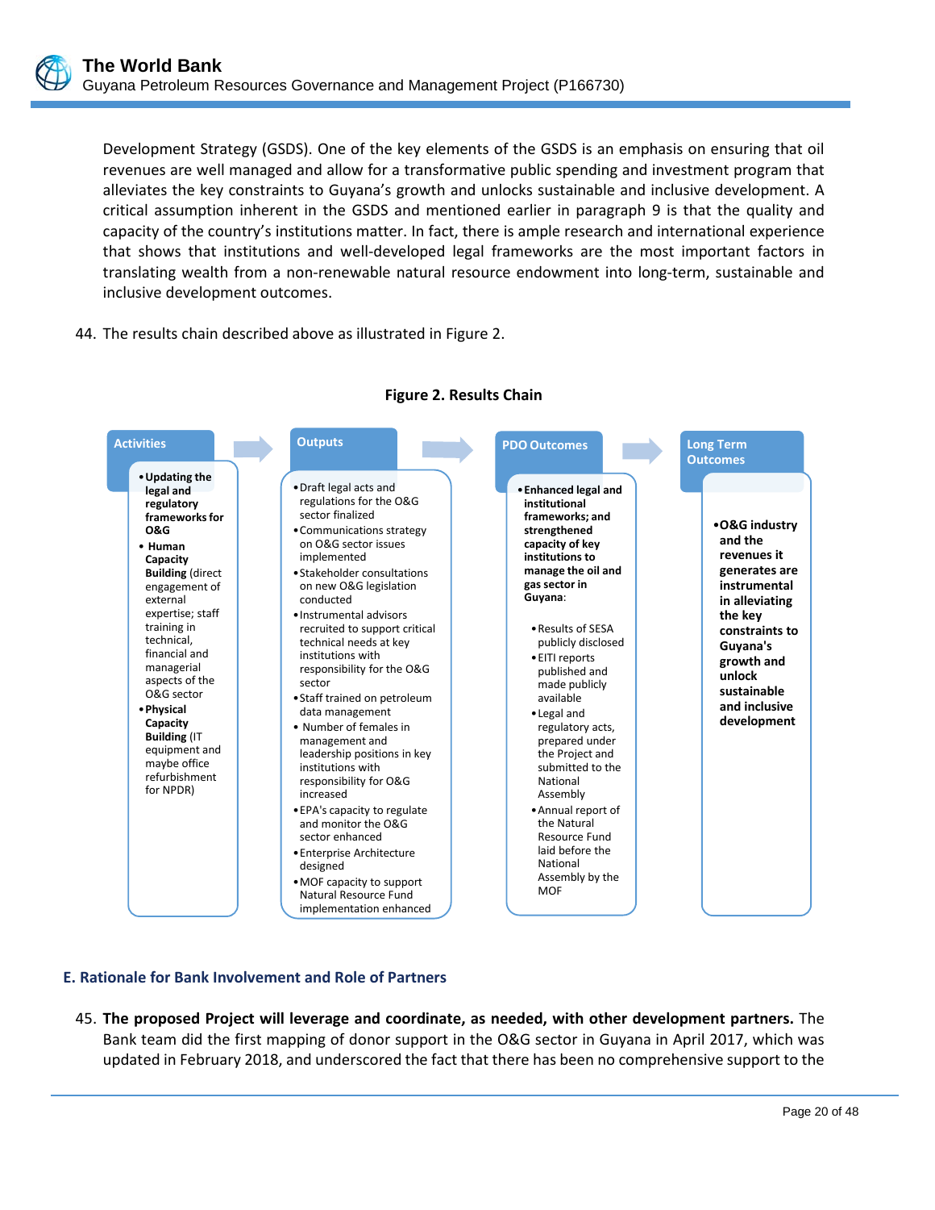Development Strategy (GSDS). One of the key elements of the GSDS is an emphasis on ensuring that oil revenues are well managed and allow for a transformative public spending and investment program that alleviates the key constraints to Guyana's growth and unlocks sustainable and inclusive development. A critical assumption inherent in the GSDS and mentioned earlier in paragraph 9 is that the quality and capacity of the country's institutions matter. In fact, there is ample research and international experience that shows that institutions and well-developed legal frameworks are the most important factors in translating wealth from a non-renewable natural resource endowment into long-term, sustainable and inclusive development outcomes.

44. The results chain described above as illustrated in Figure 2.

**Figure 2. Results Chain**

| Activities | Outputs | PDO Outcomes | Long Term Outcomes |
|---|---|---|---|
| • **Updating the legal and regulatory frameworks for O&G**<br>• **Human Capacity Building** (direct engagement of external expertise; staff training in technical, financial and managerial aspects of the O&G sector<br>• **Physical Capacity Building** (IT equipment and maybe office refurbishment for NPDR) | • Draft legal acts and regulations for the O&G sector finalized<br>• Communications strategy on O&G sector issues implemented<br>• Stakeholder consultations on new O&G legislation conducted<br>• Instrumental advisors recruited to support critical technical needs at key institutions with responsibility for the O&G sector<br>• Staff trained on petroleum data management<br>• Number of females in management and leadership positions in key institutions with responsibility for O&G increased<br>• EPA's capacity to regulate and monitor the O&G sector enhanced<br>• Enterprise Architecture designed<br>• MOF capacity to support Natural Resource Fund implementation enhanced | • **Enhanced legal and institutional frameworks; and strengthened capacity of key institutions to manage the oil and gas sector in Guyana**:<br>• Results of SESA publicly disclosed<br>• EITI reports published and made publicly available<br>• Legal and regulatory acts, prepared under the Project and submitted to the National Assembly<br>• Annual report of the Natural Resource Fund laid before the National Assembly by the MOF | • **O&G industry and the revenues it generates are instrumental in alleviating the key constraints to Guyana's growth and unlock sustainable and inclusive development** |

## E. Rationale for Bank Involvement and Role of Partners

45. **The proposed Project will leverage and coordinate, as needed, with other development partners.** The Bank team did the first mapping of donor support in the O&G sector in Guyana in April 2017, which was updated in February 2018, and underscored the fact that there has been no comprehensive support to the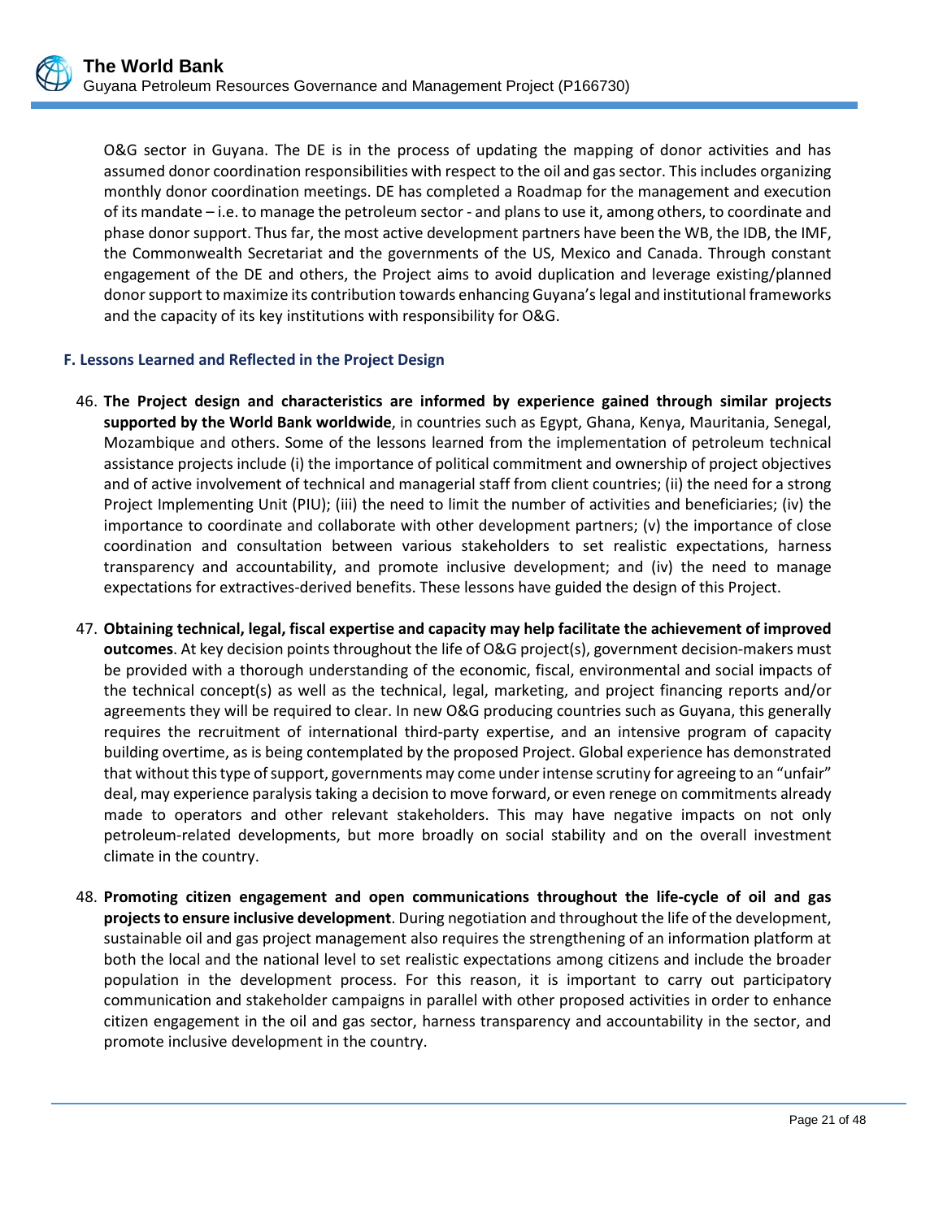O&G sector in Guyana. The DE is in the process of updating the mapping of donor activities and has assumed donor coordination responsibilities with respect to the oil and gas sector. This includes organizing monthly donor coordination meetings. DE has completed a Roadmap for the management and execution of its mandate – i.e. to manage the petroleum sector - and plans to use it, among others, to coordinate and phase donor support. Thus far, the most active development partners have been the WB, the IDB, the IMF, the Commonwealth Secretariat and the governments of the US, Mexico and Canada. Through constant engagement of the DE and others, the Project aims to avoid duplication and leverage existing/planned donor support to maximize its contribution towards enhancing Guyana's legal and institutional frameworks and the capacity of its key institutions with responsibility for O&G.

### F. Lessons Learned and Reflected in the Project Design

46. **The Project design and characteristics are informed by experience gained through similar projects supported by the World Bank worldwide**, in countries such as Egypt, Ghana, Kenya, Mauritania, Senegal, Mozambique and others. Some of the lessons learned from the implementation of petroleum technical assistance projects include (i) the importance of political commitment and ownership of project objectives and of active involvement of technical and managerial staff from client countries; (ii) the need for a strong Project Implementing Unit (PIU); (iii) the need to limit the number of activities and beneficiaries; (iv) the importance to coordinate and collaborate with other development partners; (v) the importance of close coordination and consultation between various stakeholders to set realistic expectations, harness transparency and accountability, and promote inclusive development; and (iv) the need to manage expectations for extractives-derived benefits. These lessons have guided the design of this Project.

47. **Obtaining technical, legal, fiscal expertise and capacity may help facilitate the achievement of improved outcomes**. At key decision points throughout the life of O&G project(s), government decision-makers must be provided with a thorough understanding of the economic, fiscal, environmental and social impacts of the technical concept(s) as well as the technical, legal, marketing, and project financing reports and/or agreements they will be required to clear. In new O&G producing countries such as Guyana, this generally requires the recruitment of international third-party expertise, and an intensive program of capacity building overtime, as is being contemplated by the proposed Project. Global experience has demonstrated that without this type of support, governments may come under intense scrutiny for agreeing to an "unfair" deal, may experience paralysis taking a decision to move forward, or even renege on commitments already made to operators and other relevant stakeholders. This may have negative impacts on not only petroleum-related developments, but more broadly on social stability and on the overall investment climate in the country.

48. **Promoting citizen engagement and open communications throughout the life-cycle of oil and gas projects to ensure inclusive development**. During negotiation and throughout the life of the development, sustainable oil and gas project management also requires the strengthening of an information platform at both the local and the national level to set realistic expectations among citizens and include the broader population in the development process. For this reason, it is important to carry out participatory communication and stakeholder campaigns in parallel with other proposed activities in order to enhance citizen engagement in the oil and gas sector, harness transparency and accountability in the sector, and promote inclusive development in the country.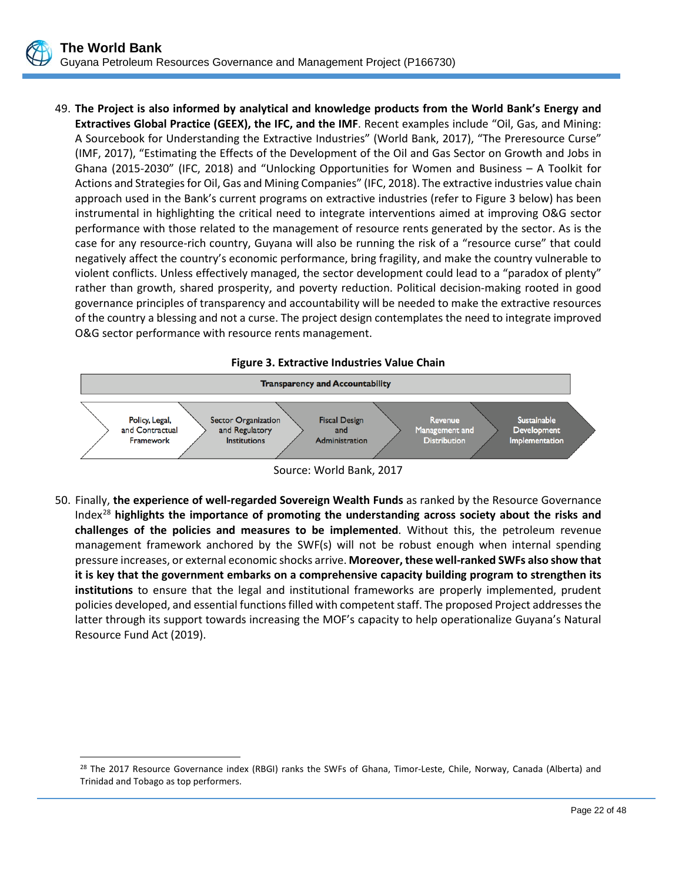49. **The Project is also informed by analytical and knowledge products from the World Bank's Energy and Extractives Global Practice (GEEX), the IFC, and the IMF**. Recent examples include "Oil, Gas, and Mining: A Sourcebook for Understanding the Extractive Industries" (World Bank, 2017), "The Preresource Curse" (IMF, 2017), "Estimating the Effects of the Development of the Oil and Gas Sector on Growth and Jobs in Ghana (2015-2030" (IFC, 2018) and "Unlocking Opportunities for Women and Business – A Toolkit for Actions and Strategies for Oil, Gas and Mining Companies" (IFC, 2018). The extractive industries value chain approach used in the Bank's current programs on extractive industries (refer to Figure 3 below) has been instrumental in highlighting the critical need to integrate interventions aimed at improving O&G sector performance with those related to the management of resource rents generated by the sector. As is the case for any resource-rich country, Guyana will also be running the risk of a "resource curse" that could negatively affect the country's economic performance, bring fragility, and make the country vulnerable to violent conflicts. Unless effectively managed, the sector development could lead to a "paradox of plenty" rather than growth, shared prosperity, and poverty reduction. Political decision-making rooted in good governance principles of transparency and accountability will be needed to make the extractive resources of the country a blessing and not a curse. The project design contemplates the need to integrate improved O&G sector performance with resource rents management.

**Figure 3. Extractive Industries Value Chain**

| Transparency and Accountability | | | | |
|---|---|---|---|---|
| Policy, Legal, and Contractual Framework | Sector Organization and Regulatory Institutions | Fiscal Design and Administration | Revenue Management and Distribution | Sustainable Development Implementation |

Source: World Bank, 2017

50. Finally, **the experience of well-regarded Sovereign Wealth Funds** as ranked by the Resource Governance Index[28] **highlights the importance of promoting the understanding across society about the risks and challenges of the policies and measures to be implemented**. Without this, the petroleum revenue management framework anchored by the SWF(s) will not be robust enough when internal spending pressure increases, or external economic shocks arrive. **Moreover, these well-ranked SWFs also show that it is key that the government embarks on a comprehensive capacity building program to strengthen its institutions** to ensure that the legal and institutional frameworks are properly implemented, prudent policies developed, and essential functions filled with competent staff. The proposed Project addresses the latter through its support towards increasing the MOF's capacity to help operationalize Guyana's Natural Resource Fund Act (2019).

[28] The 2017 Resource Governance index (RBGI) ranks the SWFs of Ghana, Timor-Leste, Chile, Norway, Canada (Alberta) and Trinidad and Tobago as top performers.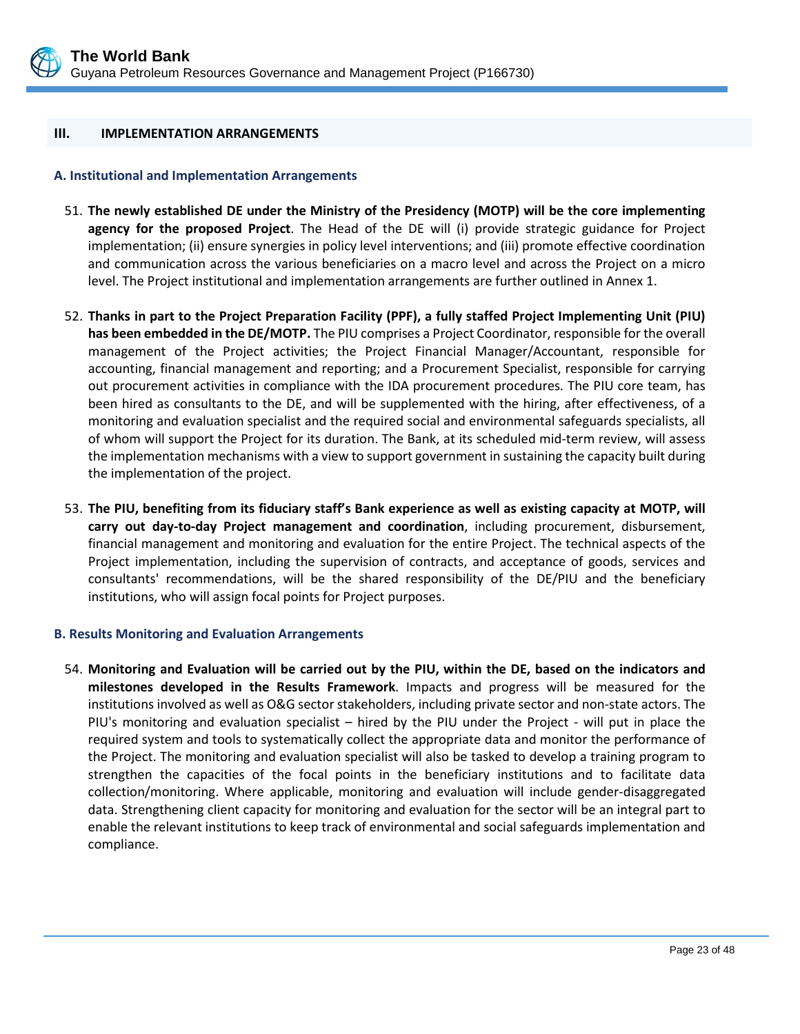## III. IMPLEMENTATION ARRANGEMENTS

### A. Institutional and Implementation Arrangements

51. **The newly established DE under the Ministry of the Presidency (MOTP) will be the core implementing agency for the proposed Project**. The Head of the DE will (i) provide strategic guidance for Project implementation; (ii) ensure synergies in policy level interventions; and (iii) promote effective coordination and communication across the various beneficiaries on a macro level and across the Project on a micro level. The Project institutional and implementation arrangements are further outlined in Annex 1.

52. **Thanks in part to the Project Preparation Facility (PPF), a fully staffed Project Implementing Unit (PIU) has been embedded in the DE/MOTP.** The PIU comprises a Project Coordinator, responsible for the overall management of the Project activities; the Project Financial Manager/Accountant, responsible for accounting, financial management and reporting; and a Procurement Specialist, responsible for carrying out procurement activities in compliance with the IDA procurement procedures. The PIU core team, has been hired as consultants to the DE, and will be supplemented with the hiring, after effectiveness, of a monitoring and evaluation specialist and the required social and environmental safeguards specialists, all of whom will support the Project for its duration. The Bank, at its scheduled mid-term review, will assess the implementation mechanisms with a view to support government in sustaining the capacity built during the implementation of the project.

53. **The PIU, benefiting from its fiduciary staff's Bank experience as well as existing capacity at MOTP, will carry out day-to-day Project management and coordination**, including procurement, disbursement, financial management and monitoring and evaluation for the entire Project. The technical aspects of the Project implementation, including the supervision of contracts, and acceptance of goods, services and consultants' recommendations, will be the shared responsibility of the DE/PIU and the beneficiary institutions, who will assign focal points for Project purposes.

### B. Results Monitoring and Evaluation Arrangements

54. **Monitoring and Evaluation will be carried out by the PIU, within the DE, based on the indicators and milestones developed in the Results Framework**. Impacts and progress will be measured for the institutions involved as well as O&G sector stakeholders, including private sector and non-state actors. The PIU's monitoring and evaluation specialist – hired by the PIU under the Project - will put in place the required system and tools to systematically collect the appropriate data and monitor the performance of the Project. The monitoring and evaluation specialist will also be tasked to develop a training program to strengthen the capacities of the focal points in the beneficiary institutions and to facilitate data collection/monitoring. Where applicable, monitoring and evaluation will include gender-disaggregated data. Strengthening client capacity for monitoring and evaluation for the sector will be an integral part to enable the relevant institutions to keep track of environmental and social safeguards implementation and compliance.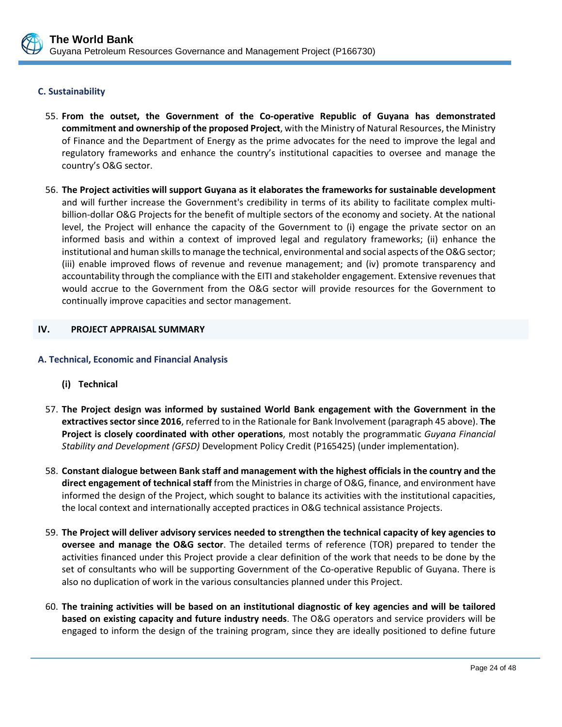### C. Sustainability

55. **From the outset, the Government of the Co-operative Republic of Guyana has demonstrated commitment and ownership of the proposed Project**, with the Ministry of Natural Resources, the Ministry of Finance and the Department of Energy as the prime advocates for the need to improve the legal and regulatory frameworks and enhance the country's institutional capacities to oversee and manage the country's O&G sector.

56. **The Project activities will support Guyana as it elaborates the frameworks for sustainable development** and will further increase the Government's credibility in terms of its ability to facilitate complex multi-billion-dollar O&G Projects for the benefit of multiple sectors of the economy and society. At the national level, the Project will enhance the capacity of the Government to (i) engage the private sector on an informed basis and within a context of improved legal and regulatory frameworks; (ii) enhance the institutional and human skills to manage the technical, environmental and social aspects of the O&G sector; (iii) enable improved flows of revenue and revenue management; and (iv) promote transparency and accountability through the compliance with the EITI and stakeholder engagement. Extensive revenues that would accrue to the Government from the O&G sector will provide resources for the Government to continually improve capacities and sector management.

## IV. PROJECT APPRAISAL SUMMARY

### A. Technical, Economic and Financial Analysis

#### (i) Technical

57. **The Project design was informed by sustained World Bank engagement with the Government in the extractives sector since 2016**, referred to in the Rationale for Bank Involvement (paragraph 45 above). **The Project is closely coordinated with other operations**, most notably the programmatic *Guyana Financial Stability and Development (GFSD)* Development Policy Credit (P165425) (under implementation).

58. **Constant dialogue between Bank staff and management with the highest officials in the country and the direct engagement of technical staff** from the Ministries in charge of O&G, finance, and environment have informed the design of the Project, which sought to balance its activities with the institutional capacities, the local context and internationally accepted practices in O&G technical assistance Projects.

59. **The Project will deliver advisory services needed to strengthen the technical capacity of key agencies to oversee and manage the O&G sector**. The detailed terms of reference (TOR) prepared to tender the activities financed under this Project provide a clear definition of the work that needs to be done by the set of consultants who will be supporting Government of the Co-operative Republic of Guyana. There is also no duplication of work in the various consultancies planned under this Project.

60. **The training activities will be based on an institutional diagnostic of key agencies and will be tailored based on existing capacity and future industry needs**. The O&G operators and service providers will be engaged to inform the design of the training program, since they are ideally positioned to define future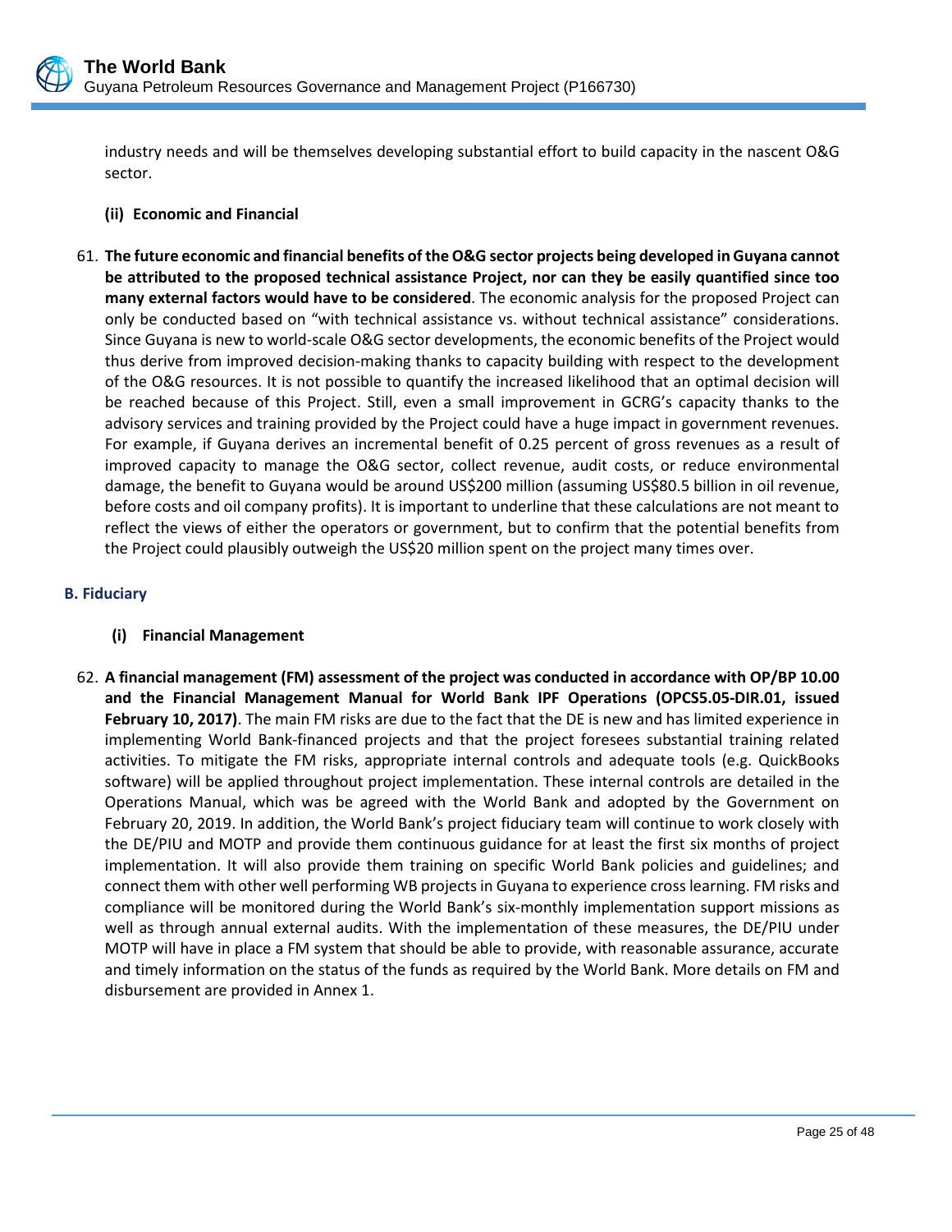industry needs and will be themselves developing substantial effort to build capacity in the nascent O&G sector.

**(ii) Economic and Financial**

61. **The future economic and financial benefits of the O&G sector projects being developed in Guyana cannot be attributed to the proposed technical assistance Project, nor can they be easily quantified since too many external factors would have to be considered**. The economic analysis for the proposed Project can only be conducted based on "with technical assistance vs. without technical assistance" considerations. Since Guyana is new to world-scale O&G sector developments, the economic benefits of the Project would thus derive from improved decision-making thanks to capacity building with respect to the development of the O&G resources. It is not possible to quantify the increased likelihood that an optimal decision will be reached because of this Project. Still, even a small improvement in GCRG's capacity thanks to the advisory services and training provided by the Project could have a huge impact in government revenues. For example, if Guyana derives an incremental benefit of 0.25 percent of gross revenues as a result of improved capacity to manage the O&G sector, collect revenue, audit costs, or reduce environmental damage, the benefit to Guyana would be around US$200 million (assuming US$80.5 billion in oil revenue, before costs and oil company profits). It is important to underline that these calculations are not meant to reflect the views of either the operators or government, but to confirm that the potential benefits from the Project could plausibly outweigh the US$20 million spent on the project many times over.

## B. Fiduciary

**(i) Financial Management**

62. **A financial management (FM) assessment of the project was conducted in accordance with OP/BP 10.00 and the Financial Management Manual for World Bank IPF Operations (OPCS5.05-DIR.01, issued February 10, 2017)**. The main FM risks are due to the fact that the DE is new and has limited experience in implementing World Bank-financed projects and that the project foresees substantial training related activities. To mitigate the FM risks, appropriate internal controls and adequate tools (e.g. QuickBooks software) will be applied throughout project implementation. These internal controls are detailed in the Operations Manual, which was be agreed with the World Bank and adopted by the Government on February 20, 2019. In addition, the World Bank's project fiduciary team will continue to work closely with the DE/PIU and MOTP and provide them continuous guidance for at least the first six months of project implementation. It will also provide them training on specific World Bank policies and guidelines; and connect them with other well performing WB projects in Guyana to experience cross learning. FM risks and compliance will be monitored during the World Bank's six-monthly implementation support missions as well as through annual external audits. With the implementation of these measures, the DE/PIU under MOTP will have in place a FM system that should be able to provide, with reasonable assurance, accurate and timely information on the status of the funds as required by the World Bank. More details on FM and disbursement are provided in Annex 1.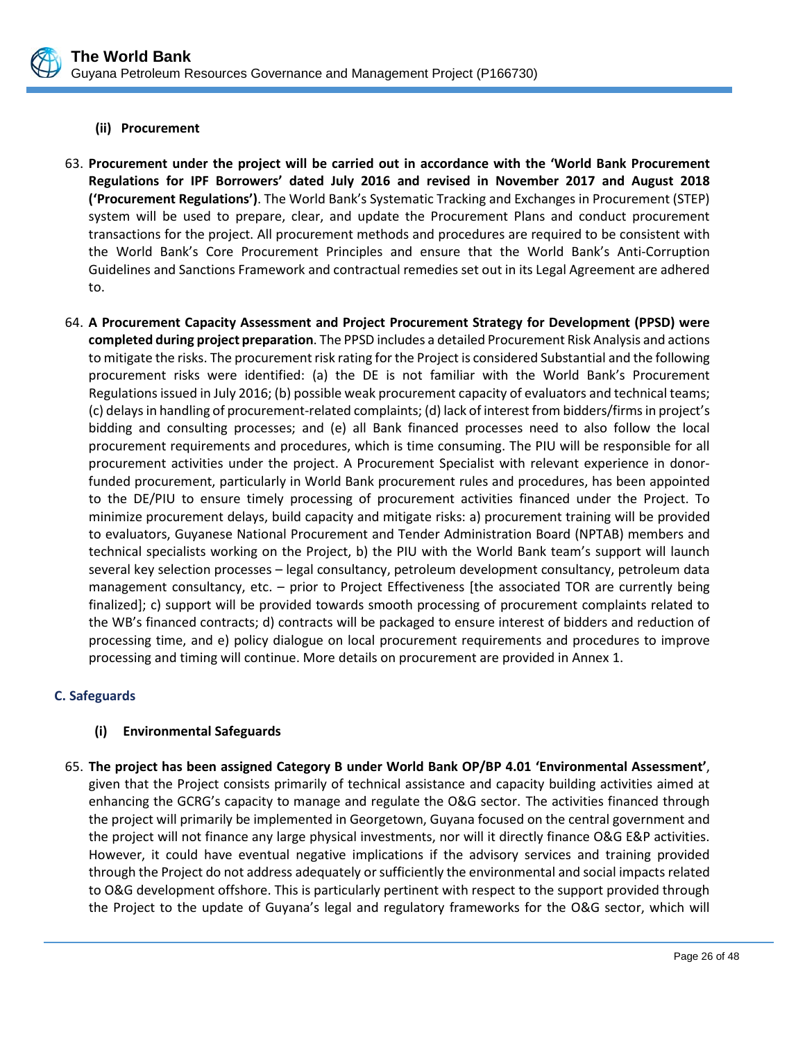### (ii) Procurement

63. **Procurement under the project will be carried out in accordance with the 'World Bank Procurement Regulations for IPF Borrowers' dated July 2016 and revised in November 2017 and August 2018 ('Procurement Regulations')**. The World Bank's Systematic Tracking and Exchanges in Procurement (STEP) system will be used to prepare, clear, and update the Procurement Plans and conduct procurement transactions for the project. All procurement methods and procedures are required to be consistent with the World Bank's Core Procurement Principles and ensure that the World Bank's Anti-Corruption Guidelines and Sanctions Framework and contractual remedies set out in its Legal Agreement are adhered to.

64. **A Procurement Capacity Assessment and Project Procurement Strategy for Development (PPSD) were completed during project preparation**. The PPSD includes a detailed Procurement Risk Analysis and actions to mitigate the risks. The procurement risk rating for the Project is considered Substantial and the following procurement risks were identified: (a) the DE is not familiar with the World Bank's Procurement Regulations issued in July 2016; (b) possible weak procurement capacity of evaluators and technical teams; (c) delays in handling of procurement-related complaints; (d) lack of interest from bidders/firms in project's bidding and consulting processes; and (e) all Bank financed processes need to also follow the local procurement requirements and procedures, which is time consuming. The PIU will be responsible for all procurement activities under the project. A Procurement Specialist with relevant experience in donor-funded procurement, particularly in World Bank procurement rules and procedures, has been appointed to the DE/PIU to ensure timely processing of procurement activities financed under the Project. To minimize procurement delays, build capacity and mitigate risks: a) procurement training will be provided to evaluators, Guyanese National Procurement and Tender Administration Board (NPTAB) members and technical specialists working on the Project, b) the PIU with the World Bank team's support will launch several key selection processes – legal consultancy, petroleum development consultancy, petroleum data management consultancy, etc. – prior to Project Effectiveness [the associated TOR are currently being finalized]; c) support will be provided towards smooth processing of procurement complaints related to the WB's financed contracts; d) contracts will be packaged to ensure interest of bidders and reduction of processing time, and e) policy dialogue on local procurement requirements and procedures to improve processing and timing will continue. More details on procurement are provided in Annex 1.

## C. Safeguards

### (i) Environmental Safeguards

65. **The project has been assigned Category B under World Bank OP/BP 4.01 'Environmental Assessment'**, given that the Project consists primarily of technical assistance and capacity building activities aimed at enhancing the GCRG's capacity to manage and regulate the O&G sector. The activities financed through the project will primarily be implemented in Georgetown, Guyana focused on the central government and the project will not finance any large physical investments, nor will it directly finance O&G E&P activities. However, it could have eventual negative implications if the advisory services and training provided through the Project do not address adequately or sufficiently the environmental and social impacts related to O&G development offshore. This is particularly pertinent with respect to the support provided through the Project to the update of Guyana's legal and regulatory frameworks for the O&G sector, which will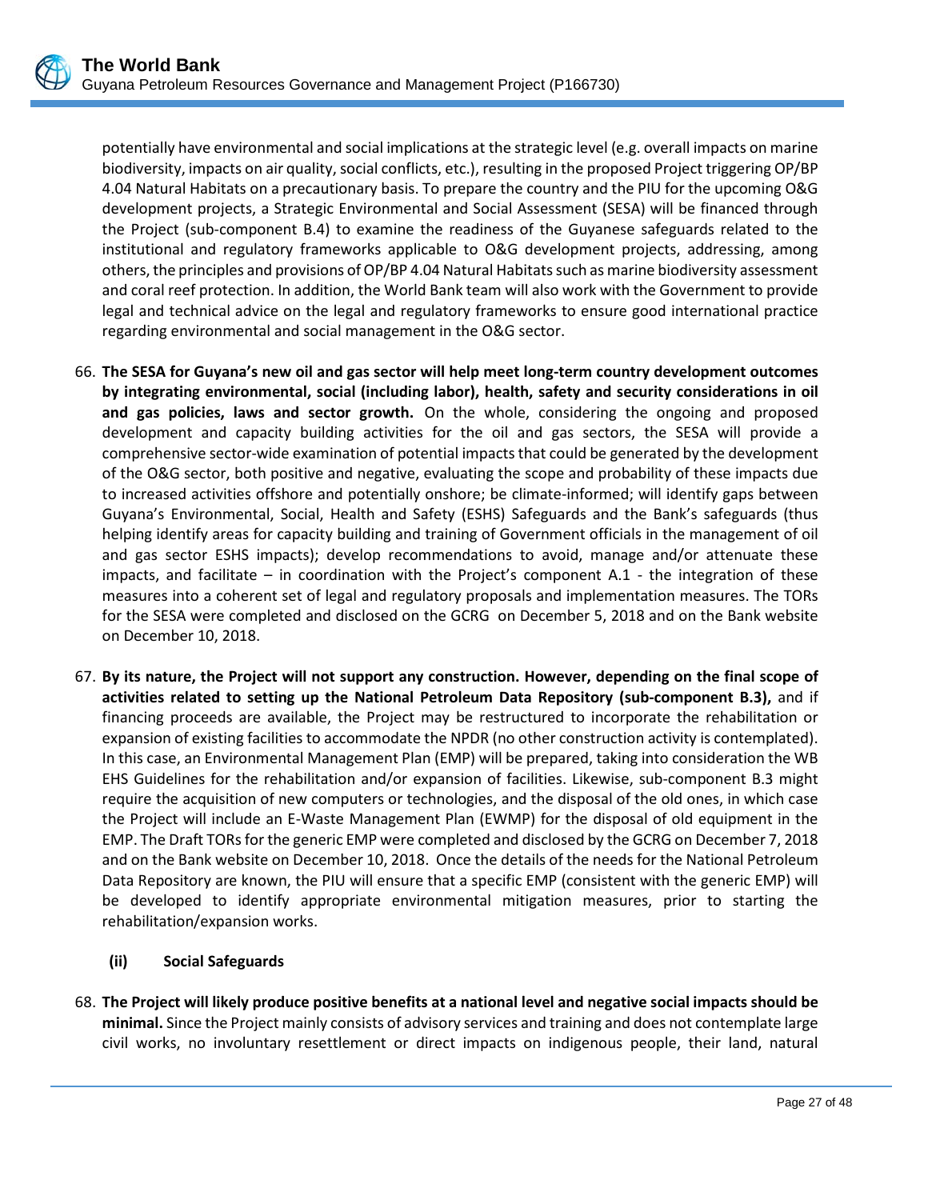potentially have environmental and social implications at the strategic level (e.g. overall impacts on marine biodiversity, impacts on air quality, social conflicts, etc.), resulting in the proposed Project triggering OP/BP 4.04 Natural Habitats on a precautionary basis. To prepare the country and the PIU for the upcoming O&G development projects, a Strategic Environmental and Social Assessment (SESA) will be financed through the Project (sub-component B.4) to examine the readiness of the Guyanese safeguards related to the institutional and regulatory frameworks applicable to O&G development projects, addressing, among others, the principles and provisions of OP/BP 4.04 Natural Habitats such as marine biodiversity assessment and coral reef protection. In addition, the World Bank team will also work with the Government to provide legal and technical advice on the legal and regulatory frameworks to ensure good international practice regarding environmental and social management in the O&G sector.

66. **The SESA for Guyana's new oil and gas sector will help meet long-term country development outcomes by integrating environmental, social (including labor), health, safety and security considerations in oil and gas policies, laws and sector growth.** On the whole, considering the ongoing and proposed development and capacity building activities for the oil and gas sectors, the SESA will provide a comprehensive sector-wide examination of potential impacts that could be generated by the development of the O&G sector, both positive and negative, evaluating the scope and probability of these impacts due to increased activities offshore and potentially onshore; be climate-informed; will identify gaps between Guyana's Environmental, Social, Health and Safety (ESHS) Safeguards and the Bank's safeguards (thus helping identify areas for capacity building and training of Government officials in the management of oil and gas sector ESHS impacts); develop recommendations to avoid, manage and/or attenuate these impacts, and facilitate – in coordination with the Project's component A.1 - the integration of these measures into a coherent set of legal and regulatory proposals and implementation measures. The TORs for the SESA were completed and disclosed on the GCRG on December 5, 2018 and on the Bank website on December 10, 2018.

67. **By its nature, the Project will not support any construction. However, depending on the final scope of activities related to setting up the National Petroleum Data Repository (sub-component B.3),** and if financing proceeds are available, the Project may be restructured to incorporate the rehabilitation or expansion of existing facilities to accommodate the NPDR (no other construction activity is contemplated). In this case, an Environmental Management Plan (EMP) will be prepared, taking into consideration the WB EHS Guidelines for the rehabilitation and/or expansion of facilities. Likewise, sub-component B.3 might require the acquisition of new computers or technologies, and the disposal of the old ones, in which case the Project will include an E-Waste Management Plan (EWMP) for the disposal of old equipment in the EMP. The Draft TORs for the generic EMP were completed and disclosed by the GCRG on December 7, 2018 and on the Bank website on December 10, 2018. Once the details of the needs for the National Petroleum Data Repository are known, the PIU will ensure that a specific EMP (consistent with the generic EMP) will be developed to identify appropriate environmental mitigation measures, prior to starting the rehabilitation/expansion works.

### (ii) Social Safeguards

68. **The Project will likely produce positive benefits at a national level and negative social impacts should be minimal.** Since the Project mainly consists of advisory services and training and does not contemplate large civil works, no involuntary resettlement or direct impacts on indigenous people, their land, natural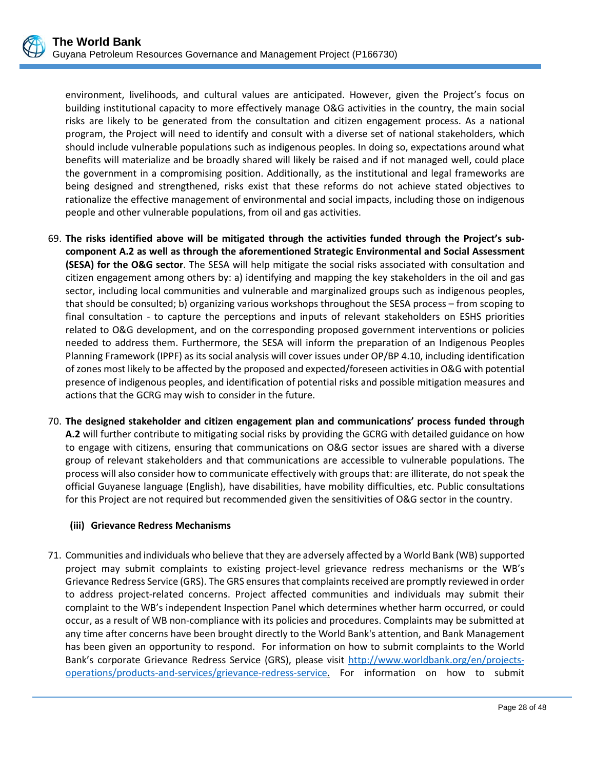environment, livelihoods, and cultural values are anticipated. However, given the Project's focus on building institutional capacity to more effectively manage O&G activities in the country, the main social risks are likely to be generated from the consultation and citizen engagement process. As a national program, the Project will need to identify and consult with a diverse set of national stakeholders, which should include vulnerable populations such as indigenous peoples. In doing so, expectations around what benefits will materialize and be broadly shared will likely be raised and if not managed well, could place the government in a compromising position. Additionally, as the institutional and legal frameworks are being designed and strengthened, risks exist that these reforms do not achieve stated objectives to rationalize the effective management of environmental and social impacts, including those on indigenous people and other vulnerable populations, from oil and gas activities.

69. **The risks identified above will be mitigated through the activities funded through the Project's sub-component A.2 as well as through the aforementioned Strategic Environmental and Social Assessment (SESA) for the O&G sector**. The SESA will help mitigate the social risks associated with consultation and citizen engagement among others by: a) identifying and mapping the key stakeholders in the oil and gas sector, including local communities and vulnerable and marginalized groups such as indigenous peoples, that should be consulted; b) organizing various workshops throughout the SESA process – from scoping to final consultation - to capture the perceptions and inputs of relevant stakeholders on ESHS priorities related to O&G development, and on the corresponding proposed government interventions or policies needed to address them. Furthermore, the SESA will inform the preparation of an Indigenous Peoples Planning Framework (IPPF) as its social analysis will cover issues under OP/BP 4.10, including identification of zones most likely to be affected by the proposed and expected/foreseen activities in O&G with potential presence of indigenous peoples, and identification of potential risks and possible mitigation measures and actions that the GCRG may wish to consider in the future.

70. **The designed stakeholder and citizen engagement plan and communications' process funded through A.2** will further contribute to mitigating social risks by providing the GCRG with detailed guidance on how to engage with citizens, ensuring that communications on O&G sector issues are shared with a diverse group of relevant stakeholders and that communications are accessible to vulnerable populations. The process will also consider how to communicate effectively with groups that: are illiterate, do not speak the official Guyanese language (English), have disabilities, have mobility difficulties, etc. Public consultations for this Project are not required but recommended given the sensitivities of O&G sector in the country.

### (iii) Grievance Redress Mechanisms

71. Communities and individuals who believe that they are adversely affected by a World Bank (WB) supported project may submit complaints to existing project-level grievance redress mechanisms or the WB's Grievance Redress Service (GRS). The GRS ensures that complaints received are promptly reviewed in order to address project-related concerns. Project affected communities and individuals may submit their complaint to the WB's independent Inspection Panel which determines whether harm occurred, or could occur, as a result of WB non-compliance with its policies and procedures. Complaints may be submitted at any time after concerns have been brought directly to the World Bank's attention, and Bank Management has been given an opportunity to respond. For information on how to submit complaints to the World Bank's corporate Grievance Redress Service (GRS), please visit [http://www.worldbank.org/en/projects-operations/products-and-services/grievance-redress-service](http://www.worldbank.org/en/projects-operations/products-and-services/grievance-redress-service). For information on how to submit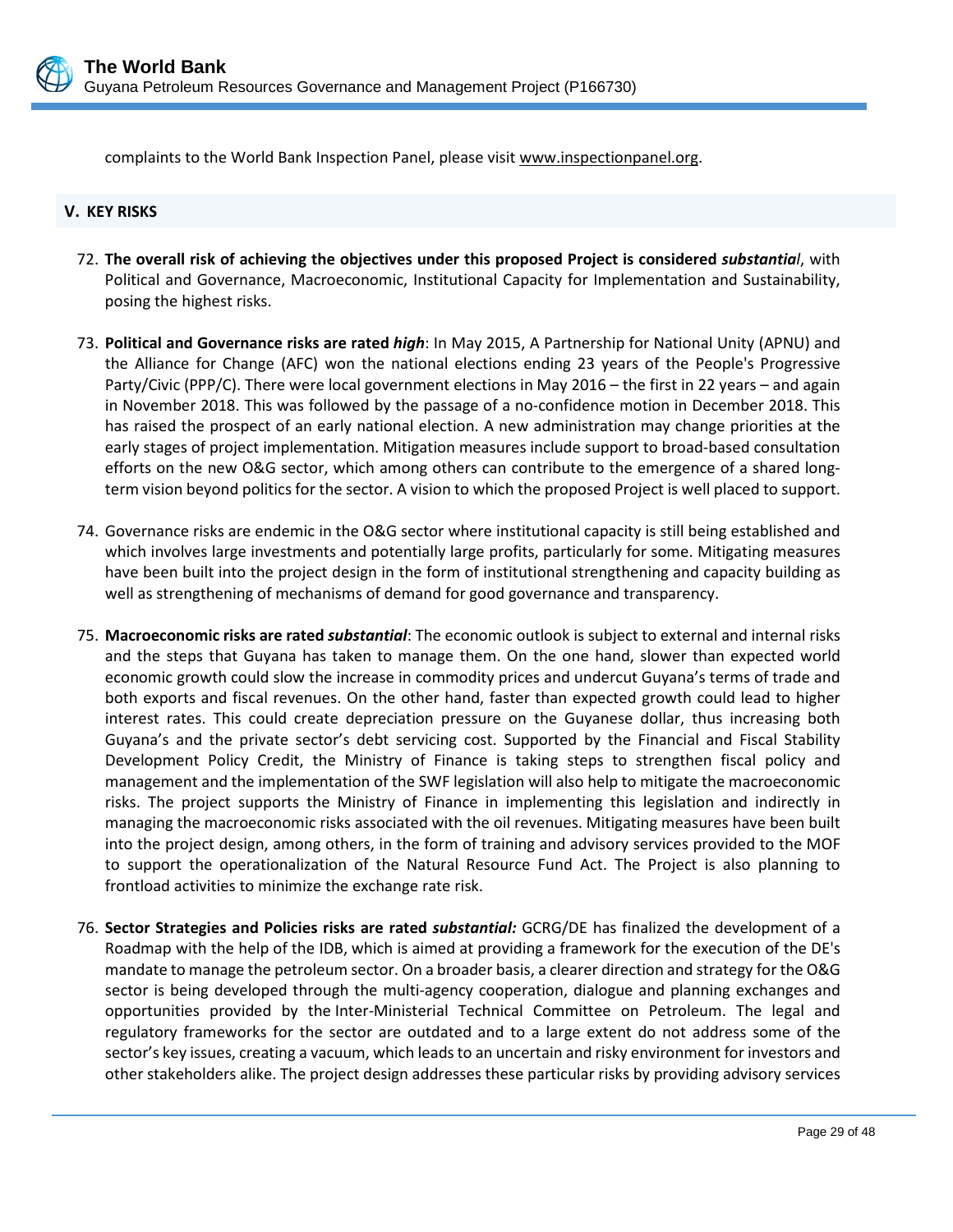complaints to the World Bank Inspection Panel, please visit www.inspectionpanel.org.

## V. KEY RISKS

72. **The overall risk of achieving the objectives under this proposed Project is considered *substantia*l**, with Political and Governance, Macroeconomic, Institutional Capacity for Implementation and Sustainability, posing the highest risks.

73. **Political and Governance risks are rated *high***: In May 2015, A Partnership for National Unity (APNU) and the Alliance for Change (AFC) won the national elections ending 23 years of the People's Progressive Party/Civic (PPP/C). There were local government elections in May 2016 – the first in 22 years – and again in November 2018. This was followed by the passage of a no-confidence motion in December 2018. This has raised the prospect of an early national election. A new administration may change priorities at the early stages of project implementation. Mitigation measures include support to broad-based consultation efforts on the new O&G sector, which among others can contribute to the emergence of a shared long-term vision beyond politics for the sector. A vision to which the proposed Project is well placed to support.

74. Governance risks are endemic in the O&G sector where institutional capacity is still being established and which involves large investments and potentially large profits, particularly for some. Mitigating measures have been built into the project design in the form of institutional strengthening and capacity building as well as strengthening of mechanisms of demand for good governance and transparency.

75. **Macroeconomic risks are rated *substantial***: The economic outlook is subject to external and internal risks and the steps that Guyana has taken to manage them. On the one hand, slower than expected world economic growth could slow the increase in commodity prices and undercut Guyana's terms of trade and both exports and fiscal revenues. On the other hand, faster than expected growth could lead to higher interest rates. This could create depreciation pressure on the Guyanese dollar, thus increasing both Guyana's and the private sector's debt servicing cost. Supported by the Financial and Fiscal Stability Development Policy Credit, the Ministry of Finance is taking steps to strengthen fiscal policy and management and the implementation of the SWF legislation will also help to mitigate the macroeconomic risks. The project supports the Ministry of Finance in implementing this legislation and indirectly in managing the macroeconomic risks associated with the oil revenues. Mitigating measures have been built into the project design, among others, in the form of training and advisory services provided to the MOF to support the operationalization of the Natural Resource Fund Act. The Project is also planning to frontload activities to minimize the exchange rate risk.

76. **Sector Strategies and Policies risks are rated *substantial:*** GCRG/DE has finalized the development of a Roadmap with the help of the IDB, which is aimed at providing a framework for the execution of the DE's mandate to manage the petroleum sector. On a broader basis, a clearer direction and strategy for the O&G sector is being developed through the multi-agency cooperation, dialogue and planning exchanges and opportunities provided by the Inter-Ministerial Technical Committee on Petroleum. The legal and regulatory frameworks for the sector are outdated and to a large extent do not address some of the sector's key issues, creating a vacuum, which leads to an uncertain and risky environment for investors and other stakeholders alike. The project design addresses these particular risks by providing advisory services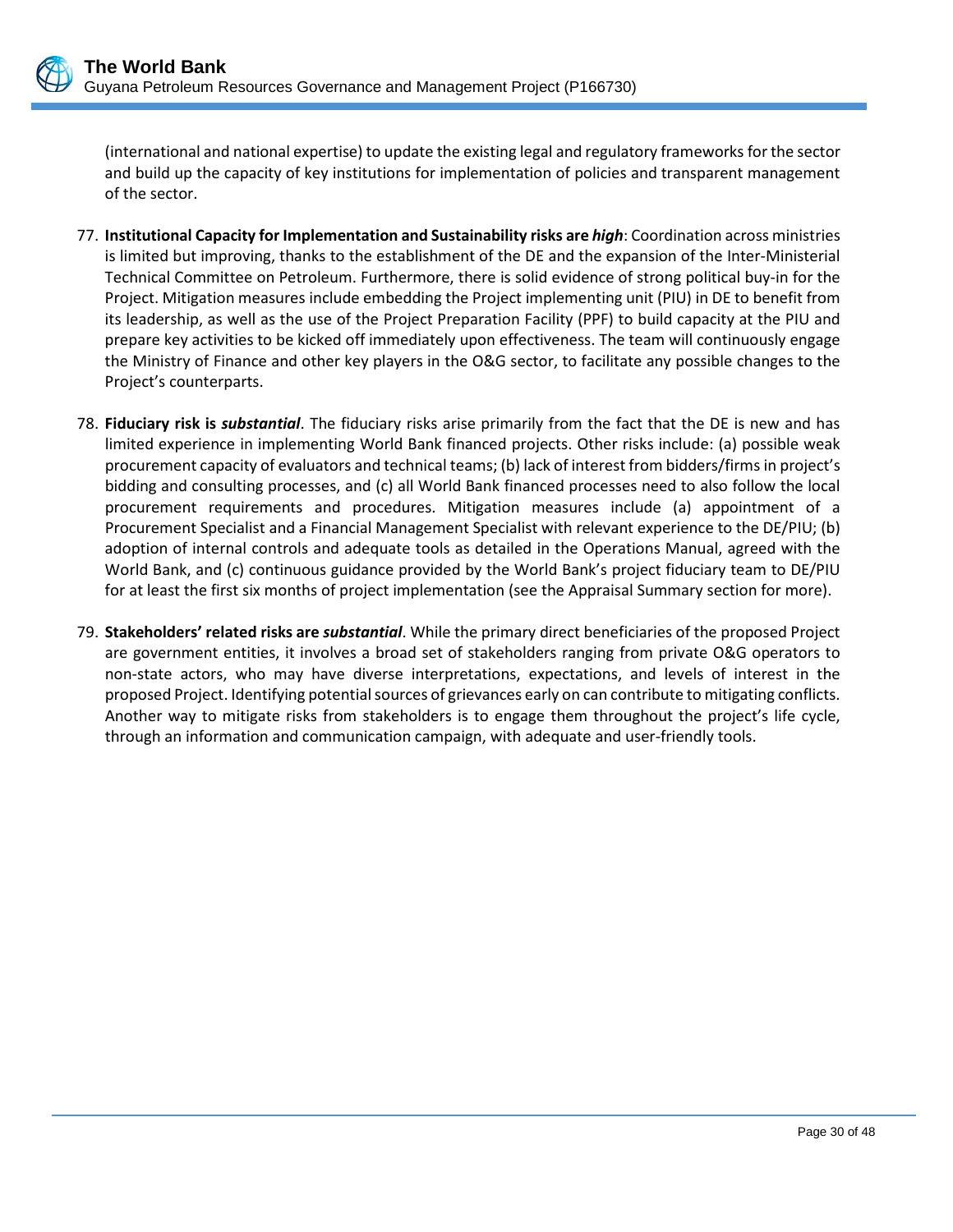(international and national expertise) to update the existing legal and regulatory frameworks for the sector and build up the capacity of key institutions for implementation of policies and transparent management of the sector.

77. **Institutional Capacity for Implementation and Sustainability risks are *high***: Coordination across ministries is limited but improving, thanks to the establishment of the DE and the expansion of the Inter-Ministerial Technical Committee on Petroleum. Furthermore, there is solid evidence of strong political buy-in for the Project. Mitigation measures include embedding the Project implementing unit (PIU) in DE to benefit from its leadership, as well as the use of the Project Preparation Facility (PPF) to build capacity at the PIU and prepare key activities to be kicked off immediately upon effectiveness. The team will continuously engage the Ministry of Finance and other key players in the O&G sector, to facilitate any possible changes to the Project's counterparts.

78. **Fiduciary risk is *substantial***. The fiduciary risks arise primarily from the fact that the DE is new and has limited experience in implementing World Bank financed projects. Other risks include: (a) possible weak procurement capacity of evaluators and technical teams; (b) lack of interest from bidders/firms in project's bidding and consulting processes, and (c) all World Bank financed processes need to also follow the local procurement requirements and procedures. Mitigation measures include (a) appointment of a Procurement Specialist and a Financial Management Specialist with relevant experience to the DE/PIU; (b) adoption of internal controls and adequate tools as detailed in the Operations Manual, agreed with the World Bank, and (c) continuous guidance provided by the World Bank's project fiduciary team to DE/PIU for at least the first six months of project implementation (see the Appraisal Summary section for more).

79. **Stakeholders' related risks are *substantial***. While the primary direct beneficiaries of the proposed Project are government entities, it involves a broad set of stakeholders ranging from private O&G operators to non-state actors, who may have diverse interpretations, expectations, and levels of interest in the proposed Project. Identifying potential sources of grievances early on can contribute to mitigating conflicts. Another way to mitigate risks from stakeholders is to engage them throughout the project's life cycle, through an information and communication campaign, with adequate and user-friendly tools.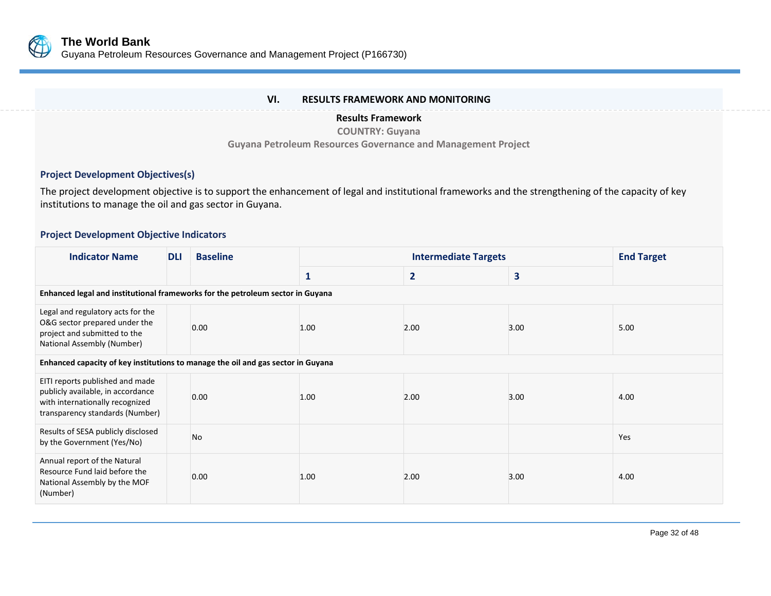## VI. RESULTS FRAMEWORK AND MONITORING

**Results Framework**

**COUNTRY: Guyana**

**Guyana Petroleum Resources Governance and Management Project**

### Project Development Objectives(s)

The project development objective is to support the enhancement of legal and institutional frameworks and the strengthening of the capacity of key institutions to manage the oil and gas sector in Guyana.

### Project Development Objective Indicators

| Indicator Name | DLI | Baseline | Intermediate Targets | | | End Target |
|---|---|---|---|---|---|---|
| | | | 1 | 2 | 3 | |
| **Enhanced legal and institutional frameworks for the petroleum sector in Guyana** | | | | | | |
| Legal and regulatory acts for the O&G sector prepared under the project and submitted to the National Assembly (Number) | | 0.00 | 1.00 | 2.00 | 3.00 | 5.00 |
| **Enhanced capacity of key institutions to manage the oil and gas sector in Guyana** | | | | | | |
| EITI reports published and made publicly available, in accordance with internationally recognized transparency standards (Number) | | 0.00 | 1.00 | 2.00 | 3.00 | 4.00 |
| Results of SESA publicly disclosed by the Government (Yes/No) | | No | | | | Yes |
| Annual report of the Natural Resource Fund laid before the National Assembly by the MOF (Number) | | 0.00 | 1.00 | 2.00 | 3.00 | 4.00 |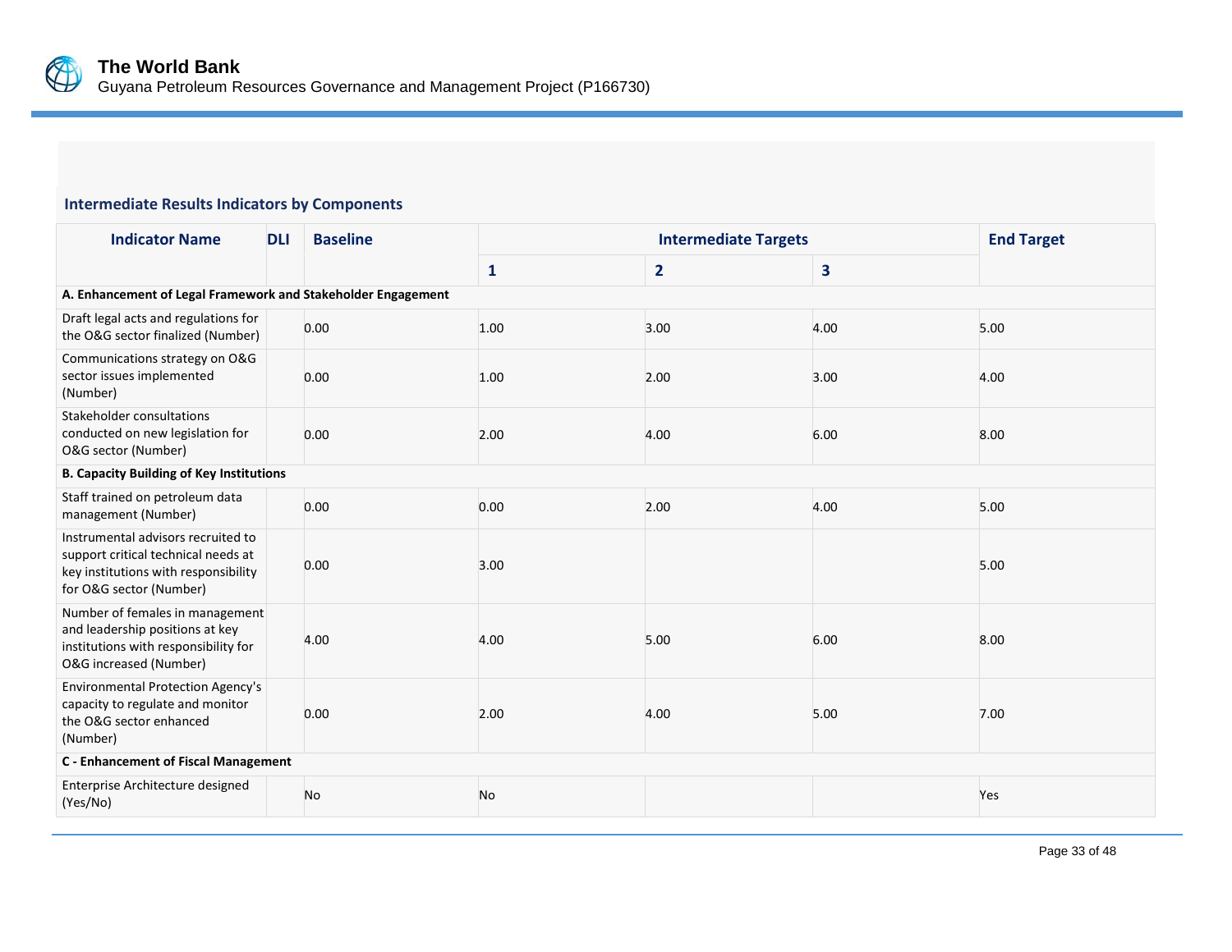### Intermediate Results Indicators by Components

| Indicator Name | DLI | Baseline | Intermediate Targets | | | End Target |
|---|---|---|---|---|---|---|
| | | | 1 | 2 | 3 | |
| **A. Enhancement of Legal Framework and Stakeholder Engagement** | | | | | | |
| Draft legal acts and regulations for the O&G sector finalized (Number) | | 0.00 | 1.00 | 3.00 | 4.00 | 5.00 |
| Communications strategy on O&G sector issues implemented (Number) | | 0.00 | 1.00 | 2.00 | 3.00 | 4.00 |
| Stakeholder consultations conducted on new legislation for O&G sector (Number) | | 0.00 | 2.00 | 4.00 | 6.00 | 8.00 |
| **B. Capacity Building of Key Institutions** | | | | | | |
| Staff trained on petroleum data management (Number) | | 0.00 | 0.00 | 2.00 | 4.00 | 5.00 |
| Instrumental advisors recruited to support critical technical needs at key institutions with responsibility for O&G sector (Number) | | 0.00 | 3.00 | | | 5.00 |
| Number of females in management and leadership positions at key institutions with responsibility for O&G increased (Number) | | 4.00 | 4.00 | 5.00 | 6.00 | 8.00 |
| Environmental Protection Agency's capacity to regulate and monitor the O&G sector enhanced (Number) | | 0.00 | 2.00 | 4.00 | 5.00 | 7.00 |
| **C - Enhancement of Fiscal Management** | | | | | | |
| Enterprise Architecture designed (Yes/No) | | No | No | | | Yes |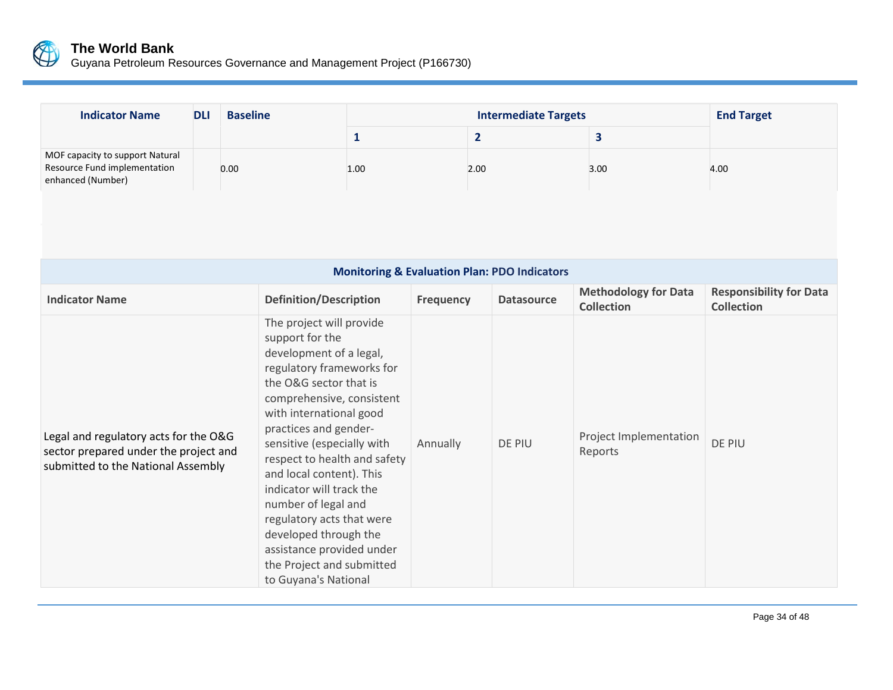| Indicator Name | DLI | Baseline | Intermediate Targets | | | End Target |
|---|---|---|---|---|---|---|
| | | | 1 | 2 | 3 | |
| MOF capacity to support Natural Resource Fund implementation enhanced (Number) | | 0.00 | 1.00 | 2.00 | 3.00 | 4.00 |

| Monitoring & Evaluation Plan: PDO Indicators | | | | | |
|---|---|---|---|---|---|
| **Indicator Name** | **Definition/Description** | **Frequency** | **Datasource** | **Methodology for Data Collection** | **Responsibility for Data Collection** |
| Legal and regulatory acts for the O&G sector prepared under the project and submitted to the National Assembly | The project will provide support for the development of a legal, regulatory frameworks for the O&G sector that is comprehensive, consistent with international good practices and gender-sensitive (especially with respect to health and safety and local content). This indicator will track the number of legal and regulatory acts that were developed through the assistance provided under the Project and submitted to Guyana's National | Annually | DE PIU | Project Implementation Reports | DE PIU |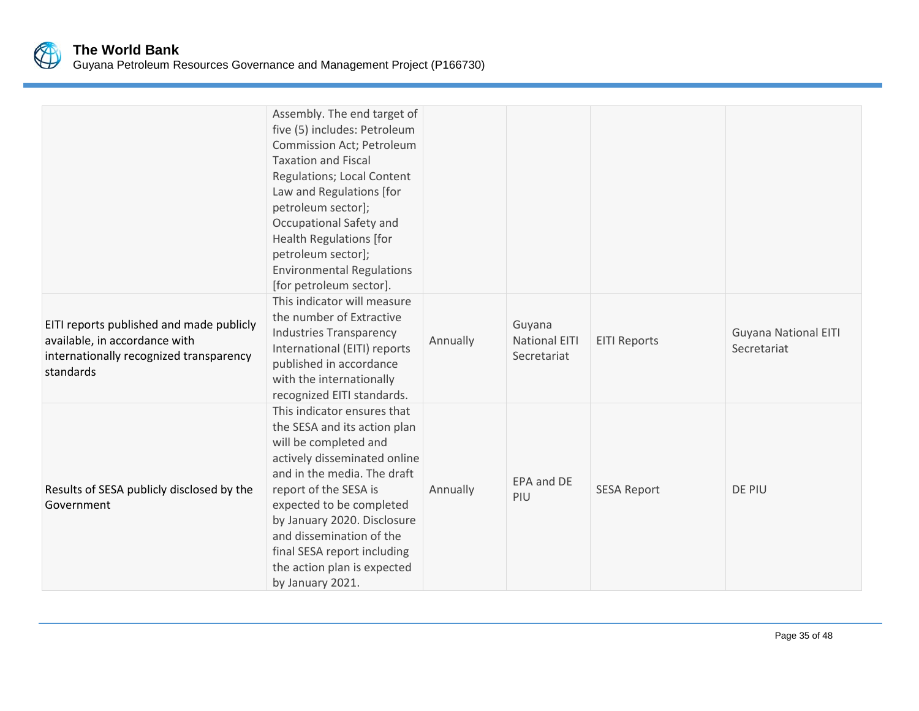| | | | | | |
|---|---|---|---|---|---|
| | Assembly. The end target of five (5) includes: Petroleum Commission Act; Petroleum Taxation and Fiscal Regulations; Local Content Law and Regulations [for petroleum sector]; Occupational Safety and Health Regulations [for petroleum sector]; Environmental Regulations [for petroleum sector]. | | | | |
| EITI reports published and made publicly available, in accordance with internationally recognized transparency standards | This indicator will measure the number of Extractive Industries Transparency International (EITI) reports published in accordance with the internationally recognized EITI standards. | Annually | Guyana National EITI Secretariat | EITI Reports | Guyana National EITI Secretariat |
| Results of SESA publicly disclosed by the Government | This indicator ensures that the SESA and its action plan will be completed and actively disseminated online and in the media. The draft report of the SESA is expected to be completed by January 2020. Disclosure and dissemination of the final SESA report including the action plan is expected by January 2021. | Annually | EPA and DE PIU | SESA Report | DE PIU |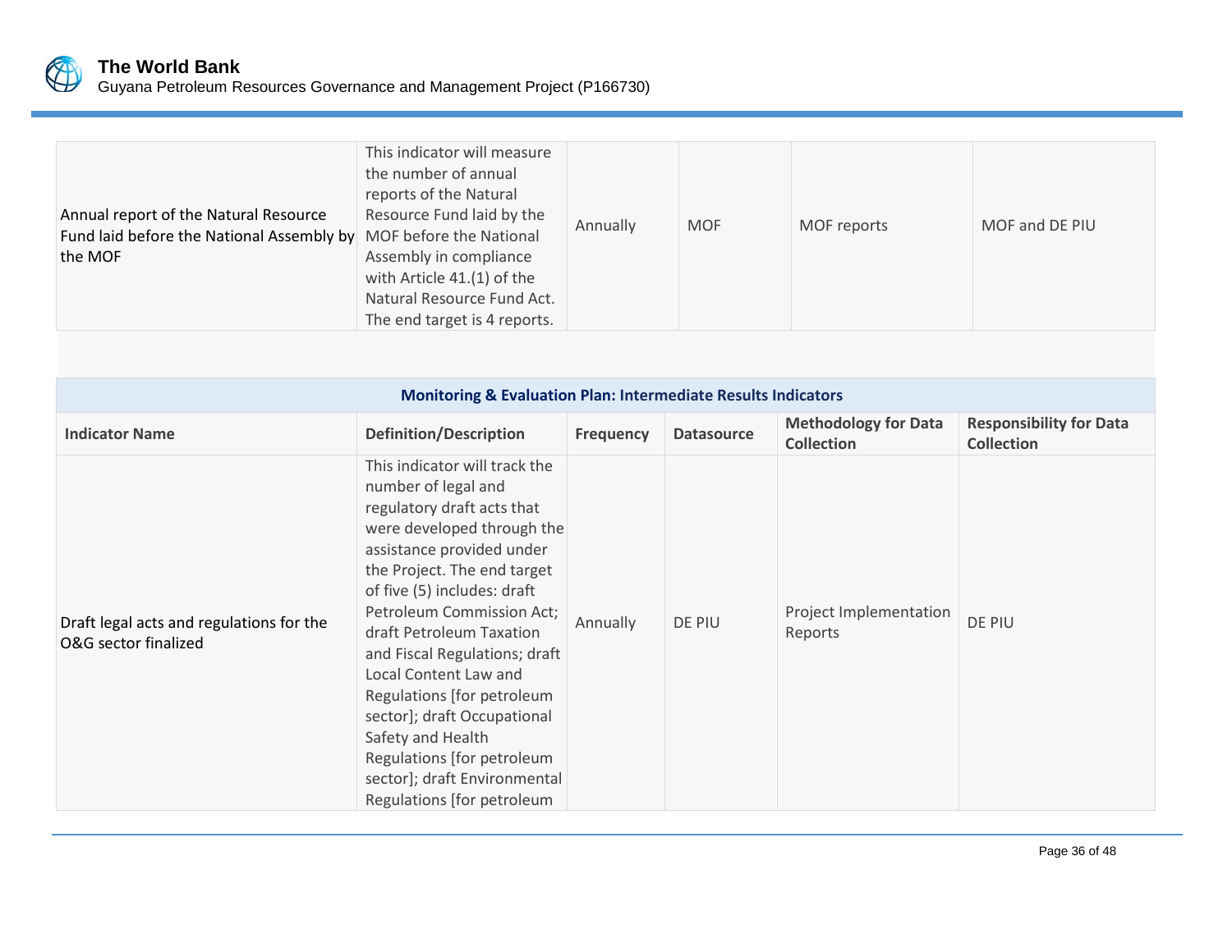| | | | | | |
|---|---|---|---|---|---|
| Annual report of the Natural Resource Fund laid before the National Assembly by the MOF | This indicator will measure the number of annual reports of the Natural Resource Fund laid by the MOF before the National Assembly in compliance with Article 41.(1) of the Natural Resource Fund Act. The end target is 4 reports. | Annually | MOF | MOF reports | MOF and DE PIU |

**Monitoring & Evaluation Plan: Intermediate Results Indicators**

| Indicator Name | Definition/Description | Frequency | Datasource | Methodology for Data Collection | Responsibility for Data Collection |
|---|---|---|---|---|---|
| Draft legal acts and regulations for the O&G sector finalized | This indicator will track the number of legal and regulatory draft acts that were developed through the assistance provided under the Project. The end target of five (5) includes: draft Petroleum Commission Act; draft Petroleum Taxation and Fiscal Regulations; draft Local Content Law and Regulations [for petroleum sector]; draft Occupational Safety and Health Regulations [for petroleum sector]; draft Environmental Regulations [for petroleum | Annually | DE PIU | Project Implementation Reports | DE PIU |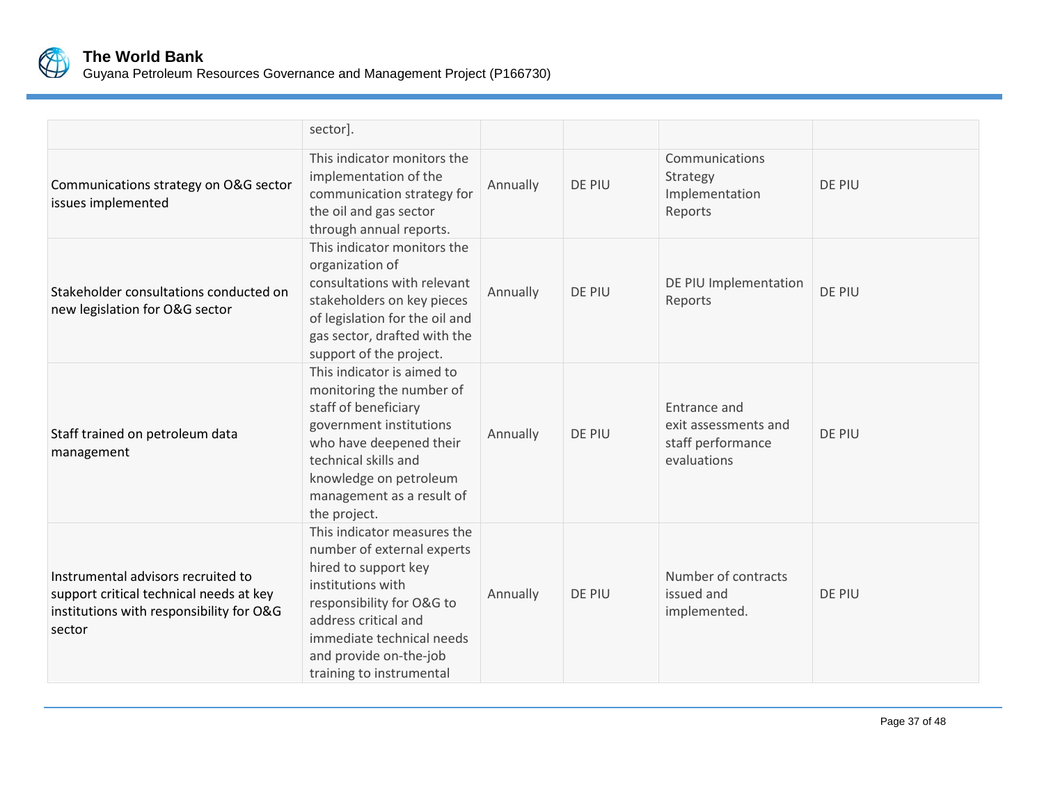| | | | | | |
|---|---|---|---|---|---|
| | sector]. | | | | |
| Communications strategy on O&G sector issues implemented | This indicator monitors the implementation of the communication strategy for the oil and gas sector through annual reports. | Annually | DE PIU | Communications Strategy Implementation Reports | DE PIU |
| Stakeholder consultations conducted on new legislation for O&G sector | This indicator monitors the organization of consultations with relevant stakeholders on key pieces of legislation for the oil and gas sector, drafted with the support of the project. | Annually | DE PIU | DE PIU Implementation Reports | DE PIU |
| Staff trained on petroleum data management | This indicator is aimed to monitoring the number of staff of beneficiary government institutions who have deepened their technical skills and knowledge on petroleum management as a result of the project. | Annually | DE PIU | Entrance and exit assessments and staff performance evaluations | DE PIU |
| Instrumental advisors recruited to support critical technical needs at key institutions with responsibility for O&G sector | This indicator measures the number of external experts hired to support key institutions with responsibility for O&G to address critical and immediate technical needs and provide on-the-job training to instrumental | Annually | DE PIU | Number of contracts issued and implemented. | DE PIU |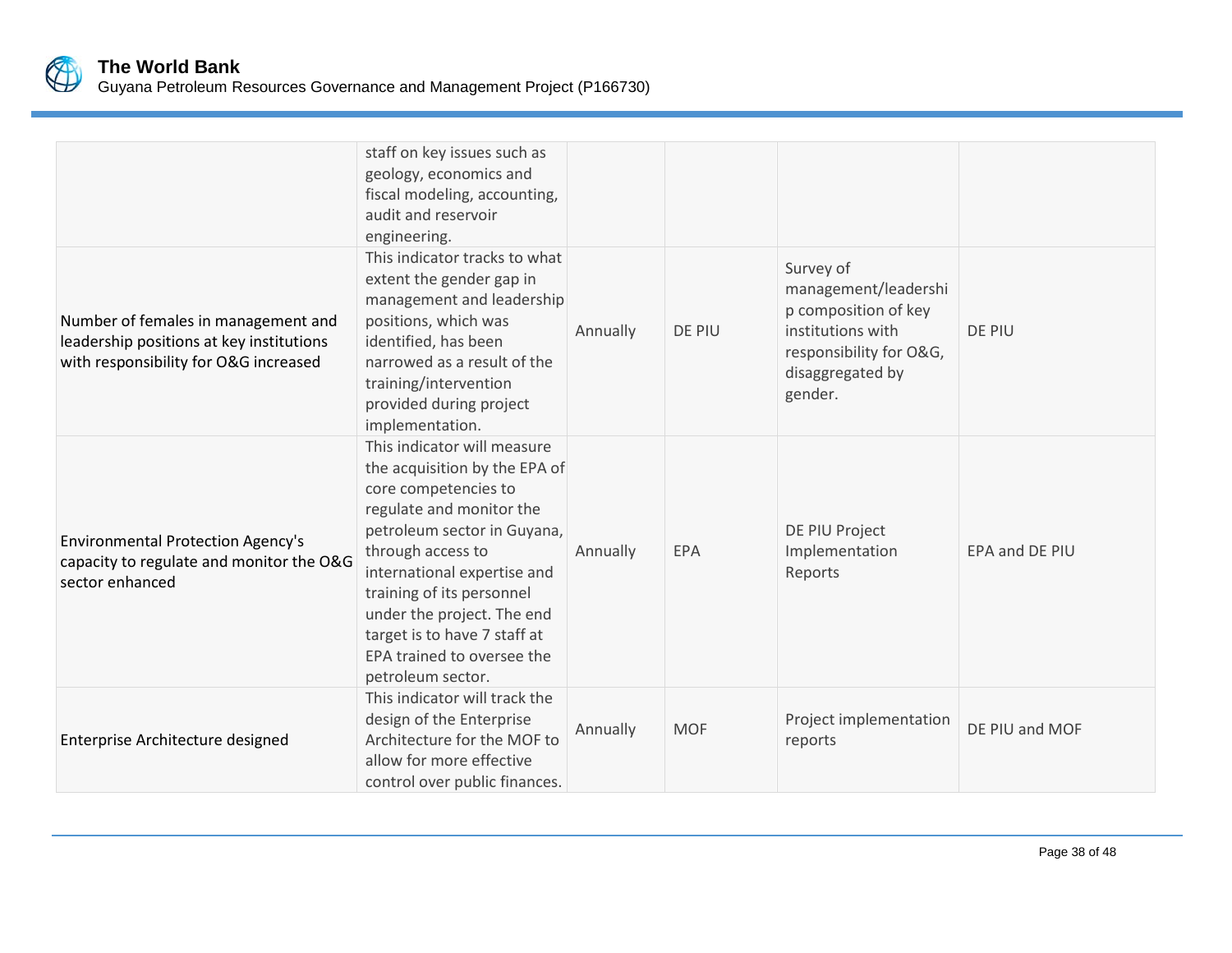|  |  |  |  |  |  |
|---|---|---|---|---|---|
|  | staff on key issues such as geology, economics and fiscal modeling, accounting, audit and reservoir engineering. |  |  |  |  |
| Number of females in management and leadership positions at key institutions with responsibility for O&G increased | This indicator tracks to what extent the gender gap in management and leadership positions, which was identified, has been narrowed as a result of the training/intervention provided during project implementation. | Annually | DE PIU | Survey of management/leadership composition of key institutions with responsibility for O&G, disaggregated by gender. | DE PIU |
| Environmental Protection Agency's capacity to regulate and monitor the O&G sector enhanced | This indicator will measure the acquisition by the EPA of core competencies to regulate and monitor the petroleum sector in Guyana, through access to international expertise and training of its personnel under the project. The end target is to have 7 staff at EPA trained to oversee the petroleum sector. | Annually | EPA | DE PIU Project Implementation Reports | EPA and DE PIU |
| Enterprise Architecture designed | This indicator will track the design of the Enterprise Architecture for the MOF to allow for more effective control over public finances. | Annually | MOF | Project implementation reports | DE PIU and MOF |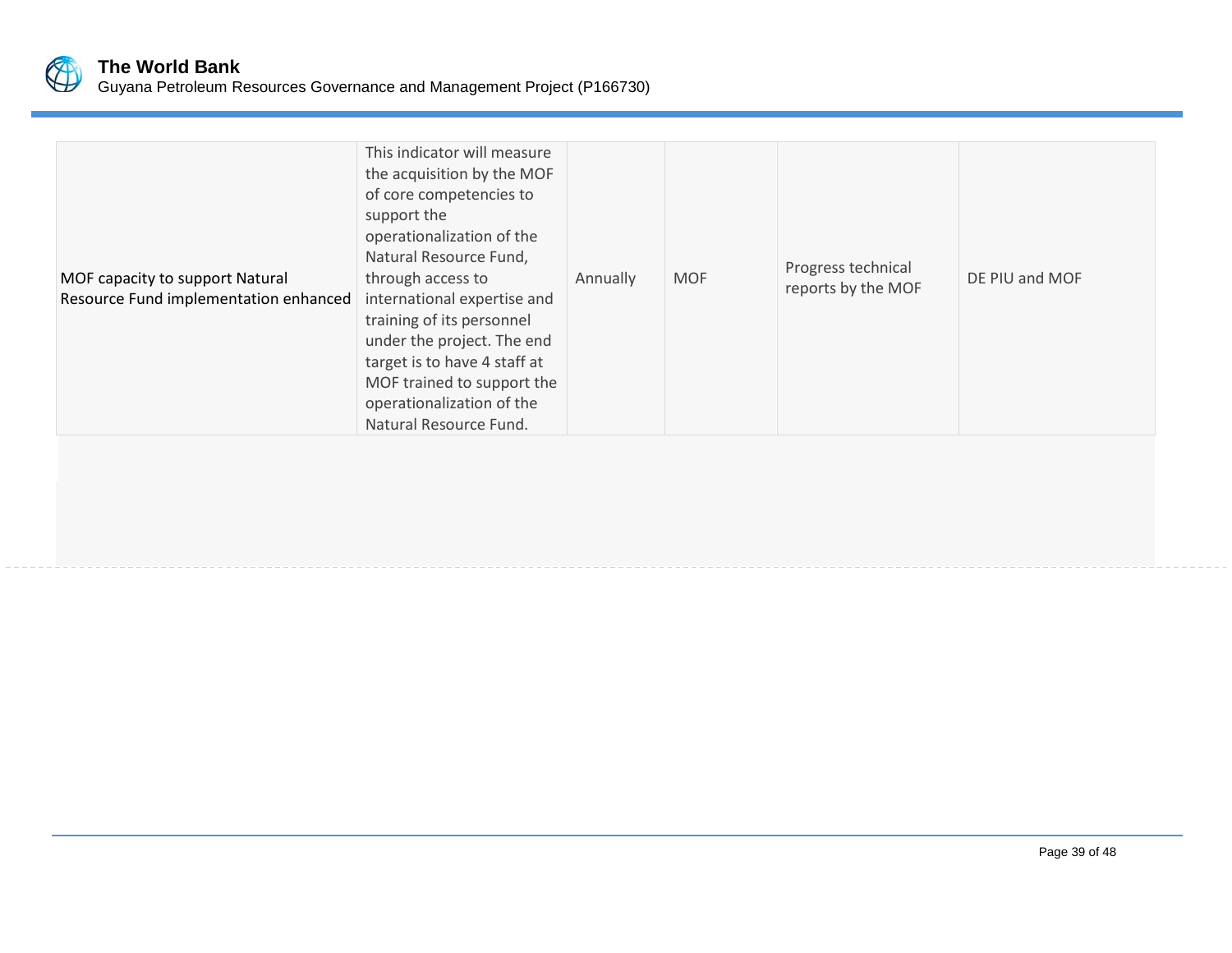| | | | | | |
|---|---|---|---|---|---|
| MOF capacity to support Natural Resource Fund implementation enhanced | This indicator will measure the acquisition by the MOF of core competencies to support the operationalization of the Natural Resource Fund, through access to international expertise and training of its personnel under the project. The end target is to have 4 staff at MOF trained to support the operationalization of the Natural Resource Fund. | Annually | MOF | Progress technical reports by the MOF | DE PIU and MOF |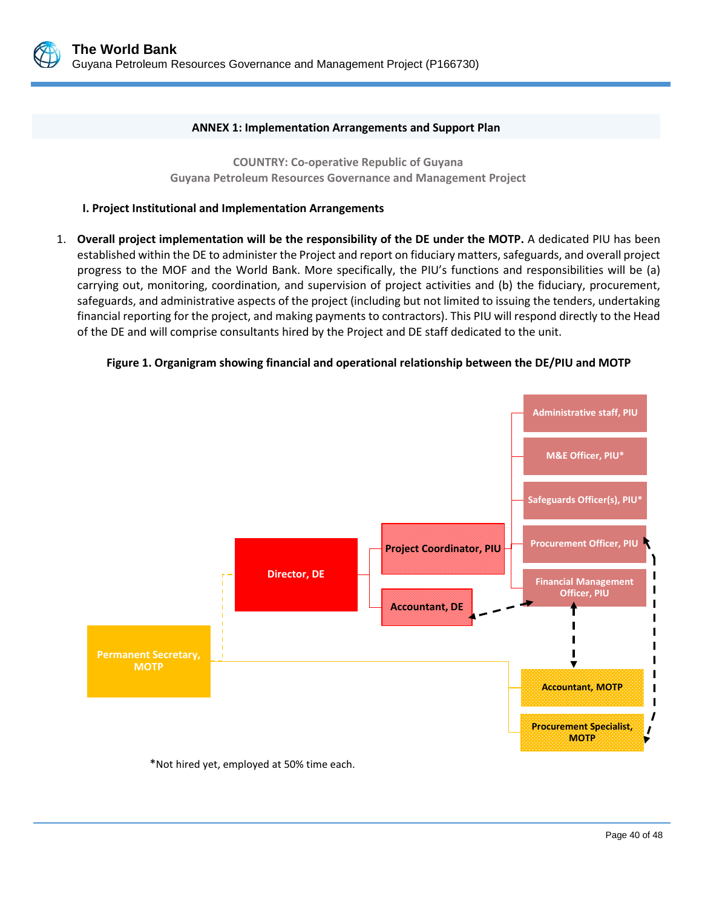## ANNEX 1: Implementation Arrangements and Support Plan

**COUNTRY: Co-operative Republic of Guyana**
**Guyana Petroleum Resources Governance and Management Project**

### I. Project Institutional and Implementation Arrangements

1. **Overall project implementation will be the responsibility of the DE under the MOTP.** A dedicated PIU has been established within the DE to administer the Project and report on fiduciary matters, safeguards, and overall project progress to the MOF and the World Bank. More specifically, the PIU's functions and responsibilities will be (a) carrying out, monitoring, coordination, and supervision of project activities and (b) the fiduciary, procurement, safeguards, and administrative aspects of the project (including but not limited to issuing the tenders, undertaking financial reporting for the project, and making payments to contractors). This PIU will respond directly to the Head of the DE and will comprise consultants hired by the Project and DE staff dedicated to the unit.

**Figure 1. Organigram showing financial and operational relationship between the DE/PIU and MOTP**

Permanent Secretary, MOTP

Director, DE

Project Coordinator, PIU

Accountant, DE

Administrative staff, PIU

M&E Officer, PIU*

Safeguards Officer(s), PIU*

Procurement Officer, PIU

Financial Management Officer, PIU

Accountant, MOTP

Procurement Specialist, MOTP

*Not hired yet, employed at 50% time each.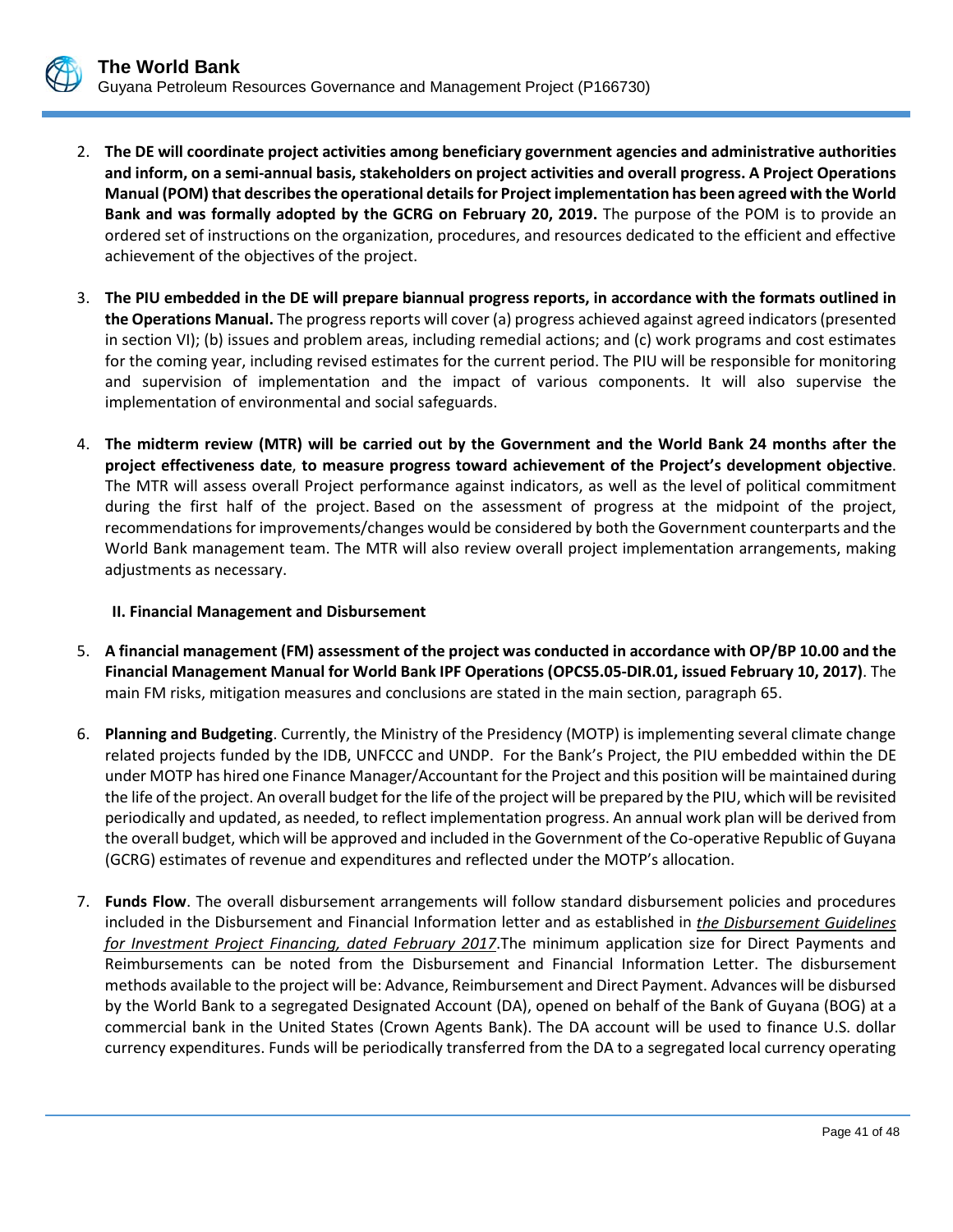2. **The DE will coordinate project activities among beneficiary government agencies and administrative authorities and inform, on a semi-annual basis, stakeholders on project activities and overall progress. A Project Operations Manual (POM) that describes the operational details for Project implementation has been agreed with the World Bank and was formally adopted by the GCRG on February 20, 2019.** The purpose of the POM is to provide an ordered set of instructions on the organization, procedures, and resources dedicated to the efficient and effective achievement of the objectives of the project.

3. **The PIU embedded in the DE will prepare biannual progress reports, in accordance with the formats outlined in the Operations Manual.** The progress reports will cover (a) progress achieved against agreed indicators (presented in section VI); (b) issues and problem areas, including remedial actions; and (c) work programs and cost estimates for the coming year, including revised estimates for the current period. The PIU will be responsible for monitoring and supervision of implementation and the impact of various components. It will also supervise the implementation of environmental and social safeguards.

4. **The midterm review (MTR) will be carried out by the Government and the World Bank 24 months after the project effectiveness date**, **to measure progress toward achievement of the Project's development objective**. The MTR will assess overall Project performance against indicators, as well as the level of political commitment during the first half of the project. Based on the assessment of progress at the midpoint of the project, recommendations for improvements/changes would be considered by both the Government counterparts and the World Bank management team. The MTR will also review overall project implementation arrangements, making adjustments as necessary.

**II. Financial Management and Disbursement**

5. **A financial management (FM) assessment of the project was conducted in accordance with OP/BP 10.00 and the Financial Management Manual for World Bank IPF Operations (OPCS5.05-DIR.01, issued February 10, 2017)**. The main FM risks, mitigation measures and conclusions are stated in the main section, paragraph 65.

6. **Planning and Budgeting**. Currently, the Ministry of the Presidency (MOTP) is implementing several climate change related projects funded by the IDB, UNFCCC and UNDP. For the Bank's Project, the PIU embedded within the DE under MOTP has hired one Finance Manager/Accountant for the Project and this position will be maintained during the life of the project. An overall budget for the life of the project will be prepared by the PIU, which will be revisited periodically and updated, as needed, to reflect implementation progress. An annual work plan will be derived from the overall budget, which will be approved and included in the Government of the Co-operative Republic of Guyana (GCRG) estimates of revenue and expenditures and reflected under the MOTP's allocation.

7. **Funds Flow**. The overall disbursement arrangements will follow standard disbursement policies and procedures included in the Disbursement and Financial Information letter and as established in ***the Disbursement Guidelines for Investment Project Financing, dated February 2017***.The minimum application size for Direct Payments and Reimbursements can be noted from the Disbursement and Financial Information Letter. The disbursement methods available to the project will be: Advance, Reimbursement and Direct Payment. Advances will be disbursed by the World Bank to a segregated Designated Account (DA), opened on behalf of the Bank of Guyana (BOG) at a commercial bank in the United States (Crown Agents Bank). The DA account will be used to finance U.S. dollar currency expenditures. Funds will be periodically transferred from the DA to a segregated local currency operating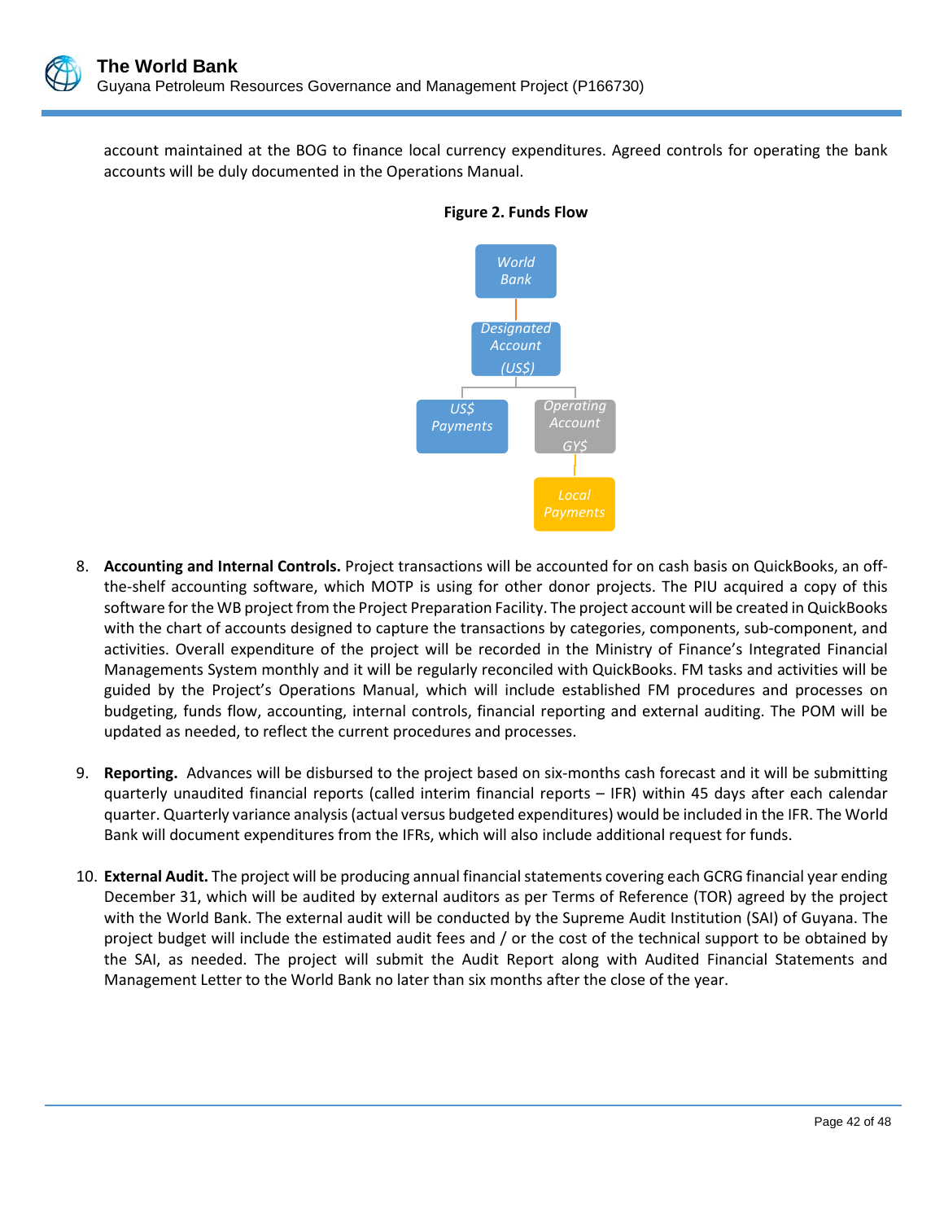account maintained at the BOG to finance local currency expenditures. Agreed controls for operating the bank accounts will be duly documented in the Operations Manual.

**Figure 2. Funds Flow**

World Bank → Designated Account (US$) → US$ Payments / Operating Account GY$ → Local Payments

8. **Accounting and Internal Controls.** Project transactions will be accounted for on cash basis on QuickBooks, an off-the-shelf accounting software, which MOTP is using for other donor projects. The PIU acquired a copy of this software for the WB project from the Project Preparation Facility. The project account will be created in QuickBooks with the chart of accounts designed to capture the transactions by categories, components, sub-component, and activities. Overall expenditure of the project will be recorded in the Ministry of Finance's Integrated Financial Managements System monthly and it will be regularly reconciled with QuickBooks. FM tasks and activities will be guided by the Project's Operations Manual, which will include established FM procedures and processes on budgeting, funds flow, accounting, internal controls, financial reporting and external auditing. The POM will be updated as needed, to reflect the current procedures and processes.

9. **Reporting.** Advances will be disbursed to the project based on six-months cash forecast and it will be submitting quarterly unaudited financial reports (called interim financial reports – IFR) within 45 days after each calendar quarter. Quarterly variance analysis (actual versus budgeted expenditures) would be included in the IFR. The World Bank will document expenditures from the IFRs, which will also include additional request for funds.

10. **External Audit.** The project will be producing annual financial statements covering each GCRG financial year ending December 31, which will be audited by external auditors as per Terms of Reference (TOR) agreed by the project with the World Bank. The external audit will be conducted by the Supreme Audit Institution (SAI) of Guyana. The project budget will include the estimated audit fees and / or the cost of the technical support to be obtained by the SAI, as needed. The project will submit the Audit Report along with Audited Financial Statements and Management Letter to the World Bank no later than six months after the close of the year.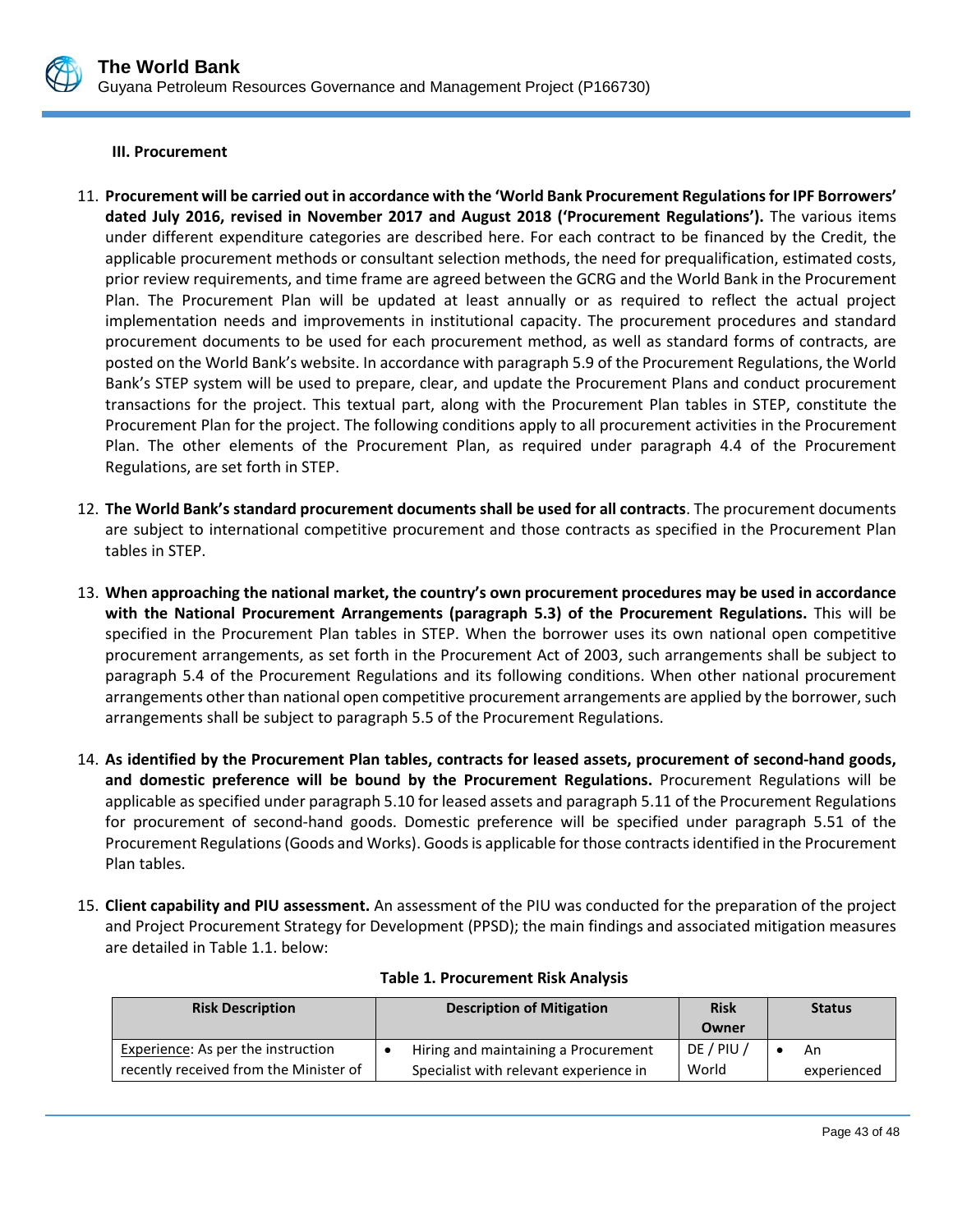### III. Procurement

11. **Procurement will be carried out in accordance with the 'World Bank Procurement Regulations for IPF Borrowers' dated July 2016, revised in November 2017 and August 2018 ('Procurement Regulations').** The various items under different expenditure categories are described here. For each contract to be financed by the Credit, the applicable procurement methods or consultant selection methods, the need for prequalification, estimated costs, prior review requirements, and time frame are agreed between the GCRG and the World Bank in the Procurement Plan. The Procurement Plan will be updated at least annually or as required to reflect the actual project implementation needs and improvements in institutional capacity. The procurement procedures and standard procurement documents to be used for each procurement method, as well as standard forms of contracts, are posted on the World Bank's website. In accordance with paragraph 5.9 of the Procurement Regulations, the World Bank's STEP system will be used to prepare, clear, and update the Procurement Plans and conduct procurement transactions for the project. This textual part, along with the Procurement Plan tables in STEP, constitute the Procurement Plan for the project. The following conditions apply to all procurement activities in the Procurement Plan. The other elements of the Procurement Plan, as required under paragraph 4.4 of the Procurement Regulations, are set forth in STEP.

12. **The World Bank's standard procurement documents shall be used for all contracts**. The procurement documents are subject to international competitive procurement and those contracts as specified in the Procurement Plan tables in STEP.

13. **When approaching the national market, the country's own procurement procedures may be used in accordance with the National Procurement Arrangements (paragraph 5.3) of the Procurement Regulations.** This will be specified in the Procurement Plan tables in STEP. When the borrower uses its own national open competitive procurement arrangements, as set forth in the Procurement Act of 2003, such arrangements shall be subject to paragraph 5.4 of the Procurement Regulations and its following conditions. When other national procurement arrangements other than national open competitive procurement arrangements are applied by the borrower, such arrangements shall be subject to paragraph 5.5 of the Procurement Regulations.

14. **As identified by the Procurement Plan tables, contracts for leased assets, procurement of second-hand goods, and domestic preference will be bound by the Procurement Regulations.** Procurement Regulations will be applicable as specified under paragraph 5.10 for leased assets and paragraph 5.11 of the Procurement Regulations for procurement of second-hand goods. Domestic preference will be specified under paragraph 5.51 of the Procurement Regulations (Goods and Works). Goods is applicable for those contracts identified in the Procurement Plan tables.

15. **Client capability and PIU assessment.** An assessment of the PIU was conducted for the preparation of the project and Project Procurement Strategy for Development (PPSD); the main findings and associated mitigation measures are detailed in Table 1.1. below:

**Table 1. Procurement Risk Analysis**

| Risk Description | Description of Mitigation | Risk Owner | Status |
|---|---|---|---|
| Experience: As per the instruction recently received from the Minister of | • Hiring and maintaining a Procurement Specialist with relevant experience in | DE / PIU / World | • An experienced |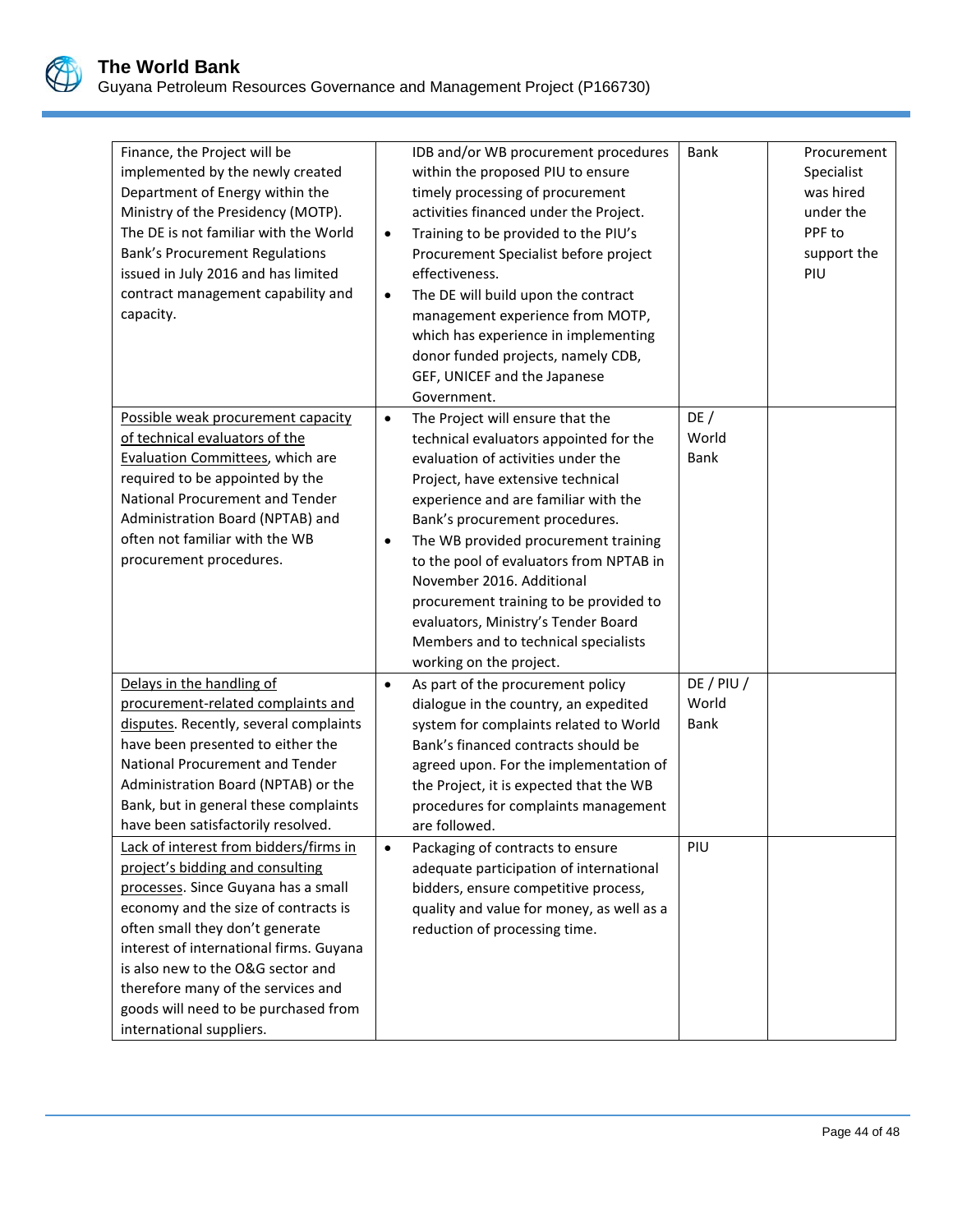| | | | |
|---|---|---|---|
| Finance, the Project will be implemented by the newly created Department of Energy within the Ministry of the Presidency (MOTP). The DE is not familiar with the World Bank's Procurement Regulations issued in July 2016 and has limited contract management capability and capacity. | IDB and/or WB procurement procedures within the proposed PIU to ensure timely processing of procurement activities financed under the Project.<br>• Training to be provided to the PIU's Procurement Specialist before project effectiveness.<br>• The DE will build upon the contract management experience from MOTP, which has experience in implementing donor funded projects, namely CDB, GEF, UNICEF and the Japanese Government. | Bank | Procurement Specialist was hired under the PPF to support the PIU |
| <u>Possible weak procurement capacity of technical evaluators of the Evaluation Committees</u>, which are required to be appointed by the National Procurement and Tender Administration Board (NPTAB) and often not familiar with the WB procurement procedures. | • The Project will ensure that the technical evaluators appointed for the evaluation of activities under the Project, have extensive technical experience and are familiar with the Bank's procurement procedures.<br>• The WB provided procurement training to the pool of evaluators from NPTAB in November 2016. Additional procurement training to be provided to evaluators, Ministry's Tender Board Members and to technical specialists working on the project. | DE / World Bank | |
| <u>Delays in the handling of procurement-related complaints and disputes</u>. Recently, several complaints have been presented to either the National Procurement and Tender Administration Board (NPTAB) or the Bank, but in general these complaints have been satisfactorily resolved. | • As part of the procurement policy dialogue in the country, an expedited system for complaints related to World Bank's financed contracts should be agreed upon. For the implementation of the Project, it is expected that the WB procedures for complaints management are followed. | DE / PIU / World Bank | |
| <u>Lack of interest from bidders/firms in project's bidding and consulting processes</u>. Since Guyana has a small economy and the size of contracts is often small they don't generate interest of international firms. Guyana is also new to the O&G sector and therefore many of the services and goods will need to be purchased from international suppliers. | • Packaging of contracts to ensure adequate participation of international bidders, ensure competitive process, quality and value for money, as well as a reduction of processing time. | PIU | |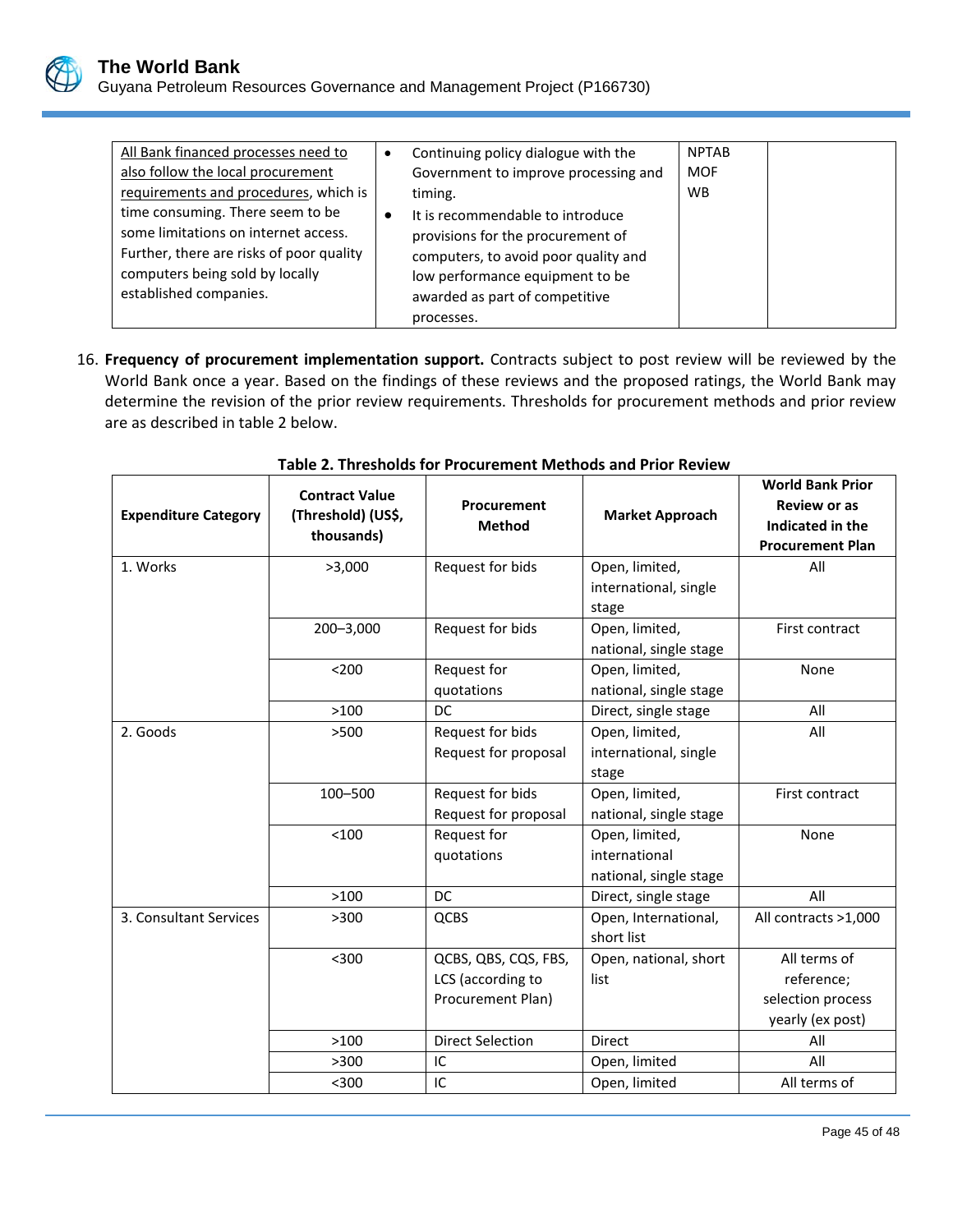| | | | |
|---|---|---|---|
| All Bank financed processes need to also follow the local procurement requirements and procedures, which is time consuming. There seem to be some limitations on internet access. Further, there are risks of poor quality computers being sold by locally established companies. | • Continuing policy dialogue with the Government to improve processing and timing.<br>• It is recommendable to introduce provisions for the procurement of computers, to avoid poor quality and low performance equipment to be awarded as part of competitive processes. | NPTAB<br>MOF<br>WB | |

16. **Frequency of procurement implementation support.** Contracts subject to post review will be reviewed by the World Bank once a year. Based on the findings of these reviews and the proposed ratings, the World Bank may determine the revision of the prior review requirements. Thresholds for procurement methods and prior review are as described in table 2 below.

**Table 2. Thresholds for Procurement Methods and Prior Review**

| Expenditure Category | Contract Value (Threshold) (US$, thousands) | Procurement Method | Market Approach | World Bank Prior Review or as Indicated in the Procurement Plan |
|---|---|---|---|---|
| 1. Works | >3,000 | Request for bids | Open, limited, international, single stage | All |
| | 200–3,000 | Request for bids | Open, limited, national, single stage | First contract |
| | <200 | Request for quotations | Open, limited, national, single stage | None |
| | >100 | DC | Direct, single stage | All |
| 2. Goods | >500 | Request for bids<br>Request for proposal | Open, limited, international, single stage | All |
| | 100–500 | Request for bids<br>Request for proposal | Open, limited, national, single stage | First contract |
| | <100 | Request for quotations | Open, limited, international national, single stage | None |
| | >100 | DC | Direct, single stage | All |
| 3. Consultant Services | >300 | QCBS | Open, International, short list | All contracts >1,000 |
| | <300 | QCBS, QBS, CQS, FBS, LCS (according to Procurement Plan) | Open, national, short list | All terms of reference; selection process yearly (ex post) |
| | >100 | Direct Selection | Direct | All |
| | >300 | IC | Open, limited | All |
| | <300 | IC | Open, limited | All terms of |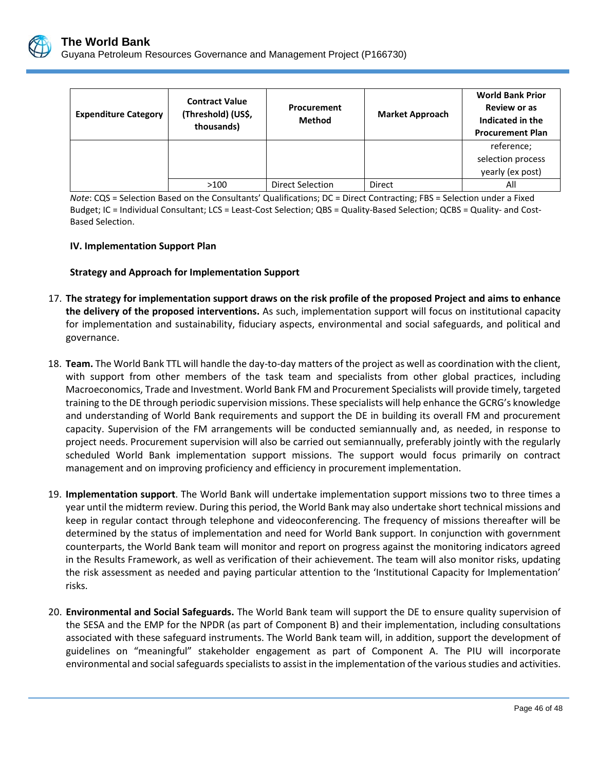| Expenditure Category | Contract Value (Threshold) (US$, thousands) | Procurement Method | Market Approach | World Bank Prior Review or as Indicated in the Procurement Plan |
|---|---|---|---|---|
| | | | | reference; selection process yearly (ex post) |
| | >100 | Direct Selection | Direct | All |

*Note*: CQS = Selection Based on the Consultants' Qualifications; DC = Direct Contracting; FBS = Selection under a Fixed Budget; IC = Individual Consultant; LCS = Least-Cost Selection; QBS = Quality-Based Selection; QCBS = Quality- and Cost-Based Selection.

## IV. Implementation Support Plan

### Strategy and Approach for Implementation Support

17. **The strategy for implementation support draws on the risk profile of the proposed Project and aims to enhance the delivery of the proposed interventions.** As such, implementation support will focus on institutional capacity for implementation and sustainability, fiduciary aspects, environmental and social safeguards, and political and governance.

18. **Team.** The World Bank TTL will handle the day-to-day matters of the project as well as coordination with the client, with support from other members of the task team and specialists from other global practices, including Macroeconomics, Trade and Investment. World Bank FM and Procurement Specialists will provide timely, targeted training to the DE through periodic supervision missions. These specialists will help enhance the GCRG's knowledge and understanding of World Bank requirements and support the DE in building its overall FM and procurement capacity. Supervision of the FM arrangements will be conducted semiannually and, as needed, in response to project needs. Procurement supervision will also be carried out semiannually, preferably jointly with the regularly scheduled World Bank implementation support missions. The support would focus primarily on contract management and on improving proficiency and efficiency in procurement implementation.

19. **Implementation support**. The World Bank will undertake implementation support missions two to three times a year until the midterm review. During this period, the World Bank may also undertake short technical missions and keep in regular contact through telephone and videoconferencing. The frequency of missions thereafter will be determined by the status of implementation and need for World Bank support. In conjunction with government counterparts, the World Bank team will monitor and report on progress against the monitoring indicators agreed in the Results Framework, as well as verification of their achievement. The team will also monitor risks, updating the risk assessment as needed and paying particular attention to the 'Institutional Capacity for Implementation' risks.

20. **Environmental and Social Safeguards.** The World Bank team will support the DE to ensure quality supervision of the SESA and the EMP for the NPDR (as part of Component B) and their implementation, including consultations associated with these safeguard instruments. The World Bank team will, in addition, support the development of guidelines on "meaningful" stakeholder engagement as part of Component A. The PIU will incorporate environmental and social safeguards specialists to assist in the implementation of the various studies and activities.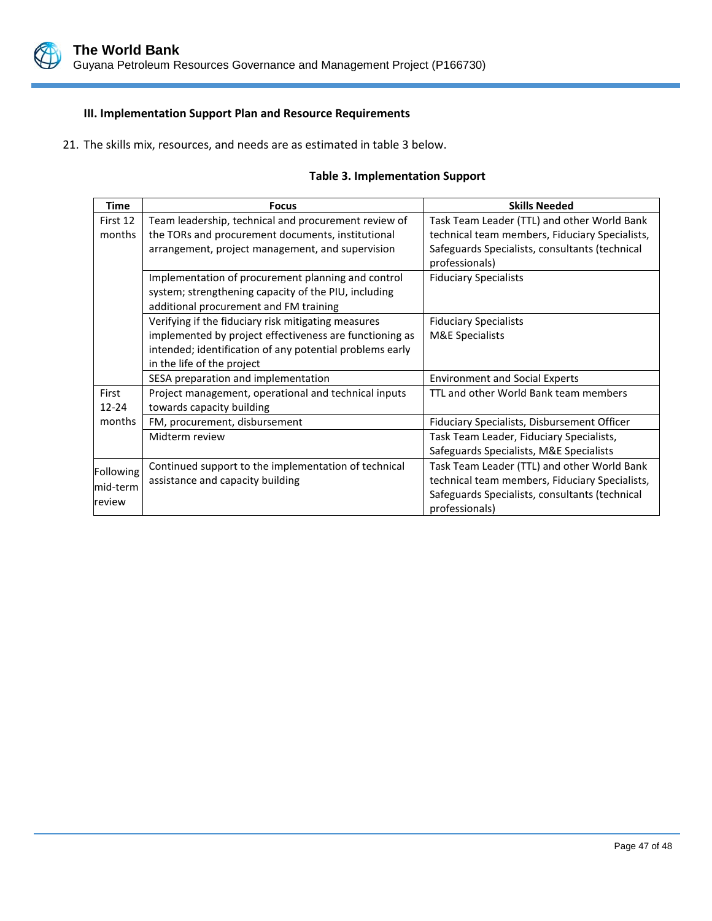### III. Implementation Support Plan and Resource Requirements

21. The skills mix, resources, and needs are as estimated in table 3 below.

**Table 3. Implementation Support**

| Time | Focus | Skills Needed |
|---|---|---|
| First 12 months | Team leadership, technical and procurement review of the TORs and procurement documents, institutional arrangement, project management, and supervision | Task Team Leader (TTL) and other World Bank technical team members, Fiduciary Specialists, Safeguards Specialists, consultants (technical professionals) |
| | Implementation of procurement planning and control system; strengthening capacity of the PIU, including additional procurement and FM training | Fiduciary Specialists |
| | Verifying if the fiduciary risk mitigating measures implemented by project effectiveness are functioning as intended; identification of any potential problems early in the life of the project | Fiduciary Specialists<br>M&E Specialists |
| | SESA preparation and implementation | Environment and Social Experts |
| First 12-24 months | Project management, operational and technical inputs towards capacity building | TTL and other World Bank team members |
| | FM, procurement, disbursement | Fiduciary Specialists, Disbursement Officer |
| | Midterm review | Task Team Leader, Fiduciary Specialists, Safeguards Specialists, M&E Specialists |
| Following mid-term review | Continued support to the implementation of technical assistance and capacity building | Task Team Leader (TTL) and other World Bank technical team members, Fiduciary Specialists, Safeguards Specialists, consultants (technical professionals) |